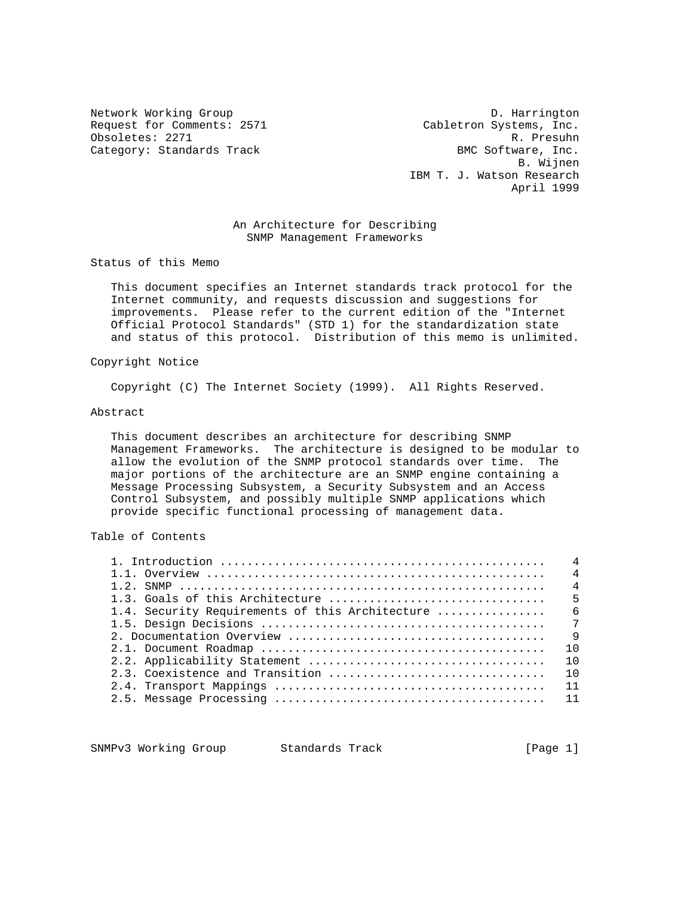Network Working Group D. Harrington
Request for Comments: 2571 Cabletron Systems, Inc.
Obsoletes: 2271 R. Presuhn
Category: Standards Track BMC Software, Inc.
B. Wijnen
IBM T. J. Watson Research
April 1999

# An Architecture for Describing SNMP Management Frameworks

## Status of this Memo

This document specifies an Internet standards track protocol for the Internet community, and requests discussion and suggestions for improvements. Please refer to the current edition of the "Internet Official Protocol Standards" (STD 1) for the standardization state and status of this protocol. Distribution of this memo is unlimited.

## Copyright Notice

Copyright (C) The Internet Society (1999). All Rights Reserved.

## Abstract

This document describes an architecture for describing SNMP Management Frameworks. The architecture is designed to be modular to allow the evolution of the SNMP protocol standards over time. The major portions of the architecture are an SNMP engine containing a Message Processing Subsystem, a Security Subsystem and an Access Control Subsystem, and possibly multiple SNMP applications which provide specific functional processing of management data.

## Table of Contents

```
1. Introduction ................................................    4
1.1. Overview ..................................................    4
1.2. SNMP ......................................................    4
1.3. Goals of this Architecture ................................    5
1.4. Security Requirements of this Architecture ................    6
1.5. Design Decisions ..........................................    7
2. Documentation Overview ......................................    9
2.1. Document Roadmap ..........................................   10
2.2. Applicability Statement ...................................   10
2.3. Coexistence and Transition ................................   10
2.4. Transport Mappings ........................................   11
2.5. Message Processing ........................................   11
```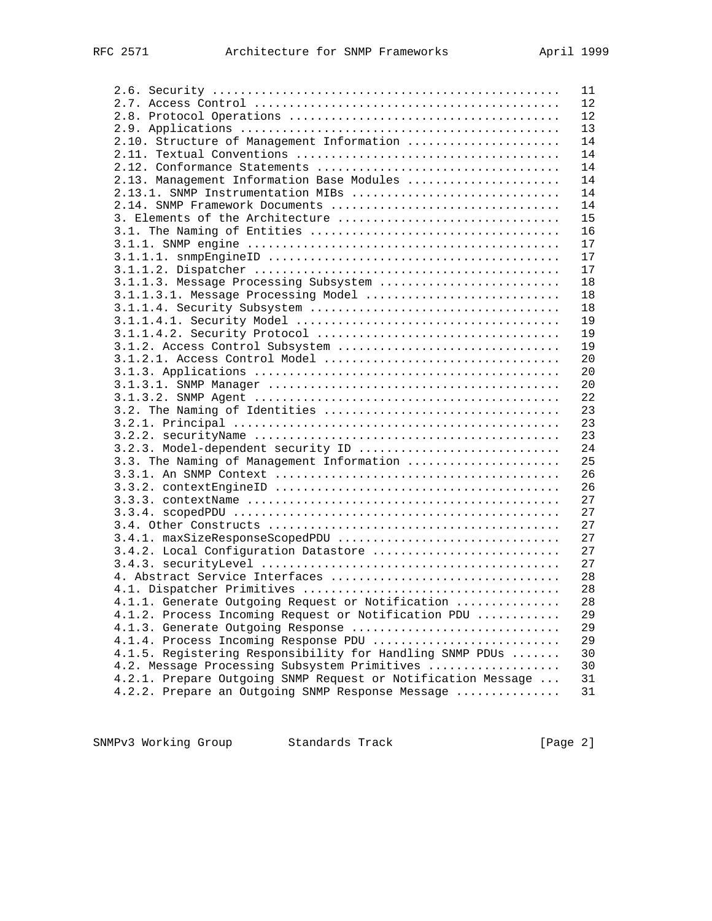```
   2.6. Security .................................................  11
   2.7. Access Control ...........................................  12
   2.8. Protocol Operations ......................................  12
   2.9. Applications .............................................  13
   2.10. Structure of Management Information .....................  14
   2.11. Textual Conventions .....................................  14
   2.12. Conformance Statements ..................................  14
   2.13. Management Information Base Modules .....................  14
   2.13.1. SNMP Instrumentation MIBs .............................  14
   2.14. SNMP Framework Documents ................................  14
   3. Elements of the Architecture ...............................  15
   3.1. The Naming of Entities ...................................  16
   3.1.1. SNMP engine ............................................  17
   3.1.1.1. snmpEngineID .........................................  17
   3.1.1.2. Dispatcher ...........................................  17
   3.1.1.3. Message Processing Subsystem .........................  18
   3.1.1.3.1. Message Processing Model ...........................  18
   3.1.1.4. Security Subsystem ...................................  18
   3.1.1.4.1. Security Model .....................................  19
   3.1.1.4.2. Security Protocol ..................................  19
   3.1.2. Access Control Subsystem ...............................  19
   3.1.2.1. Access Control Model .................................  20
   3.1.3. Applications ...........................................  20
   3.1.3.1. SNMP Manager .........................................  20
   3.1.3.2. SNMP Agent ...........................................  22
   3.2. The Naming of Identities .................................  23
   3.2.1. Principal ..............................................  23
   3.2.2. securityName ...........................................  23
   3.2.3. Model-dependent security ID ............................  24
   3.3. The Naming of Management Information .....................  25
   3.3.1. An SNMP Context ........................................  26
   3.3.2. contextEngineID ........................................  26
   3.3.3. contextName ............................................  27
   3.3.4. scopedPDU ..............................................  27
   3.4. Other Constructs .........................................  27
   3.4.1. maxSizeResponseScopedPDU ...............................  27
   3.4.2. Local Configuration Datastore ..........................  27
   3.4.3. securityLevel ..........................................  27
   4. Abstract Service Interfaces ................................  28
   4.1. Dispatcher Primitives ....................................  28
   4.1.1. Generate Outgoing Request or Notification ..............  28
   4.1.2. Process Incoming Request or Notification PDU ...........  29
   4.1.3. Generate Outgoing Response .............................  29
   4.1.4. Process Incoming Response PDU ..........................  29
   4.1.5. Registering Responsibility for Handling SNMP PDUs ......  30
   4.2. Message Processing Subsystem Primitives ..................  30
   4.2.1. Prepare Outgoing SNMP Request or Notification Message ..  31
   4.2.2. Prepare an Outgoing SNMP Response Message ..............  31
```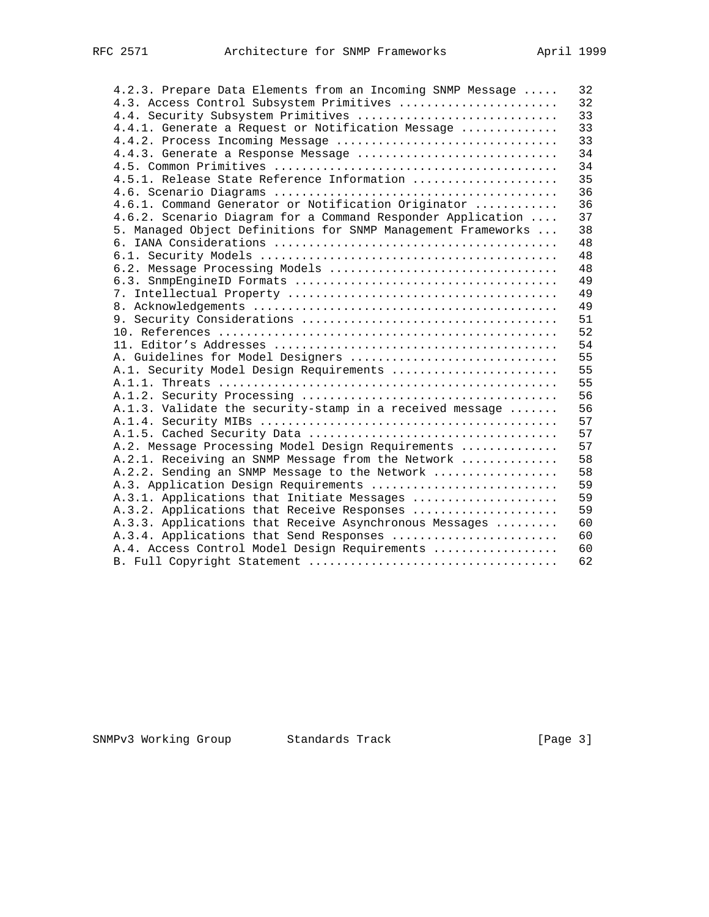```
4.2.3. Prepare Data Elements from an Incoming SNMP Message .....  32
4.3. Access Control Subsystem Primitives ......................  32
4.4. Security Subsystem Primitives ............................  33
4.4.1. Generate a Request or Notification Message .............  33
4.4.2. Process Incoming Message ...............................  33
4.4.3. Generate a Response Message ............................  34
4.5. Common Primitives ........................................  34
4.5.1. Release State Reference Information ....................  35
4.6. Scenario Diagrams ........................................  36
4.6.1. Command Generator or Notification Originator ...........  36
4.6.2. Scenario Diagram for a Command Responder Application ....  37
5. Managed Object Definitions for SNMP Management Frameworks ...  38
6. IANA Considerations ........................................  48
6.1. Security Models ..........................................  48
6.2. Message Processing Models ................................  48
6.3. SnmpEngineID Formats .....................................  49
7. Intellectual Property ......................................  49
8. Acknowledgements ...........................................  49
9. Security Considerations ....................................  51
10. References ................................................  52
11. Editor's Addresses ........................................  54
A. Guidelines for Model Designers .............................  55
A.1. Security Model Design Requirements .......................  55
A.1.1. Threats ................................................  55
A.1.2. Security Processing ....................................  56
A.1.3. Validate the security-stamp in a received message .......  56
A.1.4. Security MIBs ..........................................  57
A.1.5. Cached Security Data ...................................  57
A.2. Message Processing Model Design Requirements .............  57
A.2.1. Receiving an SNMP Message from the Network .............  58
A.2.2. Sending an SNMP Message to the Network .................  58
A.3. Application Design Requirements ..........................  59
A.3.1. Applications that Initiate Messages ....................  59
A.3.2. Applications that Receive Responses ....................  59
A.3.3. Applications that Receive Asynchronous Messages .........  60
A.3.4. Applications that Send Responses .......................  60
A.4. Access Control Model Design Requirements .................  60
B. Full Copyright Statement ...................................  62
```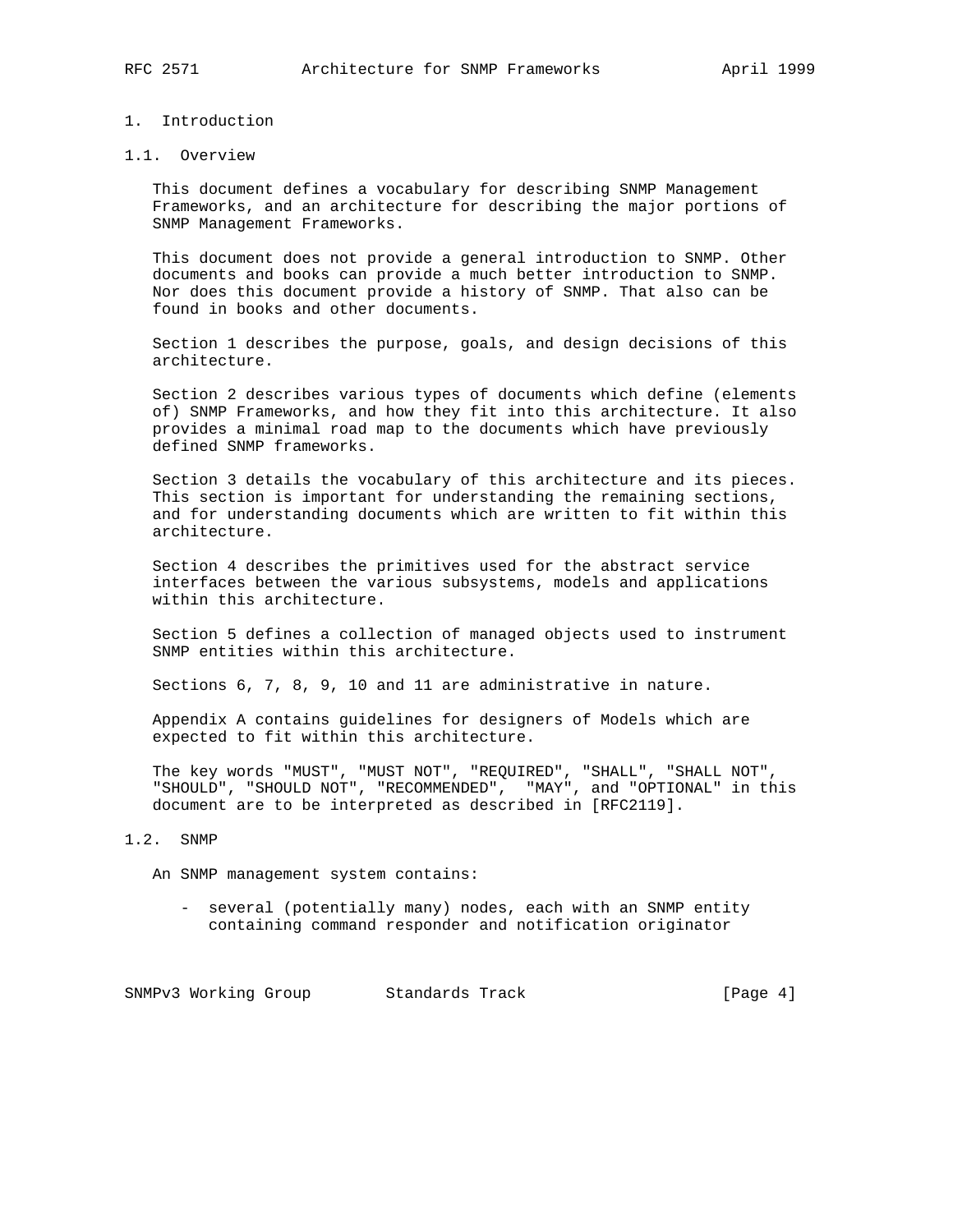# 1. Introduction

## 1.1. Overview

This document defines a vocabulary for describing SNMP Management Frameworks, and an architecture for describing the major portions of SNMP Management Frameworks.

This document does not provide a general introduction to SNMP. Other documents and books can provide a much better introduction to SNMP. Nor does this document provide a history of SNMP. That also can be found in books and other documents.

Section 1 describes the purpose, goals, and design decisions of this architecture.

Section 2 describes various types of documents which define (elements of) SNMP Frameworks, and how they fit into this architecture. It also provides a minimal road map to the documents which have previously defined SNMP frameworks.

Section 3 details the vocabulary of this architecture and its pieces. This section is important for understanding the remaining sections, and for understanding documents which are written to fit within this architecture.

Section 4 describes the primitives used for the abstract service interfaces between the various subsystems, models and applications within this architecture.

Section 5 defines a collection of managed objects used to instrument SNMP entities within this architecture.

Sections 6, 7, 8, 9, 10 and 11 are administrative in nature.

Appendix A contains guidelines for designers of Models which are expected to fit within this architecture.

The key words "MUST", "MUST NOT", "REQUIRED", "SHALL", "SHALL NOT", "SHOULD", "SHOULD NOT", "RECOMMENDED", "MAY", and "OPTIONAL" in this document are to be interpreted as described in [RFC2119].

## 1.2. SNMP

An SNMP management system contains:

- several (potentially many) nodes, each with an SNMP entity containing command responder and notification originator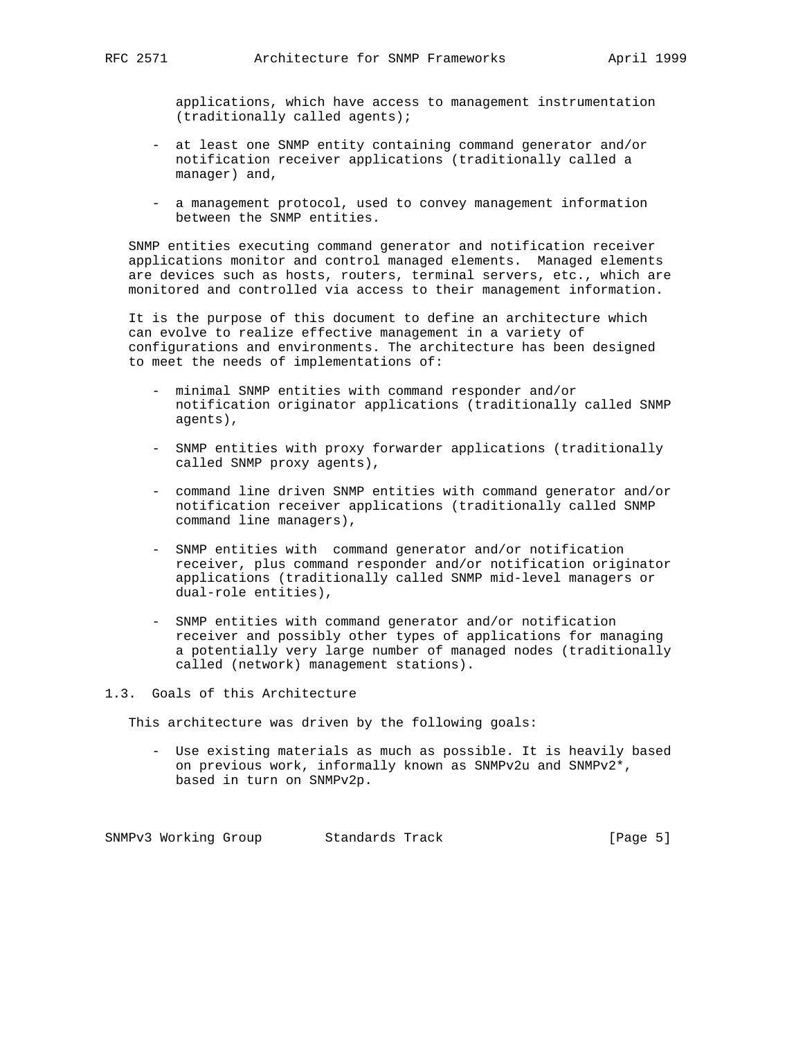applications, which have access to management instrumentation (traditionally called agents);

- at least one SNMP entity containing command generator and/or notification receiver applications (traditionally called a manager) and,

- a management protocol, used to convey management information between the SNMP entities.

SNMP entities executing command generator and notification receiver applications monitor and control managed elements. Managed elements are devices such as hosts, routers, terminal servers, etc., which are monitored and controlled via access to their management information.

It is the purpose of this document to define an architecture which can evolve to realize effective management in a variety of configurations and environments. The architecture has been designed to meet the needs of implementations of:

- minimal SNMP entities with command responder and/or notification originator applications (traditionally called SNMP agents),

- SNMP entities with proxy forwarder applications (traditionally called SNMP proxy agents),

- command line driven SNMP entities with command generator and/or notification receiver applications (traditionally called SNMP command line managers),

- SNMP entities with command generator and/or notification receiver, plus command responder and/or notification originator applications (traditionally called SNMP mid-level managers or dual-role entities),

- SNMP entities with command generator and/or notification receiver and possibly other types of applications for managing a potentially very large number of managed nodes (traditionally called (network) management stations).

## 1.3. Goals of this Architecture

This architecture was driven by the following goals:

- Use existing materials as much as possible. It is heavily based on previous work, informally known as SNMPv2u and SNMPv2*, based in turn on SNMPv2p.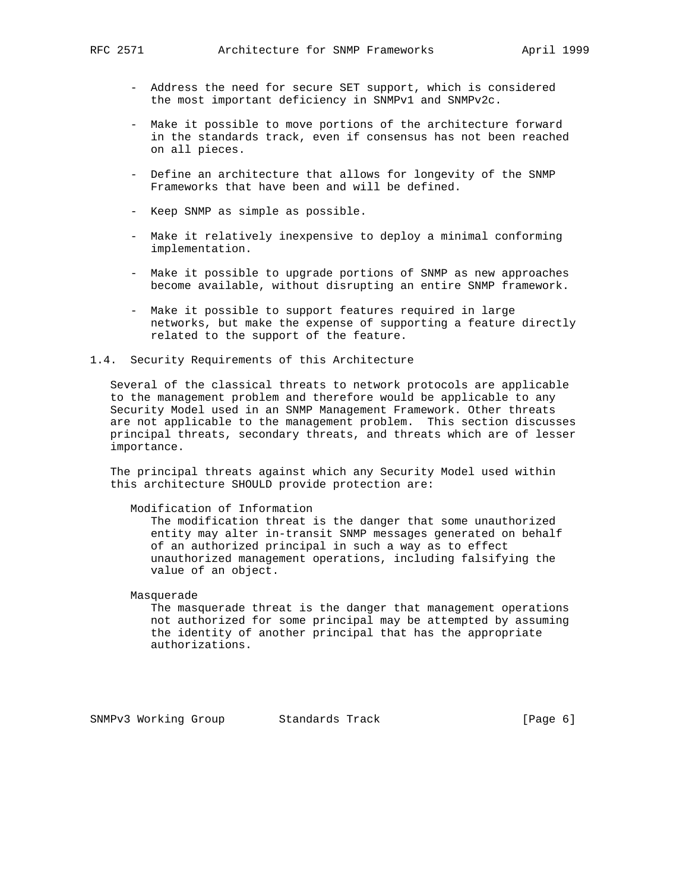- Address the need for secure SET support, which is considered the most important deficiency in SNMPv1 and SNMPv2c.

- Make it possible to move portions of the architecture forward in the standards track, even if consensus has not been reached on all pieces.

- Define an architecture that allows for longevity of the SNMP Frameworks that have been and will be defined.

- Keep SNMP as simple as possible.

- Make it relatively inexpensive to deploy a minimal conforming implementation.

- Make it possible to upgrade portions of SNMP as new approaches become available, without disrupting an entire SNMP framework.

- Make it possible to support features required in large networks, but make the expense of supporting a feature directly related to the support of the feature.

## 1.4. Security Requirements of this Architecture

Several of the classical threats to network protocols are applicable to the management problem and therefore would be applicable to any Security Model used in an SNMP Management Framework. Other threats are not applicable to the management problem. This section discusses principal threats, secondary threats, and threats which are of lesser importance.

The principal threats against which any Security Model used within this architecture SHOULD provide protection are:

Modification of Information
: The modification threat is the danger that some unauthorized entity may alter in-transit SNMP messages generated on behalf of an authorized principal in such a way as to effect unauthorized management operations, including falsifying the value of an object.

Masquerade
: The masquerade threat is the danger that management operations not authorized for some principal may be attempted by assuming the identity of another principal that has the appropriate authorizations.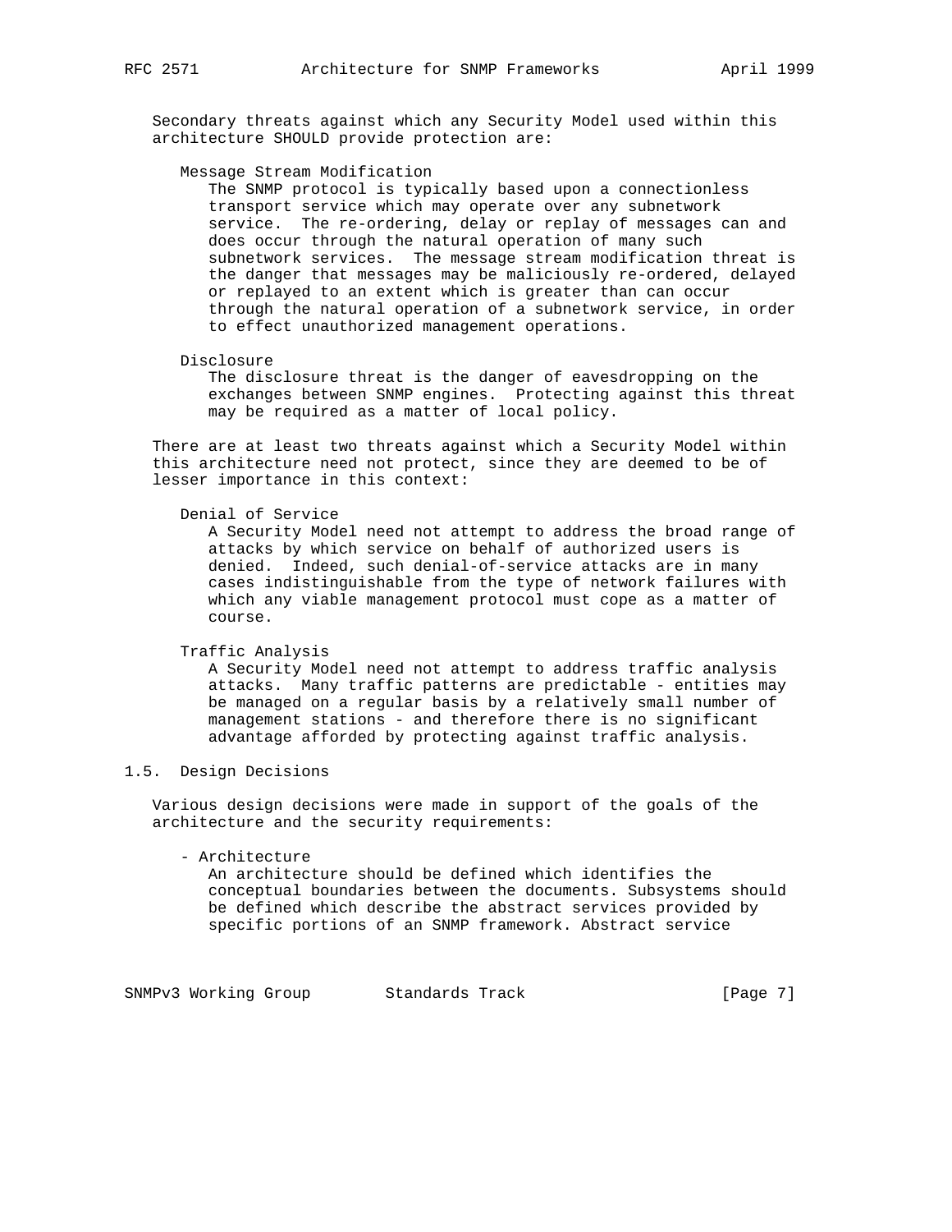Secondary threats against which any Security Model used within this architecture SHOULD provide protection are:

Message Stream Modification

The SNMP protocol is typically based upon a connectionless transport service which may operate over any subnetwork service. The re-ordering, delay or replay of messages can and does occur through the natural operation of many such subnetwork services. The message stream modification threat is the danger that messages may be maliciously re-ordered, delayed or replayed to an extent which is greater than can occur through the natural operation of a subnetwork service, in order to effect unauthorized management operations.

Disclosure

The disclosure threat is the danger of eavesdropping on the exchanges between SNMP engines. Protecting against this threat may be required as a matter of local policy.

There are at least two threats against which a Security Model within this architecture need not protect, since they are deemed to be of lesser importance in this context:

Denial of Service

A Security Model need not attempt to address the broad range of attacks by which service on behalf of authorized users is denied. Indeed, such denial-of-service attacks are in many cases indistinguishable from the type of network failures with which any viable management protocol must cope as a matter of course.

Traffic Analysis

A Security Model need not attempt to address traffic analysis attacks. Many traffic patterns are predictable - entities may be managed on a regular basis by a relatively small number of management stations - and therefore there is no significant advantage afforded by protecting against traffic analysis.

## 1.5. Design Decisions

Various design decisions were made in support of the goals of the architecture and the security requirements:

- Architecture

  An architecture should be defined which identifies the conceptual boundaries between the documents. Subsystems should be defined which describe the abstract services provided by specific portions of an SNMP framework. Abstract service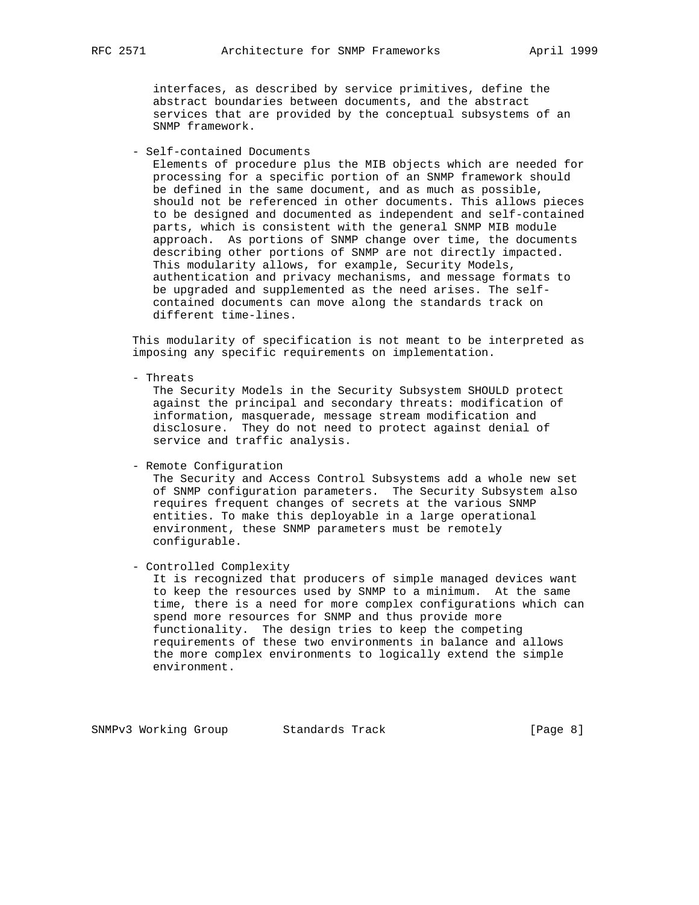interfaces, as described by service primitives, define the abstract boundaries between documents, and the abstract services that are provided by the conceptual subsystems of an SNMP framework.

- Self-contained Documents
  Elements of procedure plus the MIB objects which are needed for processing for a specific portion of an SNMP framework should be defined in the same document, and as much as possible, should not be referenced in other documents. This allows pieces to be designed and documented as independent and self-contained parts, which is consistent with the general SNMP MIB module approach. As portions of SNMP change over time, the documents describing other portions of SNMP are not directly impacted. This modularity allows, for example, Security Models, authentication and privacy mechanisms, and message formats to be upgraded and supplemented as the need arises. The self-contained documents can move along the standards track on different time-lines.

This modularity of specification is not meant to be interpreted as imposing any specific requirements on implementation.

- Threats
  The Security Models in the Security Subsystem SHOULD protect against the principal and secondary threats: modification of information, masquerade, message stream modification and disclosure. They do not need to protect against denial of service and traffic analysis.

- Remote Configuration
  The Security and Access Control Subsystems add a whole new set of SNMP configuration parameters. The Security Subsystem also requires frequent changes of secrets at the various SNMP entities. To make this deployable in a large operational environment, these SNMP parameters must be remotely configurable.

- Controlled Complexity
  It is recognized that producers of simple managed devices want to keep the resources used by SNMP to a minimum. At the same time, there is a need for more complex configurations which can spend more resources for SNMP and thus provide more functionality. The design tries to keep the competing requirements of these two environments in balance and allows the more complex environments to logically extend the simple environment.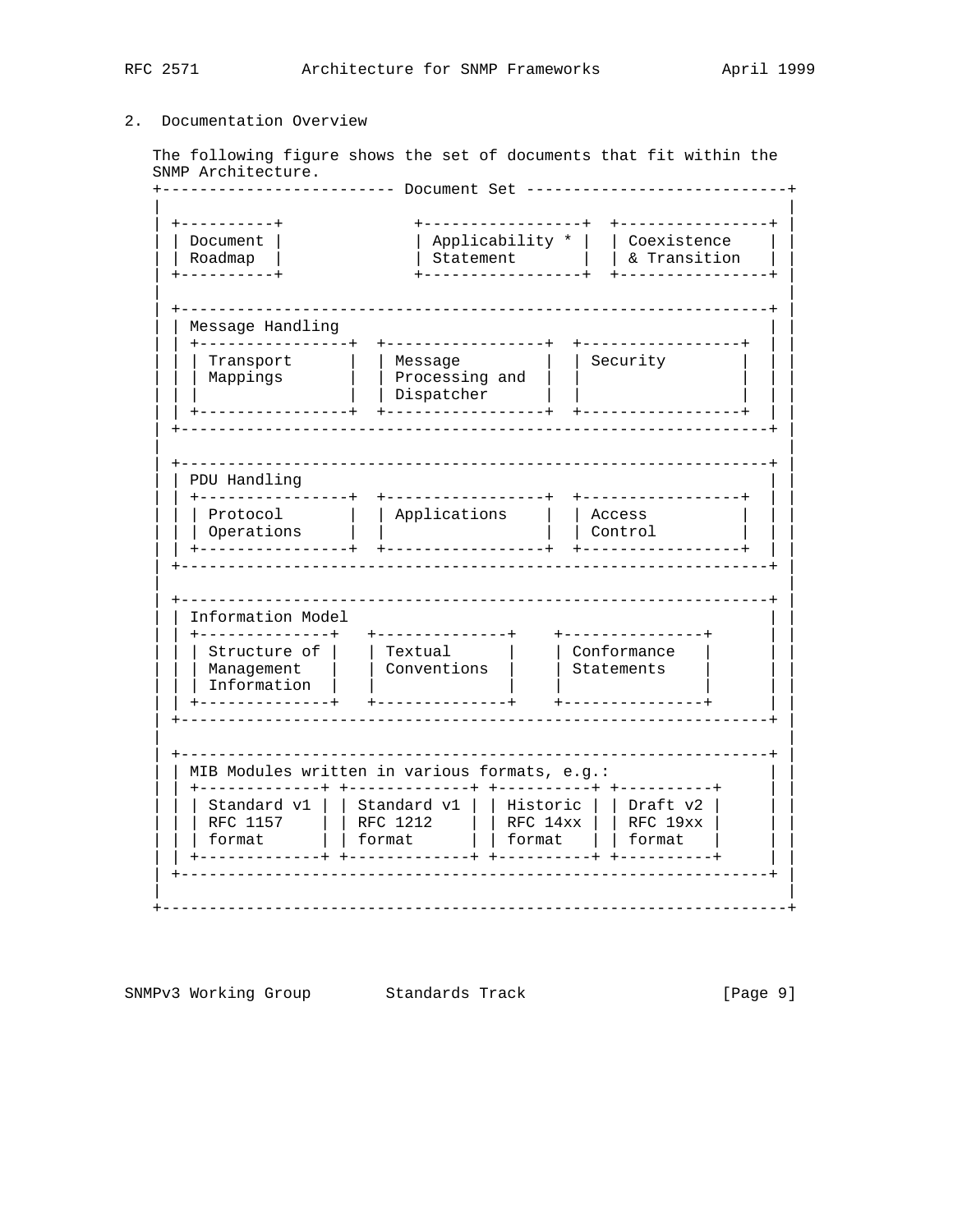## 2. Documentation Overview

The following figure shows the set of documents that fit within the SNMP Architecture.

```
+------------------------- Document Set ----------------------------+
|                                                                   |
| +----------+              +-----------------+  +----------------+ |
| | Document |              | Applicability * |  | Coexistence    | |
| | Roadmap  |              | Statement       |  | & Transition   | |
| +----------+              +-----------------+  +----------------+ |
|                                                                   |
| +---------------------------------------------------------------+ |
| | Message Handling                                              | |
| | +----------------+  +-----------------+  +-----------------+  | |
| | | Transport      |  | Message         |  | Security        |  | |
| | | Mappings       |  | Processing and  |  |                 |  | |
| | |                |  | Dispatcher      |  |                 |  | |
| | +----------------+  +-----------------+  +-----------------+  | |
| +---------------------------------------------------------------+ |
|                                                                   |
| +---------------------------------------------------------------+ |
| | PDU Handling                                                  | |
| | +----------------+  +-----------------+  +-----------------+  | |
| | | Protocol       |  | Applications    |  | Access          |  | |
| | | Operations     |  |                 |  | Control         |  | |
| | +----------------+  +-----------------+  +-----------------+  | |
| +---------------------------------------------------------------+ |
|                                                                   |
| +---------------------------------------------------------------+ |
| | Information Model                                             | |
| | +--------------+   +--------------+    +---------------+      | |
| | | Structure of |   | Textual      |    | Conformance   |      | |
| | | Management   |   | Conventions  |    | Statements    |      | |
| | | Information  |   |              |    |               |      | |
| | +--------------+   +--------------+    +---------------+      | |
| +---------------------------------------------------------------+ |
|                                                                   |
| +---------------------------------------------------------------+ |
| | MIB Modules written in various formats, e.g.:                 | |
| | +-------------+ +-------------+ +----------+ +----------+     | |
| | | Standard v1 | | Standard v1 | | Historic | | Draft v2 |     | |
| | | RFC 1157    | | RFC 1212    | | RFC 14xx | | RFC 19xx |     | |
| | | format      | | format      | | format   | | format   |     | |
| | +-------------+ +-------------+ +----------+ +----------+     | |
| +---------------------------------------------------------------+ |
|                                                                   |
+-------------------------------------------------------------------+
```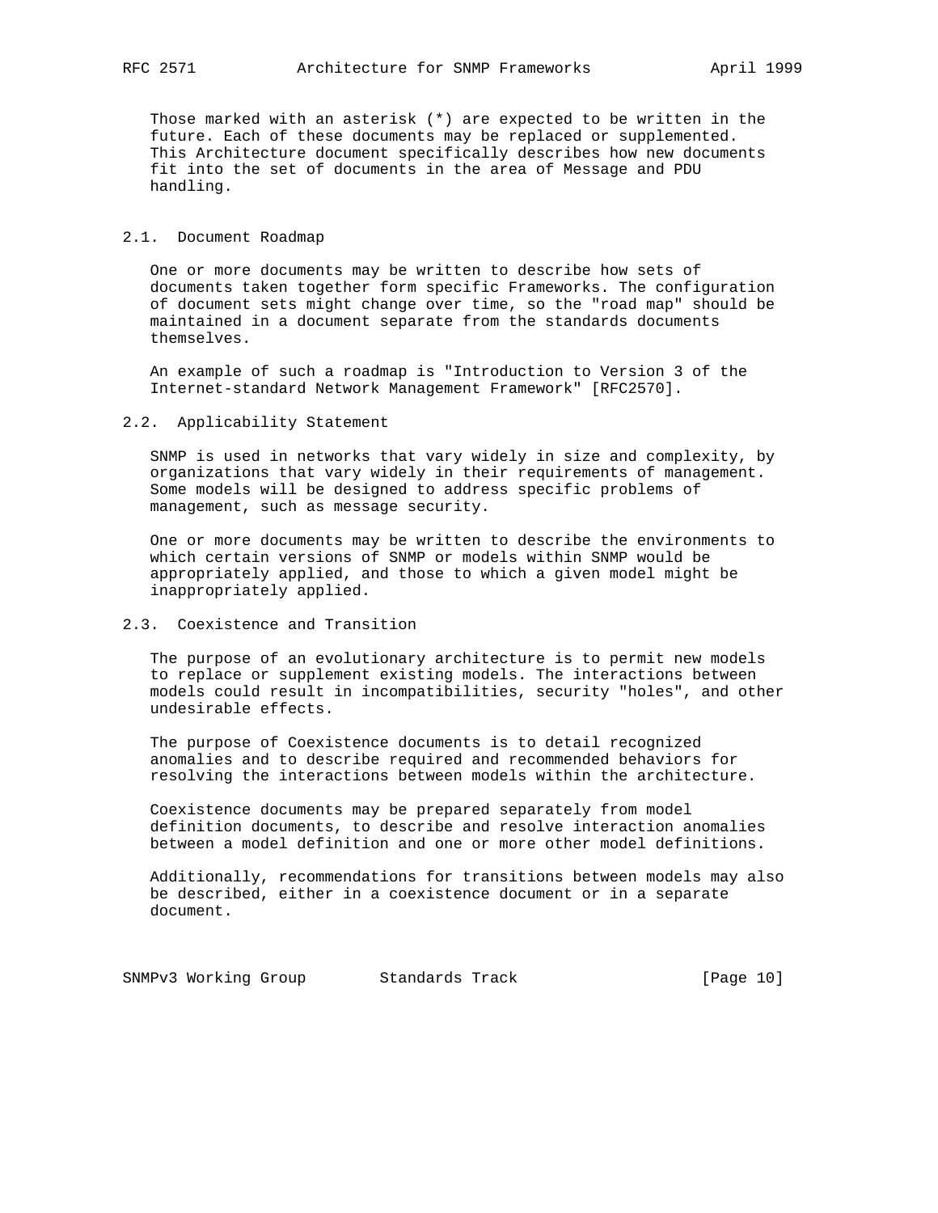Those marked with an asterisk (*) are expected to be written in the future. Each of these documents may be replaced or supplemented. This Architecture document specifically describes how new documents fit into the set of documents in the area of Message and PDU handling.

## 2.1. Document Roadmap

One or more documents may be written to describe how sets of documents taken together form specific Frameworks. The configuration of document sets might change over time, so the "road map" should be maintained in a document separate from the standards documents themselves.

An example of such a roadmap is "Introduction to Version 3 of the Internet-standard Network Management Framework" [RFC2570].

## 2.2. Applicability Statement

SNMP is used in networks that vary widely in size and complexity, by organizations that vary widely in their requirements of management. Some models will be designed to address specific problems of management, such as message security.

One or more documents may be written to describe the environments to which certain versions of SNMP or models within SNMP would be appropriately applied, and those to which a given model might be inappropriately applied.

## 2.3. Coexistence and Transition

The purpose of an evolutionary architecture is to permit new models to replace or supplement existing models. The interactions between models could result in incompatibilities, security "holes", and other undesirable effects.

The purpose of Coexistence documents is to detail recognized anomalies and to describe required and recommended behaviors for resolving the interactions between models within the architecture.

Coexistence documents may be prepared separately from model definition documents, to describe and resolve interaction anomalies between a model definition and one or more other model definitions.

Additionally, recommendations for transitions between models may also be described, either in a coexistence document or in a separate document.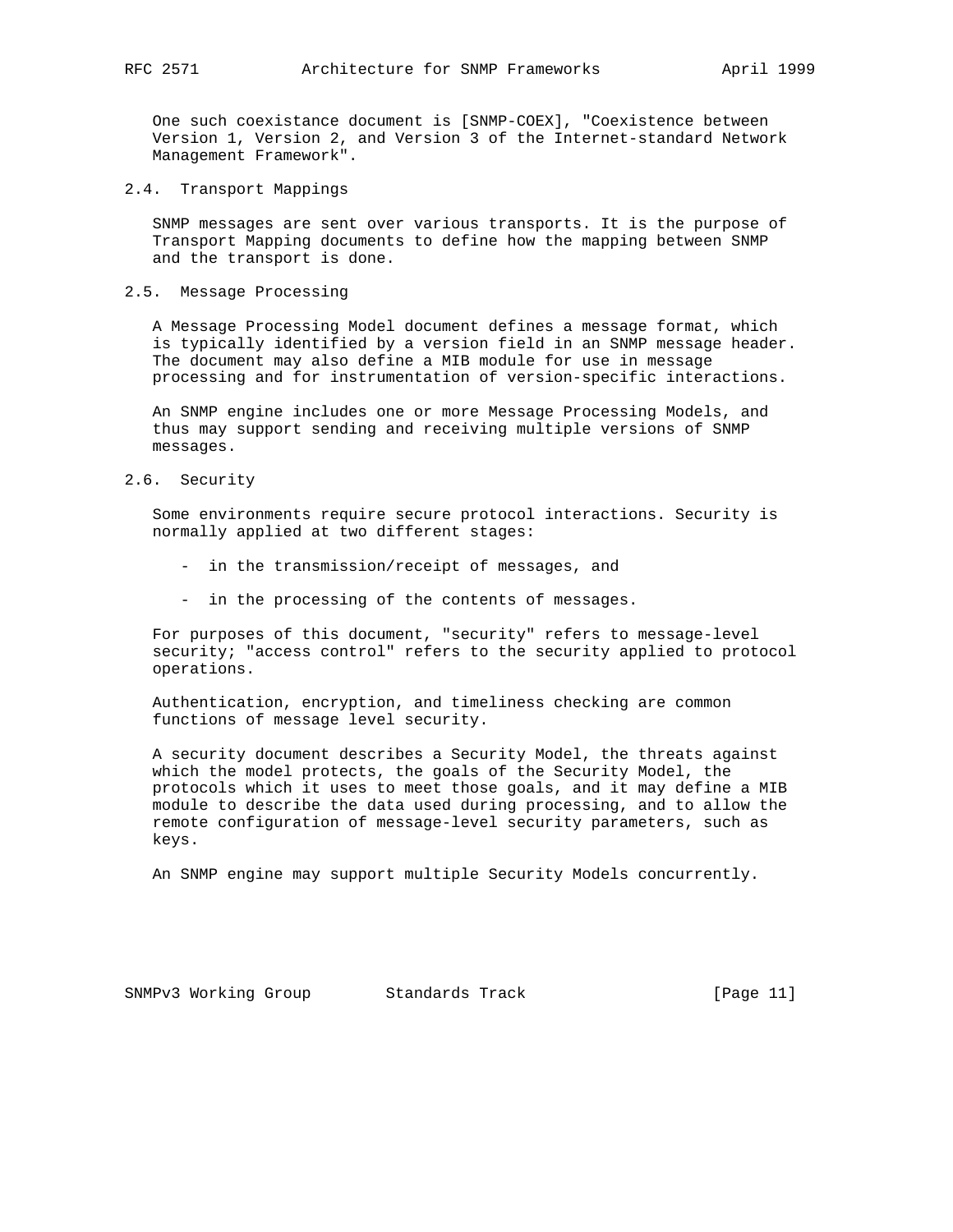One such coexistance document is [SNMP-COEX], "Coexistence between Version 1, Version 2, and Version 3 of the Internet-standard Network Management Framework".

### 2.4. Transport Mappings

SNMP messages are sent over various transports. It is the purpose of Transport Mapping documents to define how the mapping between SNMP and the transport is done.

### 2.5. Message Processing

A Message Processing Model document defines a message format, which is typically identified by a version field in an SNMP message header. The document may also define a MIB module for use in message processing and for instrumentation of version-specific interactions.

An SNMP engine includes one or more Message Processing Models, and thus may support sending and receiving multiple versions of SNMP messages.

### 2.6. Security

Some environments require secure protocol interactions. Security is normally applied at two different stages:

- in the transmission/receipt of messages, and
- in the processing of the contents of messages.

For purposes of this document, "security" refers to message-level security; "access control" refers to the security applied to protocol operations.

Authentication, encryption, and timeliness checking are common functions of message level security.

A security document describes a Security Model, the threats against which the model protects, the goals of the Security Model, the protocols which it uses to meet those goals, and it may define a MIB module to describe the data used during processing, and to allow the remote configuration of message-level security parameters, such as keys.

An SNMP engine may support multiple Security Models concurrently.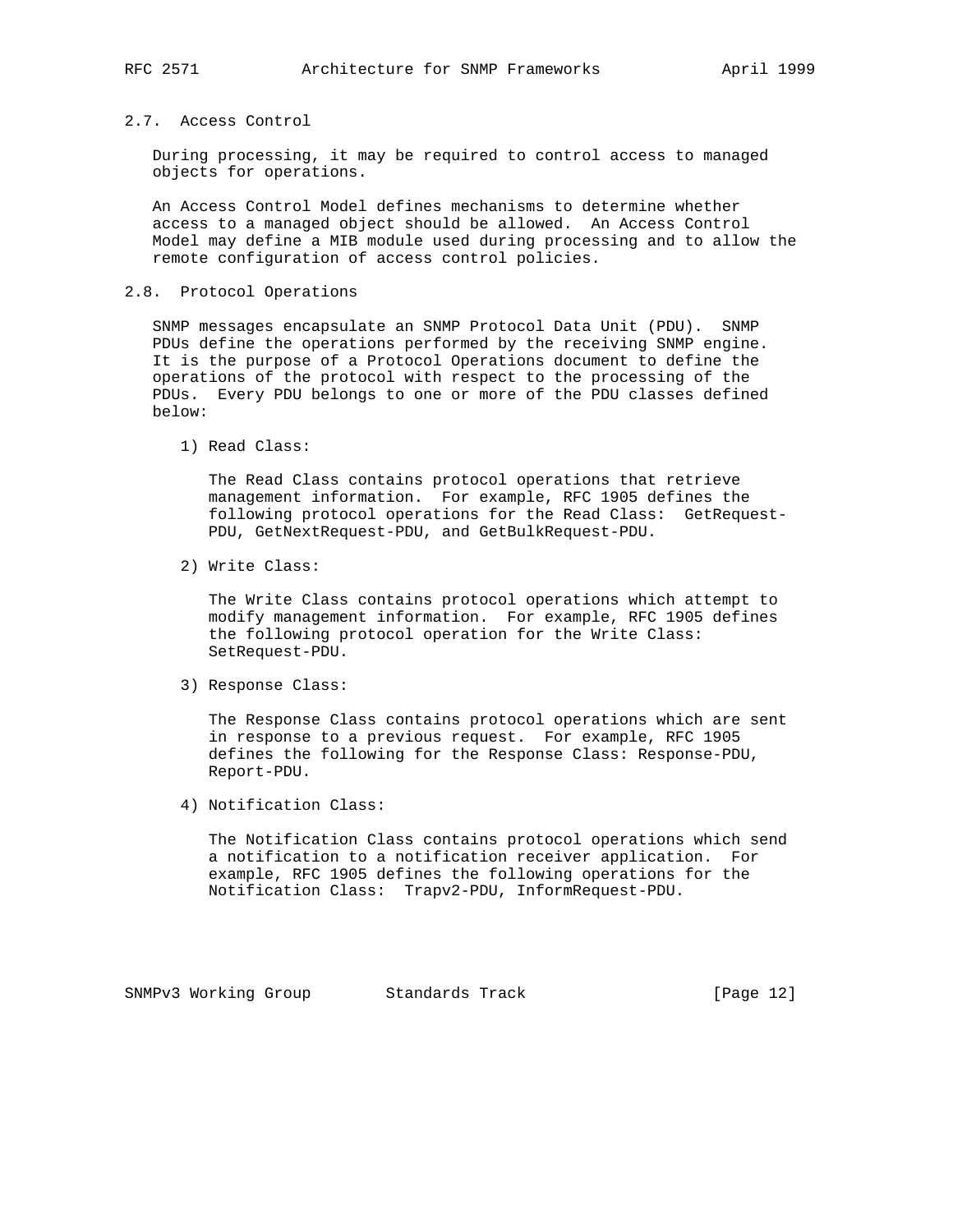## 2.7. Access Control

During processing, it may be required to control access to managed objects for operations.

An Access Control Model defines mechanisms to determine whether access to a managed object should be allowed. An Access Control Model may define a MIB module used during processing and to allow the remote configuration of access control policies.

## 2.8. Protocol Operations

SNMP messages encapsulate an SNMP Protocol Data Unit (PDU). SNMP PDUs define the operations performed by the receiving SNMP engine. It is the purpose of a Protocol Operations document to define the operations of the protocol with respect to the processing of the PDUs. Every PDU belongs to one or more of the PDU classes defined below:

1) Read Class:

   The Read Class contains protocol operations that retrieve management information. For example, RFC 1905 defines the following protocol operations for the Read Class: GetRequest-PDU, GetNextRequest-PDU, and GetBulkRequest-PDU.

2) Write Class:

   The Write Class contains protocol operations which attempt to modify management information. For example, RFC 1905 defines the following protocol operation for the Write Class: SetRequest-PDU.

3) Response Class:

   The Response Class contains protocol operations which are sent in response to a previous request. For example, RFC 1905 defines the following for the Response Class: Response-PDU, Report-PDU.

4) Notification Class:

   The Notification Class contains protocol operations which send a notification to a notification receiver application. For example, RFC 1905 defines the following operations for the Notification Class: Trapv2-PDU, InformRequest-PDU.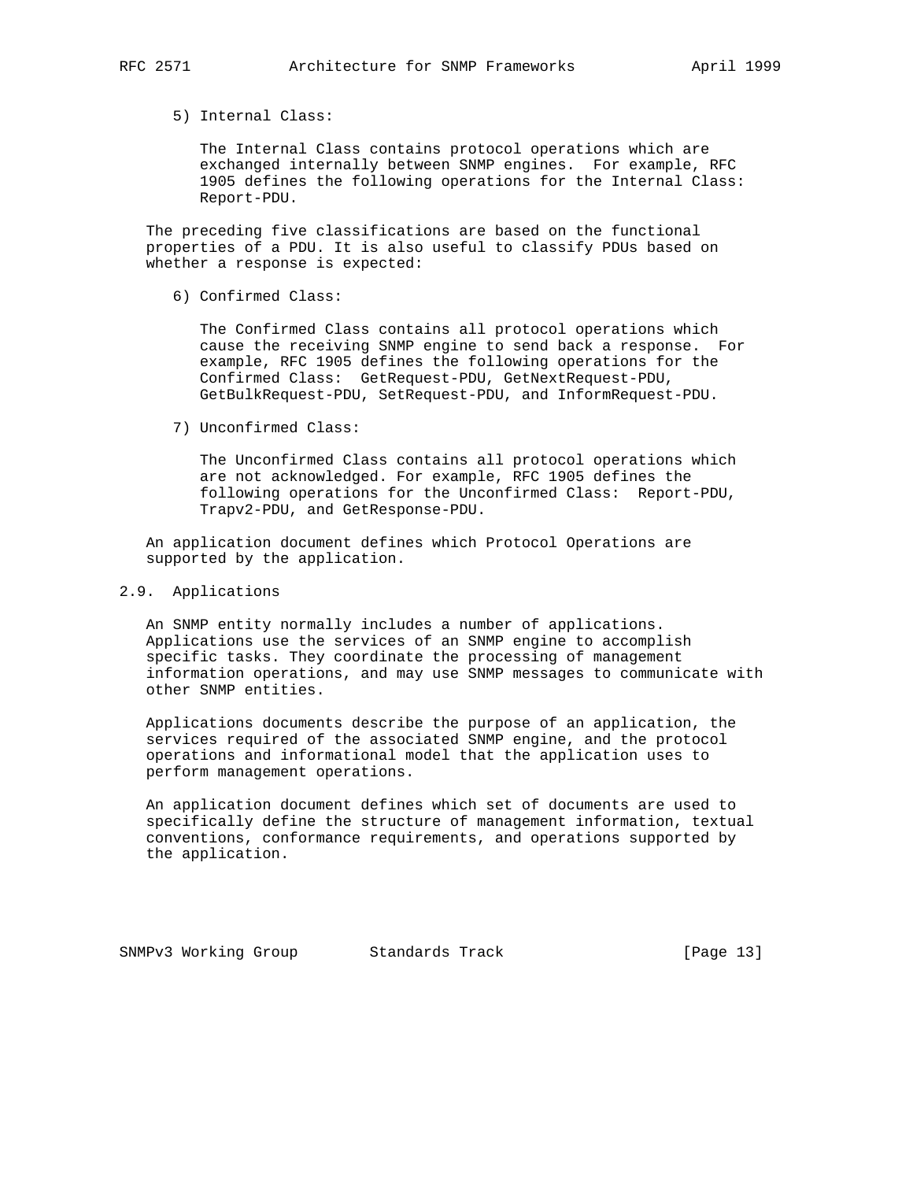5) Internal Class:

The Internal Class contains protocol operations which are exchanged internally between SNMP engines. For example, RFC 1905 defines the following operations for the Internal Class: Report-PDU.

The preceding five classifications are based on the functional properties of a PDU. It is also useful to classify PDUs based on whether a response is expected:

6) Confirmed Class:

The Confirmed Class contains all protocol operations which cause the receiving SNMP engine to send back a response. For example, RFC 1905 defines the following operations for the Confirmed Class: GetRequest-PDU, GetNextRequest-PDU, GetBulkRequest-PDU, SetRequest-PDU, and InformRequest-PDU.

7) Unconfirmed Class:

The Unconfirmed Class contains all protocol operations which are not acknowledged. For example, RFC 1905 defines the following operations for the Unconfirmed Class: Report-PDU, Trapv2-PDU, and GetResponse-PDU.

An application document defines which Protocol Operations are supported by the application.

## 2.9. Applications

An SNMP entity normally includes a number of applications. Applications use the services of an SNMP engine to accomplish specific tasks. They coordinate the processing of management information operations, and may use SNMP messages to communicate with other SNMP entities.

Applications documents describe the purpose of an application, the services required of the associated SNMP engine, and the protocol operations and informational model that the application uses to perform management operations.

An application document defines which set of documents are used to specifically define the structure of management information, textual conventions, conformance requirements, and operations supported by the application.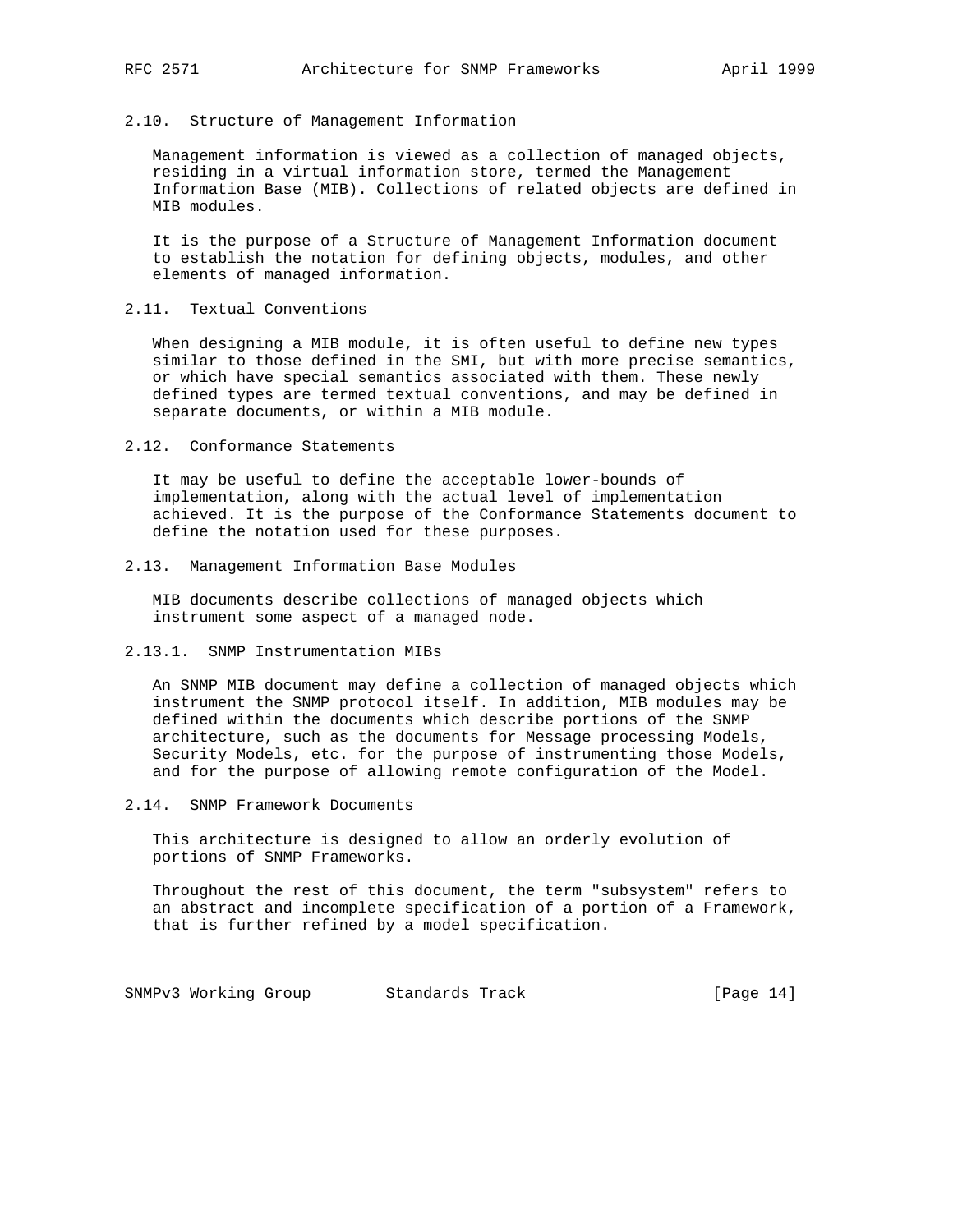## 2.10. Structure of Management Information

Management information is viewed as a collection of managed objects, residing in a virtual information store, termed the Management Information Base (MIB). Collections of related objects are defined in MIB modules.

It is the purpose of a Structure of Management Information document to establish the notation for defining objects, modules, and other elements of managed information.

## 2.11. Textual Conventions

When designing a MIB module, it is often useful to define new types similar to those defined in the SMI, but with more precise semantics, or which have special semantics associated with them. These newly defined types are termed textual conventions, and may be defined in separate documents, or within a MIB module.

## 2.12. Conformance Statements

It may be useful to define the acceptable lower-bounds of implementation, along with the actual level of implementation achieved. It is the purpose of the Conformance Statements document to define the notation used for these purposes.

## 2.13. Management Information Base Modules

MIB documents describe collections of managed objects which instrument some aspect of a managed node.

### 2.13.1. SNMP Instrumentation MIBs

An SNMP MIB document may define a collection of managed objects which instrument the SNMP protocol itself. In addition, MIB modules may be defined within the documents which describe portions of the SNMP architecture, such as the documents for Message processing Models, Security Models, etc. for the purpose of instrumenting those Models, and for the purpose of allowing remote configuration of the Model.

## 2.14. SNMP Framework Documents

This architecture is designed to allow an orderly evolution of portions of SNMP Frameworks.

Throughout the rest of this document, the term "subsystem" refers to an abstract and incomplete specification of a portion of a Framework, that is further refined by a model specification.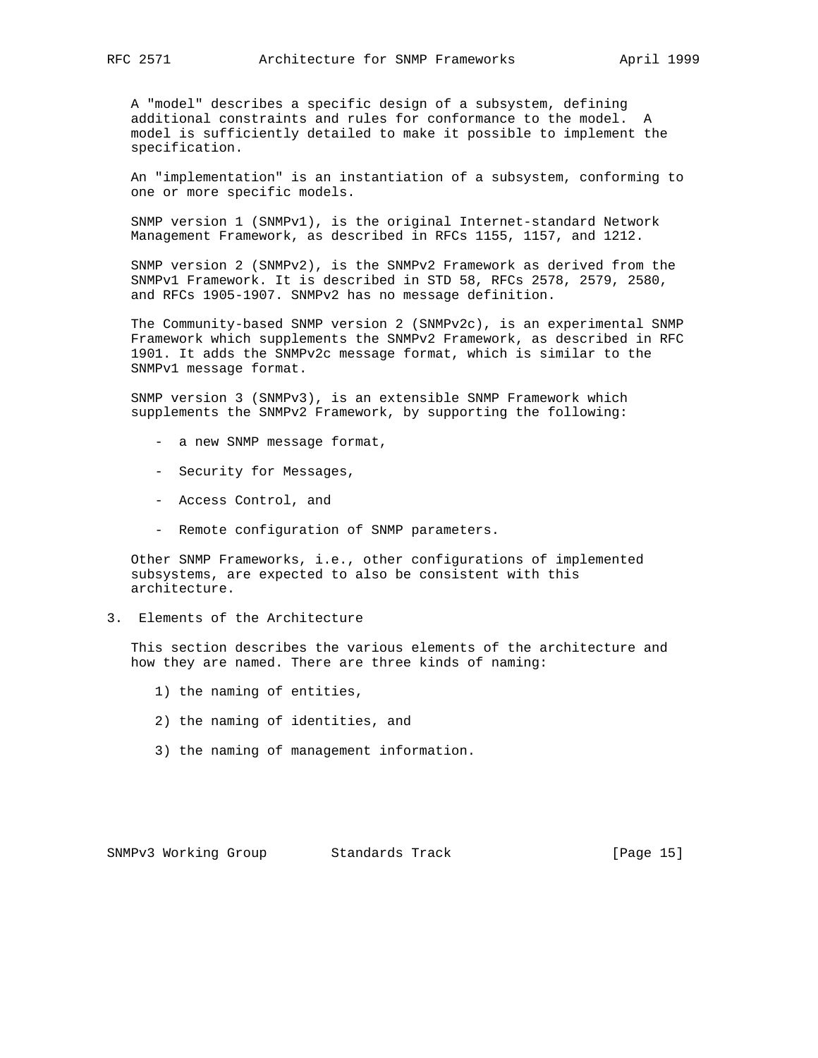A "model" describes a specific design of a subsystem, defining additional constraints and rules for conformance to the model. A model is sufficiently detailed to make it possible to implement the specification.

An "implementation" is an instantiation of a subsystem, conforming to one or more specific models.

SNMP version 1 (SNMPv1), is the original Internet-standard Network Management Framework, as described in RFCs 1155, 1157, and 1212.

SNMP version 2 (SNMPv2), is the SNMPv2 Framework as derived from the SNMPv1 Framework. It is described in STD 58, RFCs 2578, 2579, 2580, and RFCs 1905-1907. SNMPv2 has no message definition.

The Community-based SNMP version 2 (SNMPv2c), is an experimental SNMP Framework which supplements the SNMPv2 Framework, as described in RFC 1901. It adds the SNMPv2c message format, which is similar to the SNMPv1 message format.

SNMP version 3 (SNMPv3), is an extensible SNMP Framework which supplements the SNMPv2 Framework, by supporting the following:

- a new SNMP message format,
- Security for Messages,
- Access Control, and
- Remote configuration of SNMP parameters.

Other SNMP Frameworks, i.e., other configurations of implemented subsystems, are expected to also be consistent with this architecture.

## 3. Elements of the Architecture

This section describes the various elements of the architecture and how they are named. There are three kinds of naming:

1) the naming of entities,
2) the naming of identities, and
3) the naming of management information.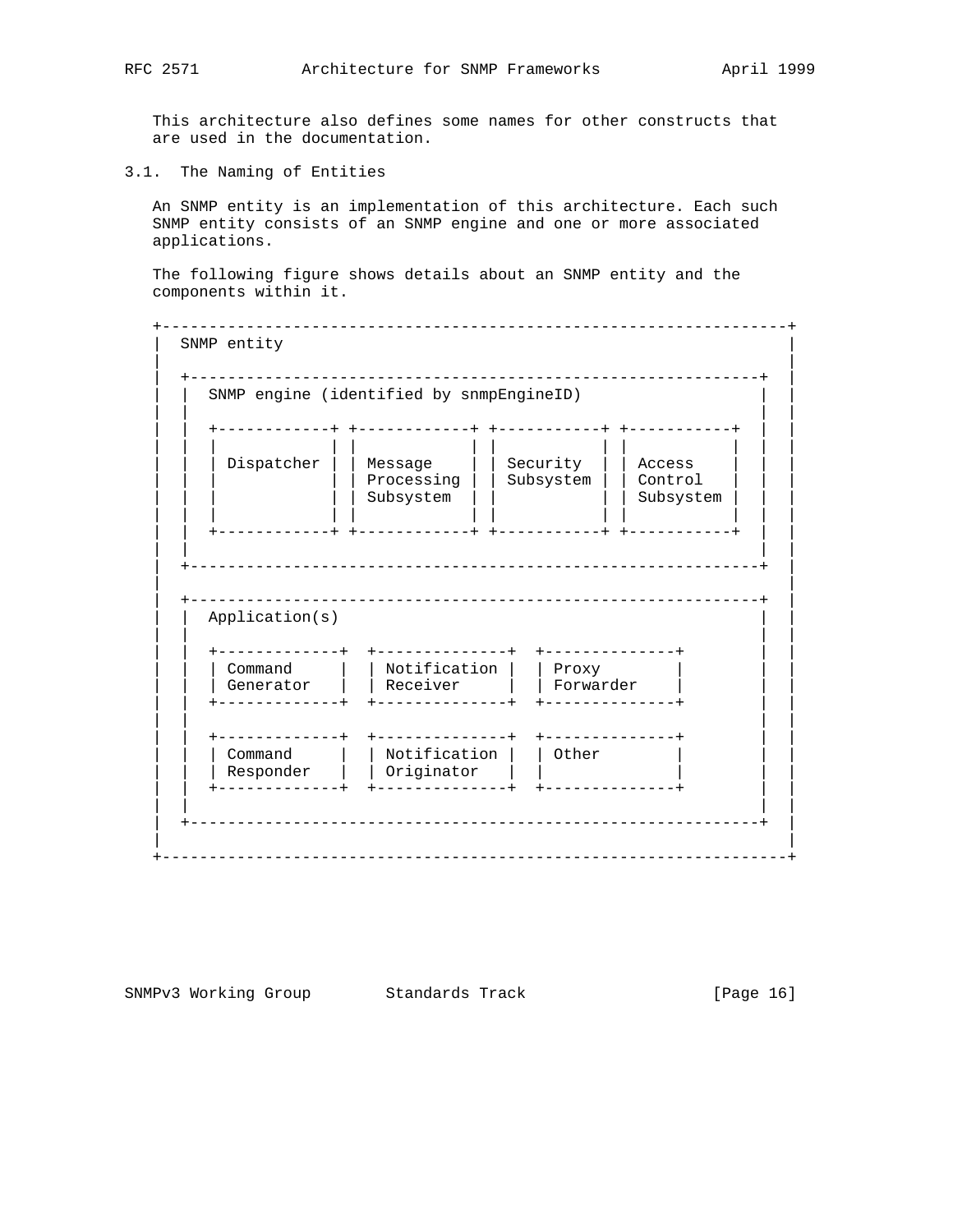This architecture also defines some names for other constructs that are used in the documentation.

## 3.1. The Naming of Entities

An SNMP entity is an implementation of this architecture. Each such SNMP entity consists of an SNMP engine and one or more associated applications.

The following figure shows details about an SNMP entity and the components within it.

```
+-------------------------------------------------------------------+
|  SNMP entity                                                      |
|                                                                   |
|  +-------------------------------------------------------------+  |
|  |  SNMP engine (identified by snmpEngineID)                   |  |
|  |                                                             |  |
|  |  +------------+ +------------+ +-----------+ +-----------+  |  |
|  |  |            | |            | |           | |           |  |  |
|  |  | Dispatcher | | Message    | | Security  | | Access    |  |  |
|  |  |            | | Processing | | Subsystem | | Control   |  |  |
|  |  |            | | Subsystem  | |           | | Subsystem |  |  |
|  |  |            | |            | |           | |           |  |  |
|  |  +------------+ +------------+ +-----------+ +-----------+  |  |
|  |                                                             |  |
|  +-------------------------------------------------------------+  |
|                                                                   |
|  +-------------------------------------------------------------+  |
|  |  Application(s)                                             |  |
|  |                                                             |  |
|  |  +-------------+  +--------------+  +--------------+        |  |
|  |  | Command     |  | Notification |  | Proxy        |        |  |
|  |  | Generator   |  | Receiver     |  | Forwarder    |        |  |
|  |  +-------------+  +--------------+  +--------------+        |  |
|  |                                                             |  |
|  |  +-------------+  +--------------+  +--------------+        |  |
|  |  | Command     |  | Notification |  | Other        |        |  |
|  |  | Responder   |  | Originator   |  |              |        |  |
|  |  +-------------+  +--------------+  +--------------+        |  |
|  |                                                             |  |
|  +-------------------------------------------------------------+  |
|                                                                   |
+-------------------------------------------------------------------+
```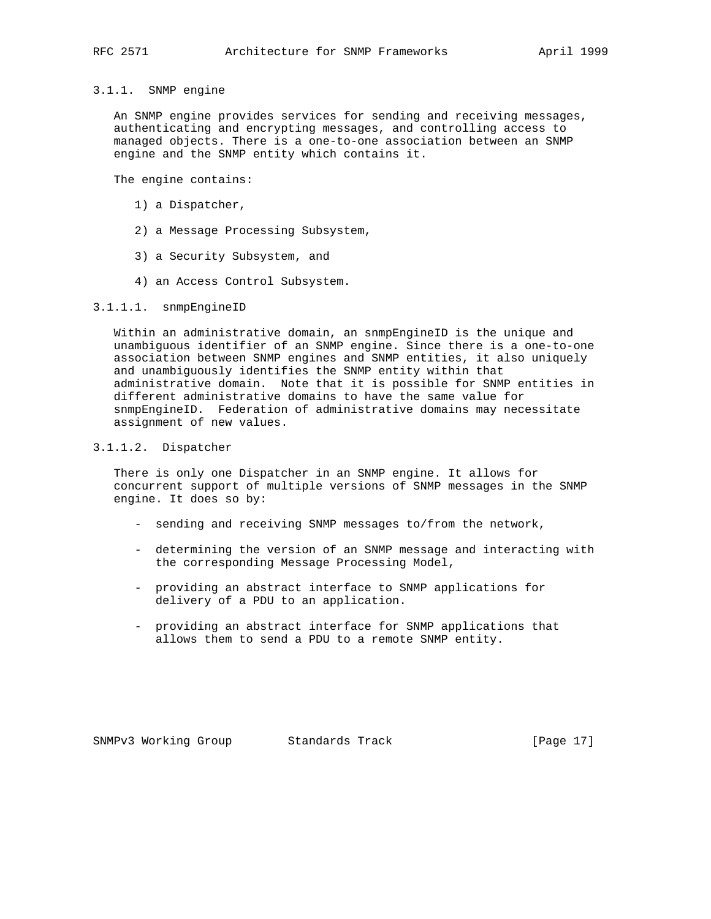### 3.1.1. SNMP engine

An SNMP engine provides services for sending and receiving messages, authenticating and encrypting messages, and controlling access to managed objects. There is a one-to-one association between an SNMP engine and the SNMP entity which contains it.

The engine contains:

1) a Dispatcher,

2) a Message Processing Subsystem,

3) a Security Subsystem, and

4) an Access Control Subsystem.

#### 3.1.1.1. snmpEngineID

Within an administrative domain, an snmpEngineID is the unique and unambiguous identifier of an SNMP engine. Since there is a one-to-one association between SNMP engines and SNMP entities, it also uniquely and unambiguously identifies the SNMP entity within that administrative domain. Note that it is possible for SNMP entities in different administrative domains to have the same value for snmpEngineID. Federation of administrative domains may necessitate assignment of new values.

#### 3.1.1.2. Dispatcher

There is only one Dispatcher in an SNMP engine. It allows for concurrent support of multiple versions of SNMP messages in the SNMP engine. It does so by:

- sending and receiving SNMP messages to/from the network,

- determining the version of an SNMP message and interacting with the corresponding Message Processing Model,

- providing an abstract interface to SNMP applications for delivery of a PDU to an application.

- providing an abstract interface for SNMP applications that allows them to send a PDU to a remote SNMP entity.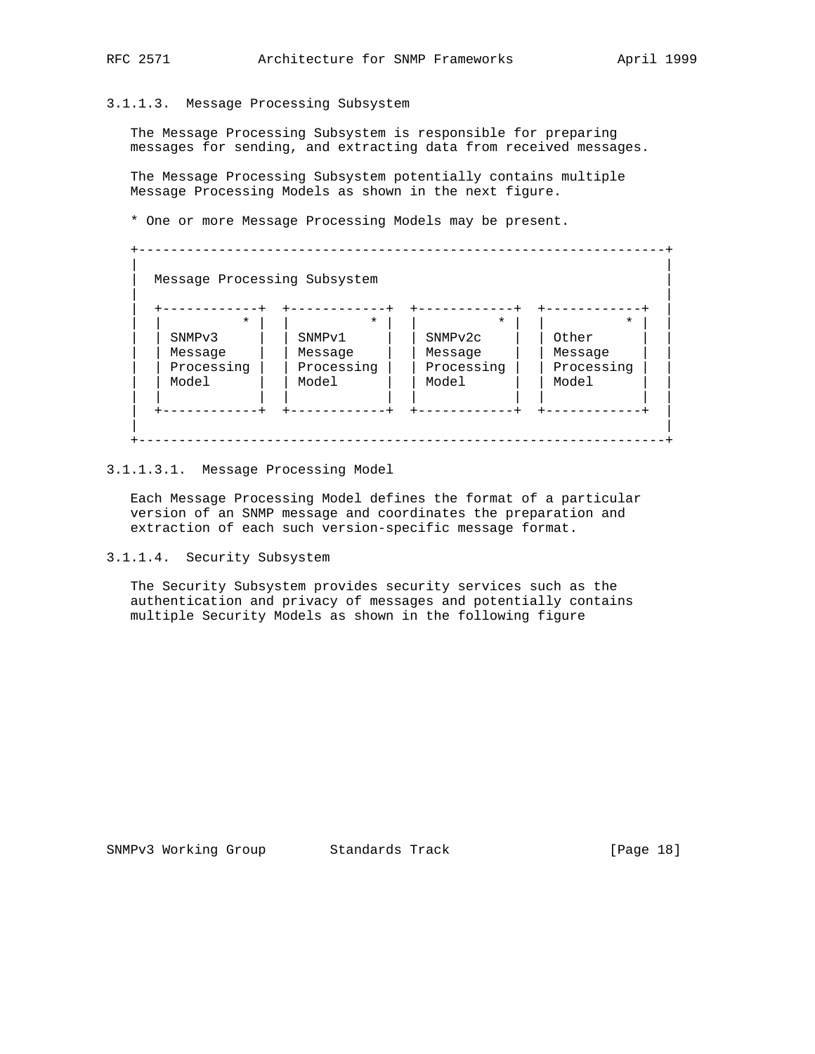### 3.1.1.3. Message Processing Subsystem

The Message Processing Subsystem is responsible for preparing messages for sending, and extracting data from received messages.

The Message Processing Subsystem potentially contains multiple Message Processing Models as shown in the next figure.

* One or more Message Processing Models may be present.

```
+------------------------------------------------------------------+
|                                                                  |
|  Message Processing Subsystem                                    |
|                                                                  |
|  +------------+  +------------+  +------------+  +------------+  |
|  |          * |  |          * |  |          * |  |          * |  |
|  | SNMPv3     |  | SNMPv1     |  | SNMPv2c    |  | Other      |  |
|  | Message    |  | Message    |  | Message    |  | Message    |  |
|  | Processing |  | Processing |  | Processing |  | Processing |  |
|  | Model      |  | Model      |  | Model      |  | Model      |  |
|  |            |  |            |  |            |  |            |  |
|  +------------+  +------------+  +------------+  +------------+  |
|                                                                  |
+------------------------------------------------------------------+
```

#### 3.1.1.3.1. Message Processing Model

Each Message Processing Model defines the format of a particular version of an SNMP message and coordinates the preparation and extraction of each such version-specific message format.

### 3.1.1.4. Security Subsystem

The Security Subsystem provides security services such as the authentication and privacy of messages and potentially contains multiple Security Models as shown in the following figure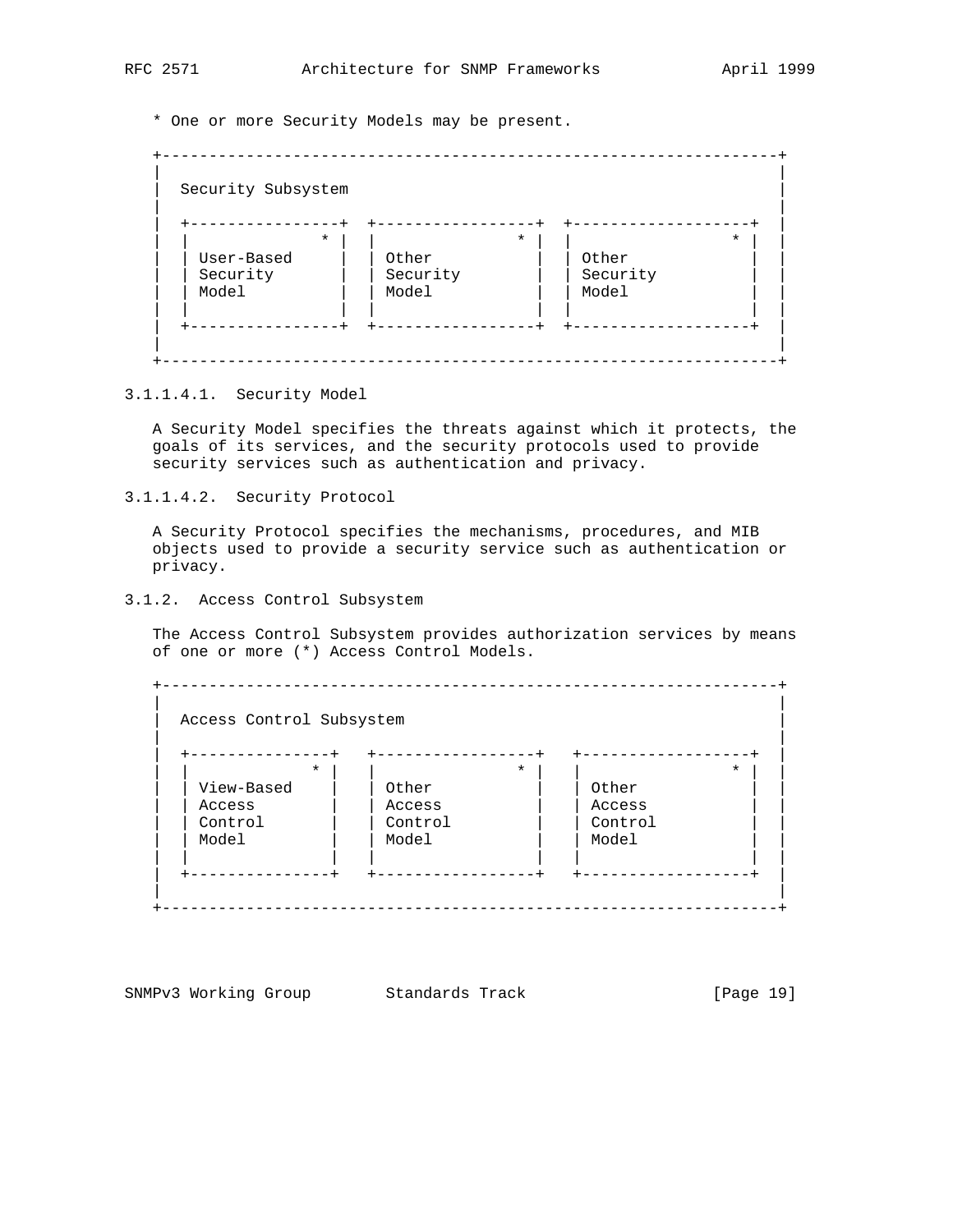* One or more Security Models may be present.

```
+------------------------------------------------------------------+
|                                                                  |
|  Security Subsystem                                              |
|                                                                  |
|  +----------------+  +-----------------+  +-------------------+  |
|  |              * |  |               * |  |                 * |  |
|  | User-Based     |  | Other           |  | Other             |  |
|  | Security       |  | Security        |  | Security          |  |
|  | Model          |  | Model           |  | Model             |  |
|  |                |  |                 |  |                   |  |
|  +----------------+  +-----------------+  +-------------------+  |
|                                                                  |
+------------------------------------------------------------------+
```

#### 3.1.1.4.1. Security Model

A Security Model specifies the threats against which it protects, the goals of its services, and the security protocols used to provide security services such as authentication and privacy.

#### 3.1.1.4.2. Security Protocol

A Security Protocol specifies the mechanisms, procedures, and MIB objects used to provide a security service such as authentication or privacy.

### 3.1.2. Access Control Subsystem

The Access Control Subsystem provides authorization services by means of one or more (*) Access Control Models.

```
+------------------------------------------------------------------+
|                                                                  |
|  Access Control Subsystem                                        |
|                                                                  |
|  +---------------+   +-----------------+   +------------------+  |
|  |             * |   |               * |   |                * |  |
|  | View-Based    |   | Other           |   | Other            |  |
|  | Access        |   | Access          |   | Access           |  |
|  | Control       |   | Control         |   | Control          |  |
|  | Model         |   | Model           |   | Model            |  |
|  |               |   |                 |   |                  |  |
|  +---------------+   +-----------------+   +------------------+  |
|                                                                  |
+------------------------------------------------------------------+
```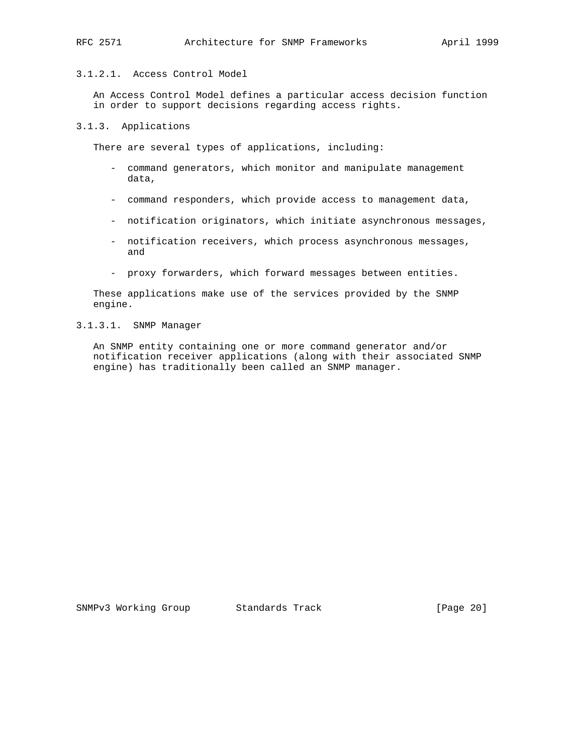#### 3.1.2.1. Access Control Model

An Access Control Model defines a particular access decision function in order to support decisions regarding access rights.

### 3.1.3. Applications

There are several types of applications, including:

- command generators, which monitor and manipulate management data,
- command responders, which provide access to management data,
- notification originators, which initiate asynchronous messages,
- notification receivers, which process asynchronous messages, and
- proxy forwarders, which forward messages between entities.

These applications make use of the services provided by the SNMP engine.

#### 3.1.3.1. SNMP Manager

An SNMP entity containing one or more command generator and/or notification receiver applications (along with their associated SNMP engine) has traditionally been called an SNMP manager.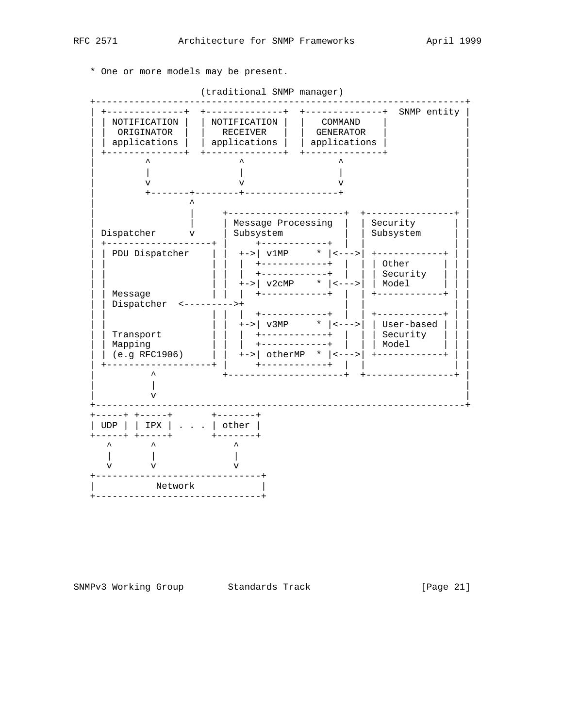* One or more models may be present.

```
                   (traditional SNMP manager)
+-------------------------------------------------------------------+
| +--------------+  +--------------+  +--------------+  SNMP entity |
| | NOTIFICATION |  | NOTIFICATION |  |   COMMAND    |              |
| |  ORIGINATOR  |  |   RECEIVER   |  |  GENERATOR   |              |
| | applications |  | applications |  | applications |              |
| +--------------+  +--------------+  +--------------+              |
|         ^                ^                 ^                      |
|         |                |                 |                      |
|         v                v                 v                      |
|         +-------+--------+-----------------+                      |
|                 ^                                                 |
|                 |     +---------------------+  +----------------+ |
|                 |     | Message Processing  |  | Security       | |
| Dispatcher      v     | Subsystem           |  | Subsystem      | |
| +-------------------+ |     +------------+  |  |                | |
| | PDU Dispatcher    | |  +->| v1MP     * |<--->| +------------+ | |
| |                   | |  |  +------------+  |  | | Other      | | |
| |                   | |  |  +------------+  |  | | Security   | | |
| |                   | |  +->| v2cMP    * |<--->| | Model      | | |
| | Message           | |  |  +------------+  |  | +------------+ | |
| | Dispatcher  <--------->+                  |  |                | |
| |                   | |  |  +------------+  |  | +------------+ | |
| |                   | |  +->| v3MP     * |<--->| | User-based | | |
| | Transport         | |  |  +------------+  |  | | Security   | | |
| | Mapping           | |  |  +------------+  |  | | Model      | | |
| | (e.g RFC1906)     | |  +->| otherMP  * |<--->| +------------+ | |
| +-------------------+ |     +------------+  |  |                | |
|          ^            +---------------------+  +----------------+ |
|          |                                                        |
|          v                                                        |
+-------------------------------------------------------------------+
+-----+ +-----+       +-------+
| UDP | | IPX | . . . | other |
+-----+ +-----+       +-------+
   ^       ^             ^
   |       |             |
   v       v             v
+------------------------------+
|           Network            |
+------------------------------+
```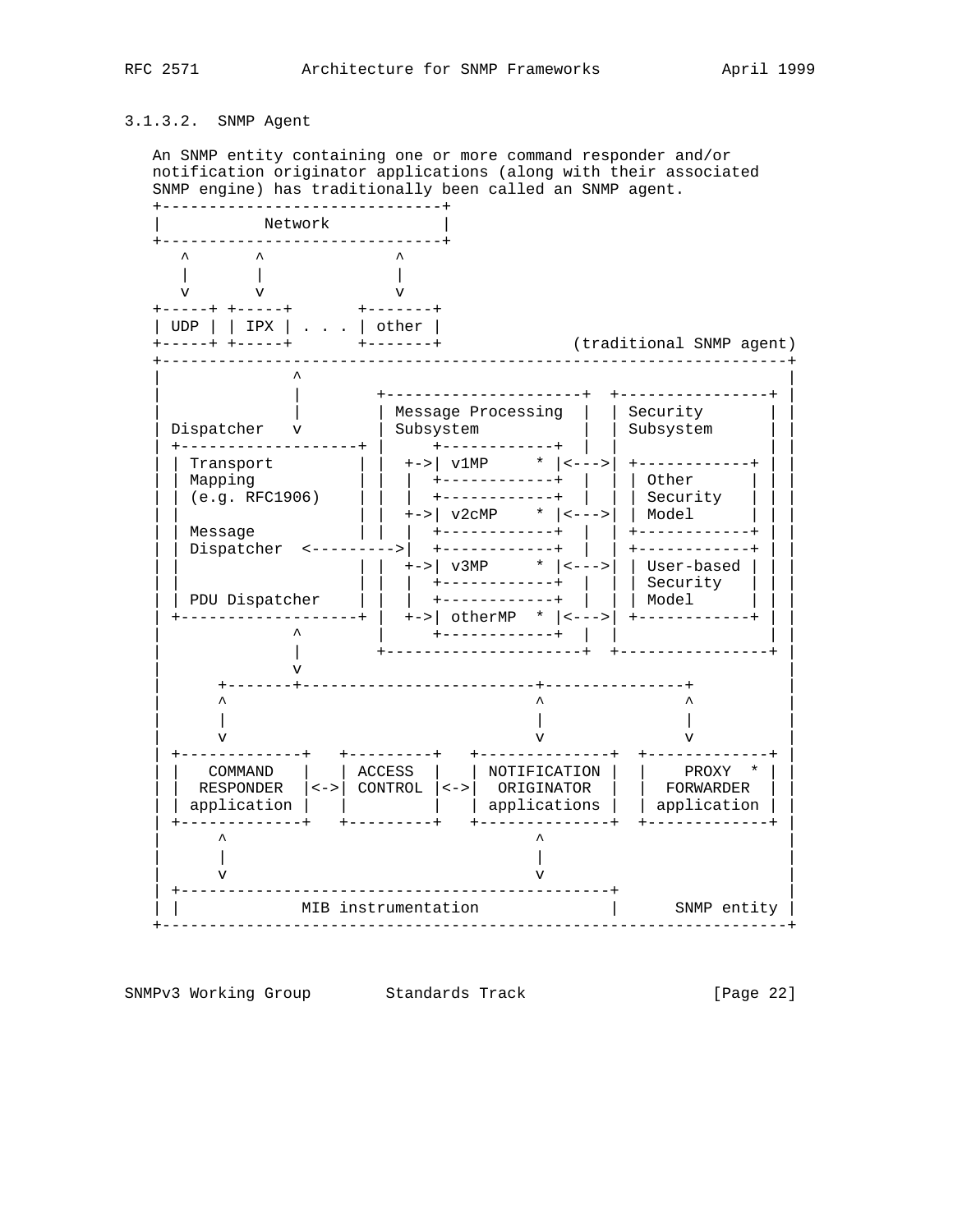### 3.1.3.2. SNMP Agent

An SNMP entity containing one or more command responder and/or notification originator applications (along with their associated SNMP engine) has traditionally been called an SNMP agent.

```
+-------------------------------+
|           Network             |
+-------------------------------+
   ^       ^             ^
   |       |             |
   v       v             v
+-----+ +-----+       +-------+
| UDP | | IPX | . . . | other |
+-----+ +-----+       +-------+             (traditional SNMP agent)
+-------------------------------------------------------------------+
|              ^                                                    |
|              |        +---------------------+  +----------------+ |
|              |        | Message Processing  |  | Security       | |
| Dispatcher   v        | Subsystem           |  | Subsystem      | |
| +-------------------+ |     +------------+  |  |                | |
| | Transport         | |  +->| v1MP     * |<--->| +------------+ | |
| | Mapping           | |  |  +------------+  |  | | Other      | | |
| | (e.g. RFC1906)    | |  |  +------------+  |  | | Security   | | |
| |                   | |  +->| v2cMP    * |<--->| | Model      | | |
| | Message           | |  |  +------------+  |  | +------------+ | |
| | Dispatcher  <--------->|  +------------+  |  | +------------+ | |
| |                   | |  +->| v3MP     * |<--->| | User-based | | |
| |                   | |  |  +------------+  |  | | Security   | | |
| | PDU Dispatcher    | |  |  +------------+  |  | | Model      | | |
| +-------------------+ |  +->| otherMP  * |<--->| +------------+ | |
|              ^        |     +------------+  |  |                | |
|              |        +---------------------+  +----------------+ |
|              v                                                    |
|      +-------+-------------------------+---------------+          |
|      ^                                 ^               ^          |
|      |                                 |               |          |
|      v                                 v               v          |
| +-------------+   +---------+   +--------------+  +-------------+ |
| |   COMMAND   |   | ACCESS  |   | NOTIFICATION |  |    PROXY  * | |
| |  RESPONDER  |<->| CONTROL |<->|  ORIGINATOR  |  |  FORWARDER  | |
| | application |   |         |   | applications |  | application | |
| +-------------+   +---------+   +--------------+  +-------------+ |
|      ^                                 ^                          |
|      |                                 |                          |
|      v                                 v                          |
| +----------------------------------------------+                  |
| |             MIB instrumentation              |      SNMP entity |
+-------------------------------------------------------------------+
```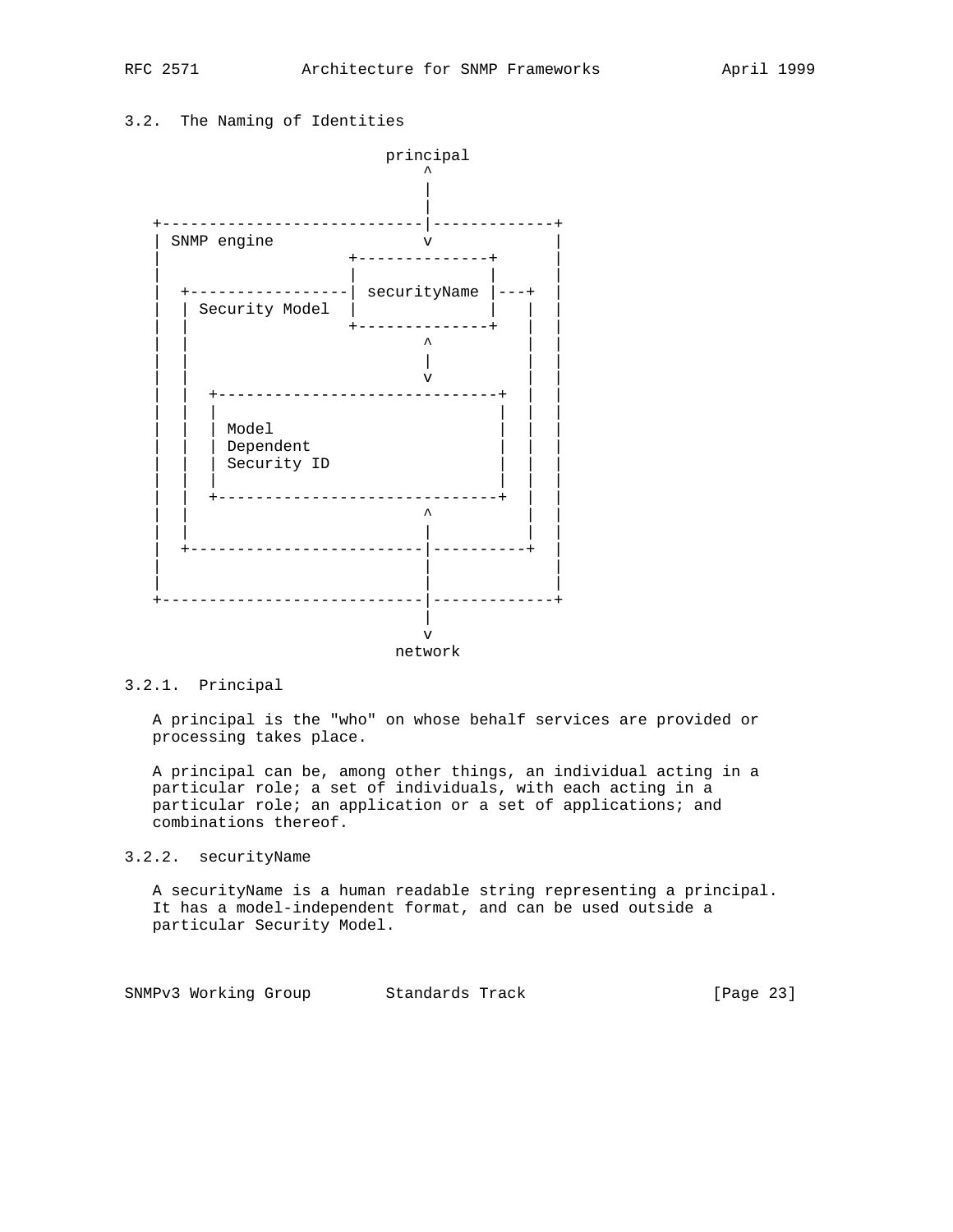### 3.2. The Naming of Identities

```
                         principal
                             ^
                             |
                             |
  +----------------------------|-------------+
  | SNMP engine                v             |
  |                    +--------------+      |
  |                    |              |      |
  |  +-----------------| securityName |---+  |
  |  | Security Model  |              |   |  |
  |  |                 +--------------+   |  |
  |  |                         ^          |  |
  |  |                         |          |  |
  |  |                         v          |  |
  |  |  +------------------------------+  |  |
  |  |  |                              |  |  |
  |  |  | Model                        |  |  |
  |  |  | Dependent                    |  |  |
  |  |  | Security ID                  |  |  |
  |  |  |                              |  |  |
  |  |  +------------------------------+  |  |
  |  |                         ^          |  |
  |  |                         |          |  |
  |  +-------------------------|----------+  |
  |                            |             |
  |                            |             |
  +----------------------------|-------------+
                               |
                               v
                            network
```

#### 3.2.1. Principal

A principal is the "who" on whose behalf services are provided or processing takes place.

A principal can be, among other things, an individual acting in a particular role; a set of individuals, with each acting in a particular role; an application or a set of applications; and combinations thereof.

#### 3.2.2. securityName

A securityName is a human readable string representing a principal. It has a model-independent format, and can be used outside a particular Security Model.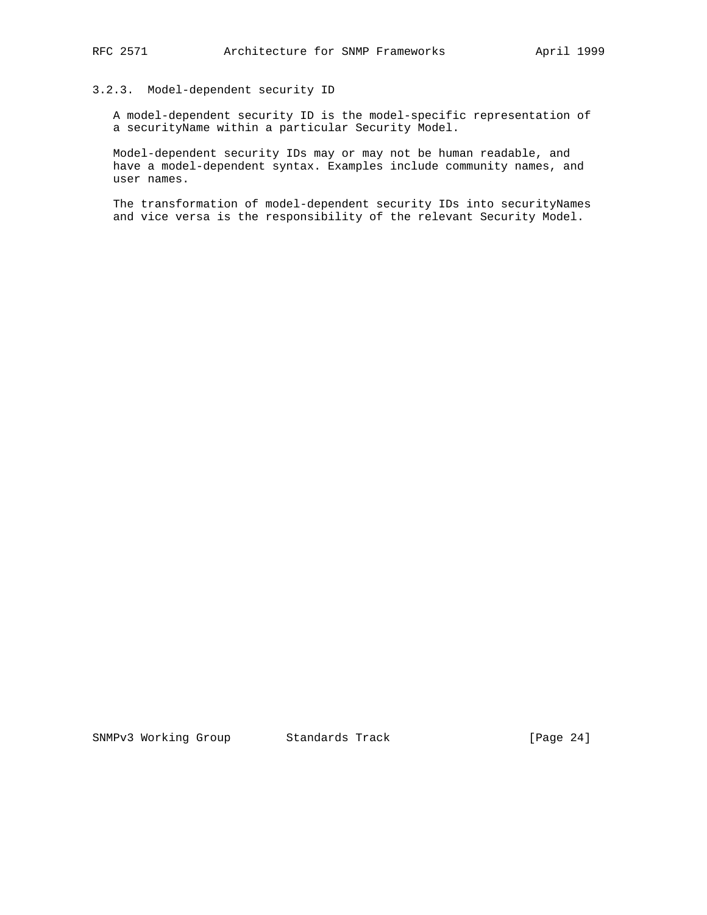### 3.2.3. Model-dependent security ID

A model-dependent security ID is the model-specific representation of a securityName within a particular Security Model.

Model-dependent security IDs may or may not be human readable, and have a model-dependent syntax. Examples include community names, and user names.

The transformation of model-dependent security IDs into securityNames and vice versa is the responsibility of the relevant Security Model.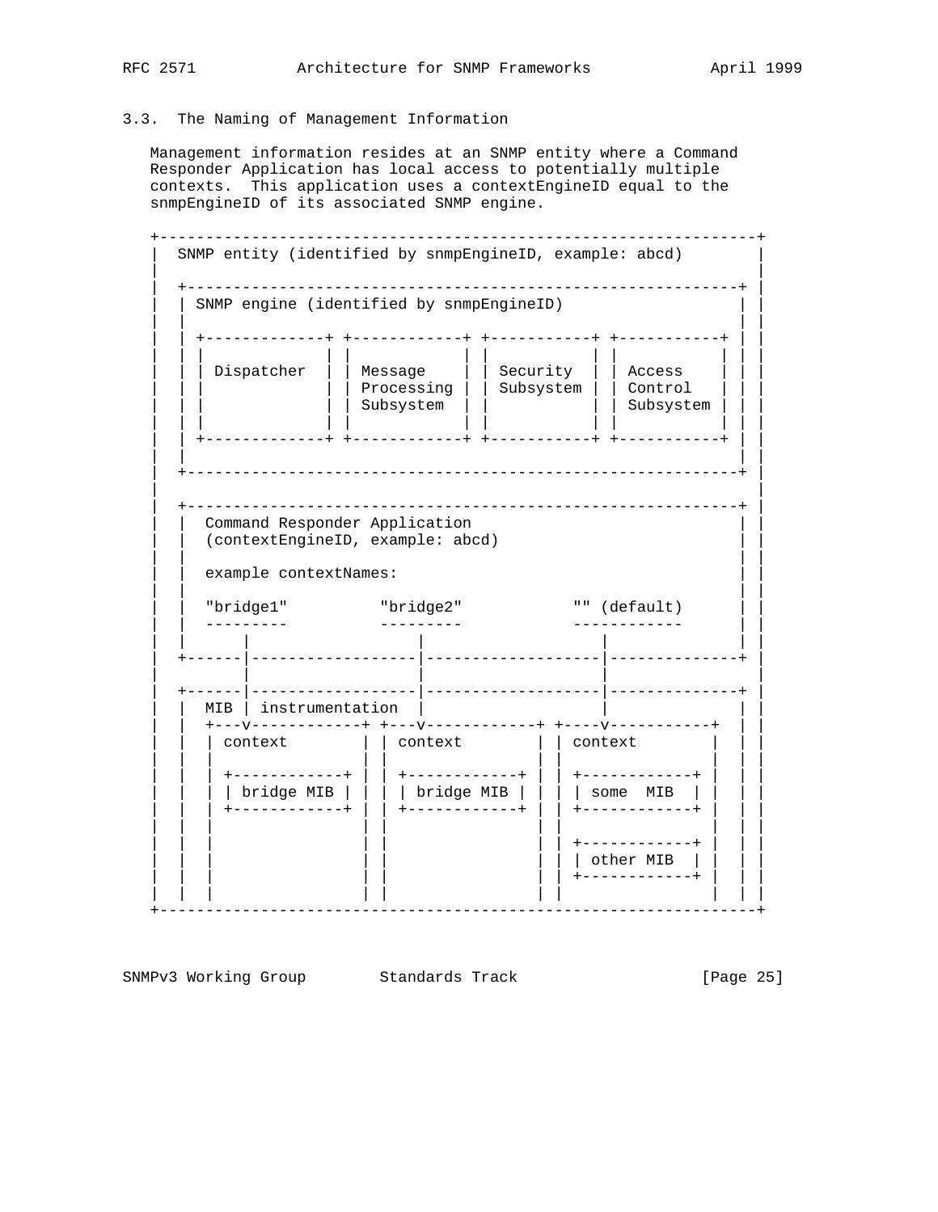### 3.3. The Naming of Management Information

Management information resides at an SNMP entity where a Command Responder Application has local access to potentially multiple contexts. This application uses a contextEngineID equal to the snmpEngineID of its associated SNMP engine.

```
+-----------------------------------------------------------------+
|  SNMP entity (identified by snmpEngineID, example: abcd)        |
|                                                                 |
|  +-----------------------------------------------------------+  |
|  | SNMP engine (identified by snmpEngineID)                  |  |
|  |                                                           |  |
|  | +-------------+ +------------+ +-----------+ +-----------+ |  |
|  | |             | |            | |           | |           | |  |
|  | | Dispatcher  | | Message    | | Security  | | Access    | |  |
|  | |             | | Processing | | Subsystem | | Control   | |  |
|  | |             | | Subsystem  | |           | | Subsystem | |  |
|  | |             | |            | |           | |           | |  |
|  | +-------------+ +------------+ +-----------+ +-----------+ |  |
|  |                                                           |  |
|  +-----------------------------------------------------------+  |
|                                                                 |
|  +-----------------------------------------------------------+  |
|  |  Command Responder Application                            |  |
|  |  (contextEngineID, example: abcd)                         |  |
|  |                                                           |  |
|  |  example contextNames:                                    |  |
|  |                                                           |  |
|  |  "bridge1"          "bridge2"            "" (default)     |  |
|  |  ---------          ---------            ------------     |  |
|  |      |                  |                    |            |  |
|  +------|------------------|--------------------|------------+  |
|         |                  |                    |               |
|  +------|------------------|--------------------|------------+  |
|  |  MIB | instrumentation  |                    |            |  |
|  |  +---v------------+ +---v------------+ +----v-----------+ |  |
|  |  | context        | | context        | | context        | |  |
|  |  |                | |                | |                | |  |
|  |  | +------------+ | | +------------+ | | +------------+ | |  |
|  |  | | bridge MIB | | | | bridge MIB | | | | some  MIB  | | |  |
|  |  | +------------+ | | +------------+ | | +------------+ | |  |
|  |  |                | |                | |                | |  |
|  |  |                | |                | | +------------+ | |  |
|  |  |                | |                | | | other MIB  | | |  |
|  |  |                | |                | | +------------+ | |  |
|  |  |                | |                | |                | |  |
+-----------------------------------------------------------------+
```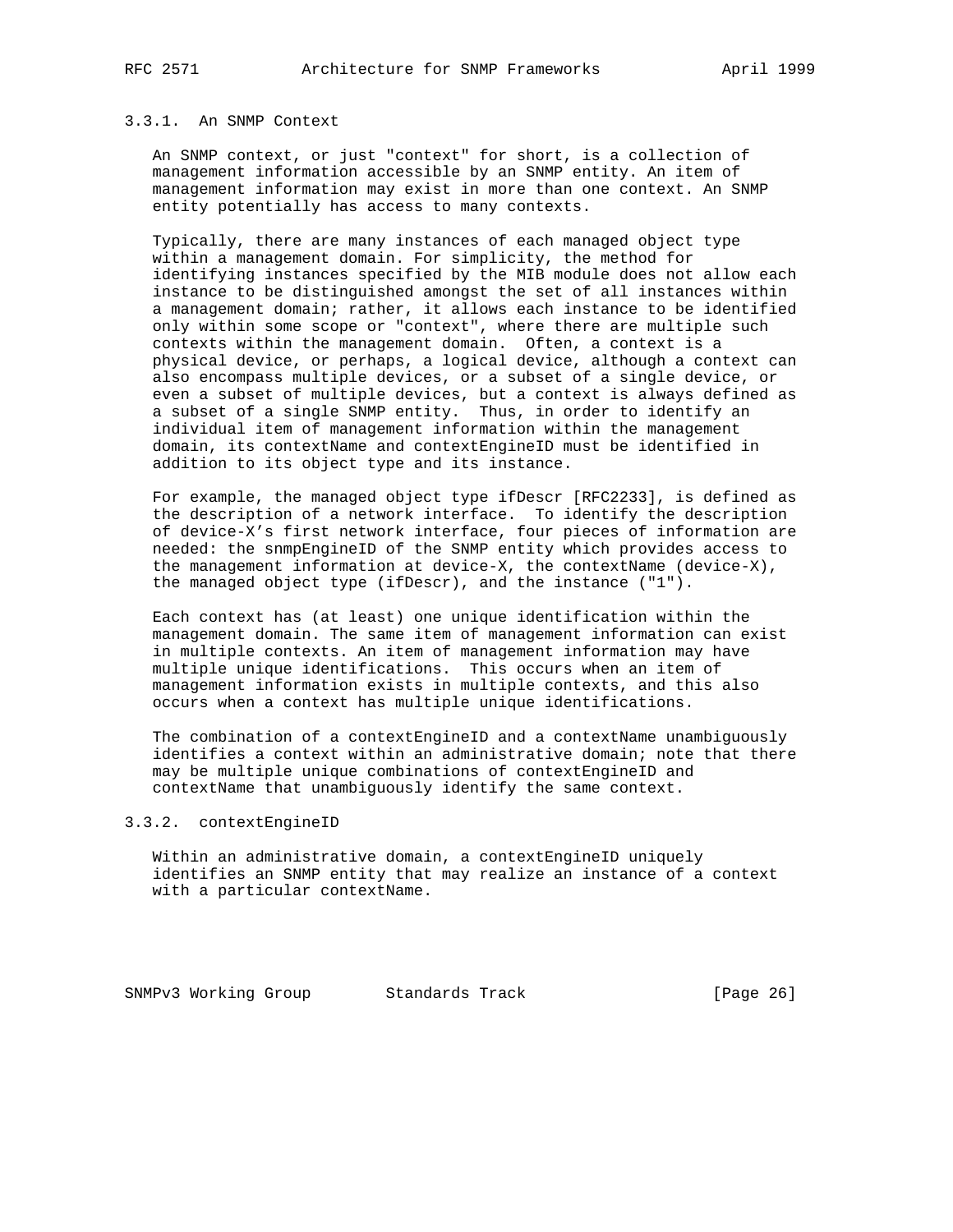### 3.3.1. An SNMP Context

An SNMP context, or just "context" for short, is a collection of management information accessible by an SNMP entity. An item of management information may exist in more than one context. An SNMP entity potentially has access to many contexts.

Typically, there are many instances of each managed object type within a management domain. For simplicity, the method for identifying instances specified by the MIB module does not allow each instance to be distinguished amongst the set of all instances within a management domain; rather, it allows each instance to be identified only within some scope or "context", where there are multiple such contexts within the management domain. Often, a context is a physical device, or perhaps, a logical device, although a context can also encompass multiple devices, or a subset of a single device, or even a subset of multiple devices, but a context is always defined as a subset of a single SNMP entity. Thus, in order to identify an individual item of management information within the management domain, its contextName and contextEngineID must be identified in addition to its object type and its instance.

For example, the managed object type ifDescr [RFC2233], is defined as the description of a network interface. To identify the description of device-X's first network interface, four pieces of information are needed: the snmpEngineID of the SNMP entity which provides access to the management information at device-X, the contextName (device-X), the managed object type (ifDescr), and the instance ("1").

Each context has (at least) one unique identification within the management domain. The same item of management information can exist in multiple contexts. An item of management information may have multiple unique identifications. This occurs when an item of management information exists in multiple contexts, and this also occurs when a context has multiple unique identifications.

The combination of a contextEngineID and a contextName unambiguously identifies a context within an administrative domain; note that there may be multiple unique combinations of contextEngineID and contextName that unambiguously identify the same context.

### 3.3.2. contextEngineID

Within an administrative domain, a contextEngineID uniquely identifies an SNMP entity that may realize an instance of a context with a particular contextName.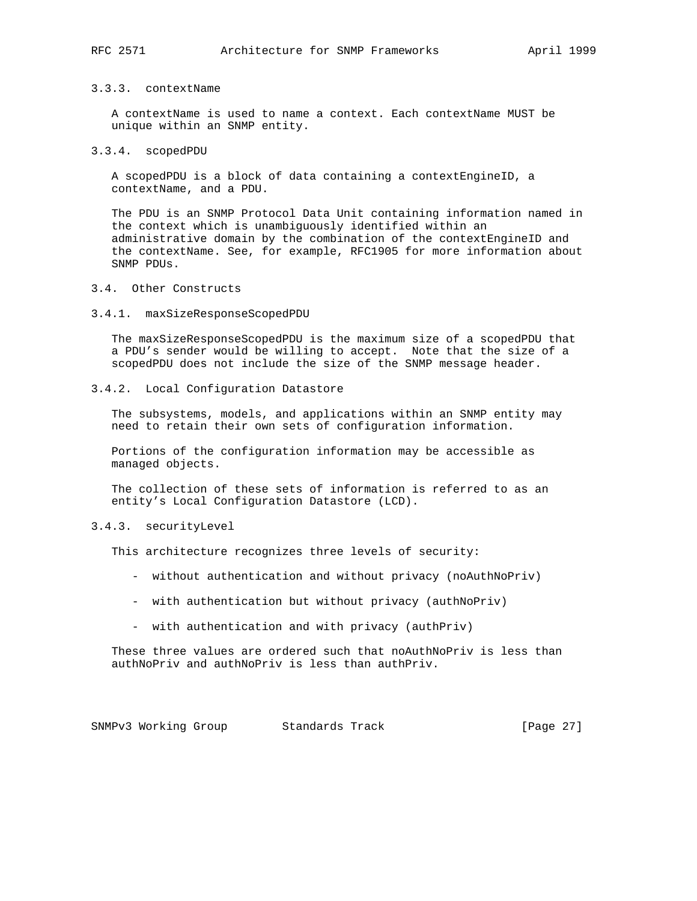### 3.3.3. contextName

A contextName is used to name a context. Each contextName MUST be unique within an SNMP entity.

### 3.3.4. scopedPDU

A scopedPDU is a block of data containing a contextEngineID, a contextName, and a PDU.

The PDU is an SNMP Protocol Data Unit containing information named in the context which is unambiguously identified within an administrative domain by the combination of the contextEngineID and the contextName. See, for example, RFC1905 for more information about SNMP PDUs.

## 3.4. Other Constructs

### 3.4.1. maxSizeResponseScopedPDU

The maxSizeResponseScopedPDU is the maximum size of a scopedPDU that a PDU's sender would be willing to accept. Note that the size of a scopedPDU does not include the size of the SNMP message header.

### 3.4.2. Local Configuration Datastore

The subsystems, models, and applications within an SNMP entity may need to retain their own sets of configuration information.

Portions of the configuration information may be accessible as managed objects.

The collection of these sets of information is referred to as an entity's Local Configuration Datastore (LCD).

### 3.4.3. securityLevel

This architecture recognizes three levels of security:

- without authentication and without privacy (noAuthNoPriv)
- with authentication but without privacy (authNoPriv)
- with authentication and with privacy (authPriv)

These three values are ordered such that noAuthNoPriv is less than authNoPriv and authNoPriv is less than authPriv.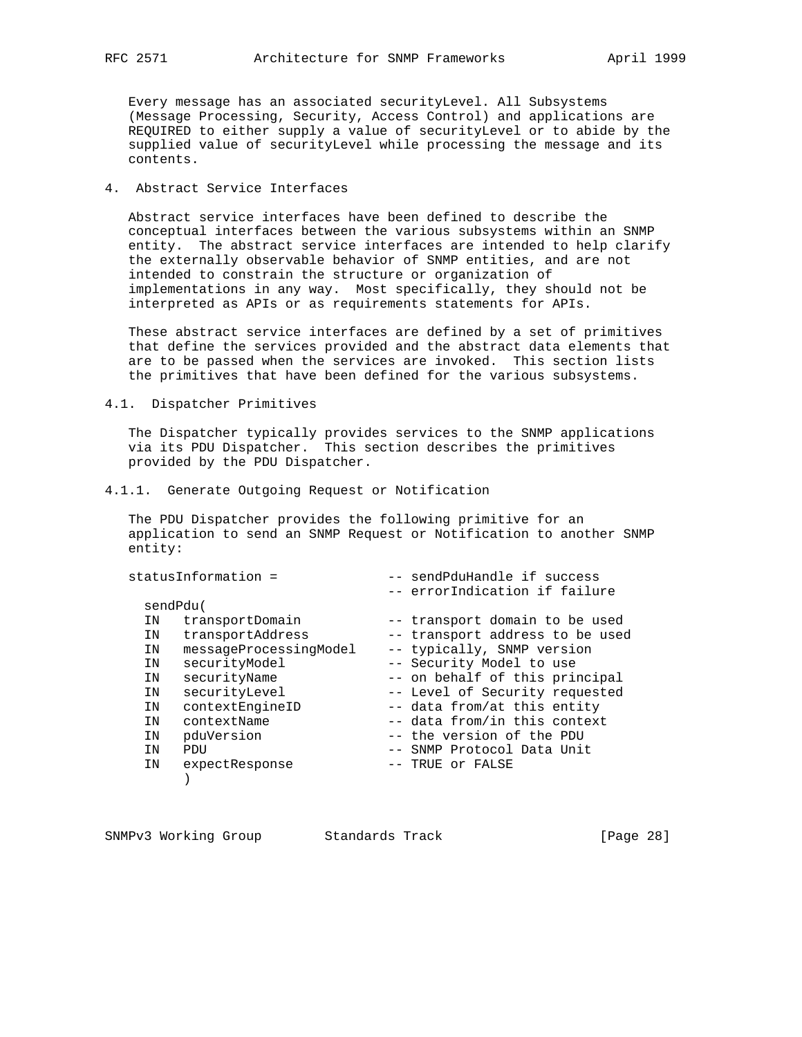Every message has an associated securityLevel. All Subsystems (Message Processing, Security, Access Control) and applications are REQUIRED to either supply a value of securityLevel or to abide by the supplied value of securityLevel while processing the message and its contents.

## 4. Abstract Service Interfaces

Abstract service interfaces have been defined to describe the conceptual interfaces between the various subsystems within an SNMP entity. The abstract service interfaces are intended to help clarify the externally observable behavior of SNMP entities, and are not intended to constrain the structure or organization of implementations in any way. Most specifically, they should not be interpreted as APIs or as requirements statements for APIs.

These abstract service interfaces are defined by a set of primitives that define the services provided and the abstract data elements that are to be passed when the services are invoked. This section lists the primitives that have been defined for the various subsystems.

### 4.1. Dispatcher Primitives

The Dispatcher typically provides services to the SNMP applications via its PDU Dispatcher. This section describes the primitives provided by the PDU Dispatcher.

#### 4.1.1. Generate Outgoing Request or Notification

The PDU Dispatcher provides the following primitive for an application to send an SNMP Request or Notification to another SNMP entity:

```
statusInformation =              -- sendPduHandle if success
                                 -- errorIndication if failure
  sendPdu(
  IN   transportDomain           -- transport domain to be used
  IN   transportAddress          -- transport address to be used
  IN   messageProcessingModel    -- typically, SNMP version
  IN   securityModel             -- Security Model to use
  IN   securityName              -- on behalf of this principal
  IN   securityLevel             -- Level of Security requested
  IN   contextEngineID           -- data from/at this entity
  IN   contextName               -- data from/in this context
  IN   pduVersion                -- the version of the PDU
  IN   PDU                       -- SNMP Protocol Data Unit
  IN   expectResponse            -- TRUE or FALSE
       )
```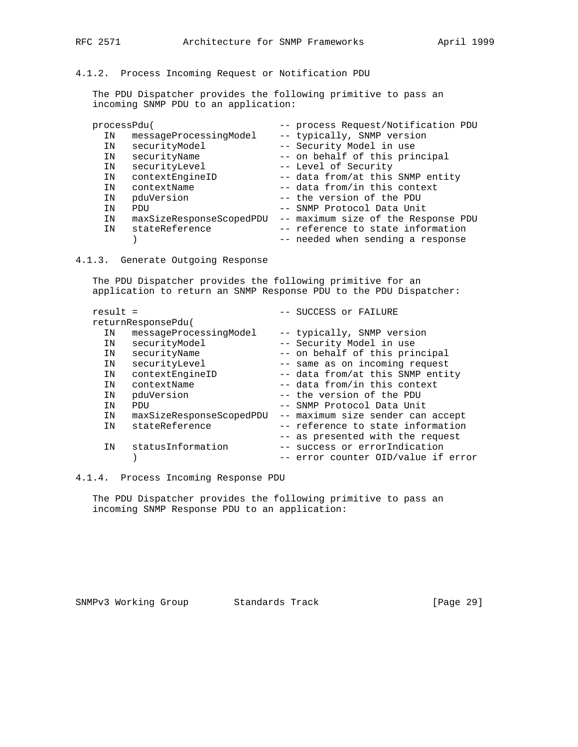#### 4.1.2. Process Incoming Request or Notification PDU

The PDU Dispatcher provides the following primitive to pass an incoming SNMP PDU to an application:

```
processPdu(                      -- process Request/Notification PDU
  IN   messageProcessingModel    -- typically, SNMP version
  IN   securityModel             -- Security Model in use
  IN   securityName              -- on behalf of this principal
  IN   securityLevel             -- Level of Security
  IN   contextEngineID           -- data from/at this SNMP entity
  IN   contextName               -- data from/in this context
  IN   pduVersion                -- the version of the PDU
  IN   PDU                       -- SNMP Protocol Data Unit
  IN   maxSizeResponseScopedPDU  -- maximum size of the Response PDU
  IN   stateReference            -- reference to state information
       )                         -- needed when sending a response
```

#### 4.1.3. Generate Outgoing Response

The PDU Dispatcher provides the following primitive for an application to return an SNMP Response PDU to the PDU Dispatcher:

```
result =                         -- SUCCESS or FAILURE
returnResponsePdu(
  IN   messageProcessingModel    -- typically, SNMP version
  IN   securityModel             -- Security Model in use
  IN   securityName              -- on behalf of this principal
  IN   securityLevel             -- same as on incoming request
  IN   contextEngineID           -- data from/at this SNMP entity
  IN   contextName               -- data from/in this context
  IN   pduVersion                -- the version of the PDU
  IN   PDU                       -- SNMP Protocol Data Unit
  IN   maxSizeResponseScopedPDU  -- maximum size sender can accept
  IN   stateReference            -- reference to state information
                                 -- as presented with the request
  IN   statusInformation         -- success or errorIndication
       )                         -- error counter OID/value if error
```

#### 4.1.4. Process Incoming Response PDU

The PDU Dispatcher provides the following primitive to pass an incoming SNMP Response PDU to an application: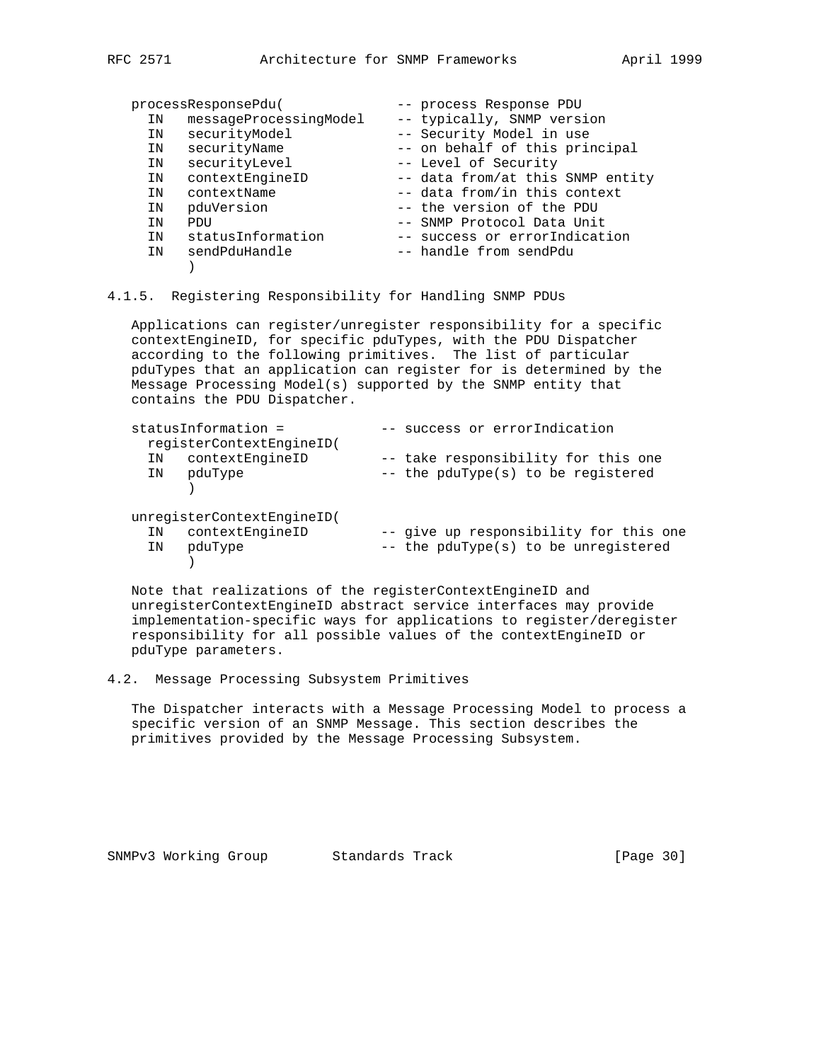```
processResponsePdu(              -- process Response PDU
  IN   messageProcessingModel    -- typically, SNMP version
  IN   securityModel             -- Security Model in use
  IN   securityName              -- on behalf of this principal
  IN   securityLevel             -- Level of Security
  IN   contextEngineID           -- data from/at this SNMP entity
  IN   contextName               -- data from/in this context
  IN   pduVersion                -- the version of the PDU
  IN   PDU                       -- SNMP Protocol Data Unit
  IN   statusInformation         -- success or errorIndication
  IN   sendPduHandle             -- handle from sendPdu
       )
```

### 4.1.5. Registering Responsibility for Handling SNMP PDUs

Applications can register/unregister responsibility for a specific contextEngineID, for specific pduTypes, with the PDU Dispatcher according to the following primitives. The list of particular pduTypes that an application can register for is determined by the Message Processing Model(s) supported by the SNMP entity that contains the PDU Dispatcher.

```
statusInformation =            -- success or errorIndication
  registerContextEngineID(
  IN   contextEngineID         -- take responsibility for this one
  IN   pduType                 -- the pduType(s) to be registered
       )

unregisterContextEngineID(
  IN   contextEngineID         -- give up responsibility for this one
  IN   pduType                 -- the pduType(s) to be unregistered
       )
```

Note that realizations of the registerContextEngineID and unregisterContextEngineID abstract service interfaces may provide implementation-specific ways for applications to register/deregister responsibility for all possible values of the contextEngineID or pduType parameters.

## 4.2. Message Processing Subsystem Primitives

The Dispatcher interacts with a Message Processing Model to process a specific version of an SNMP Message. This section describes the primitives provided by the Message Processing Subsystem.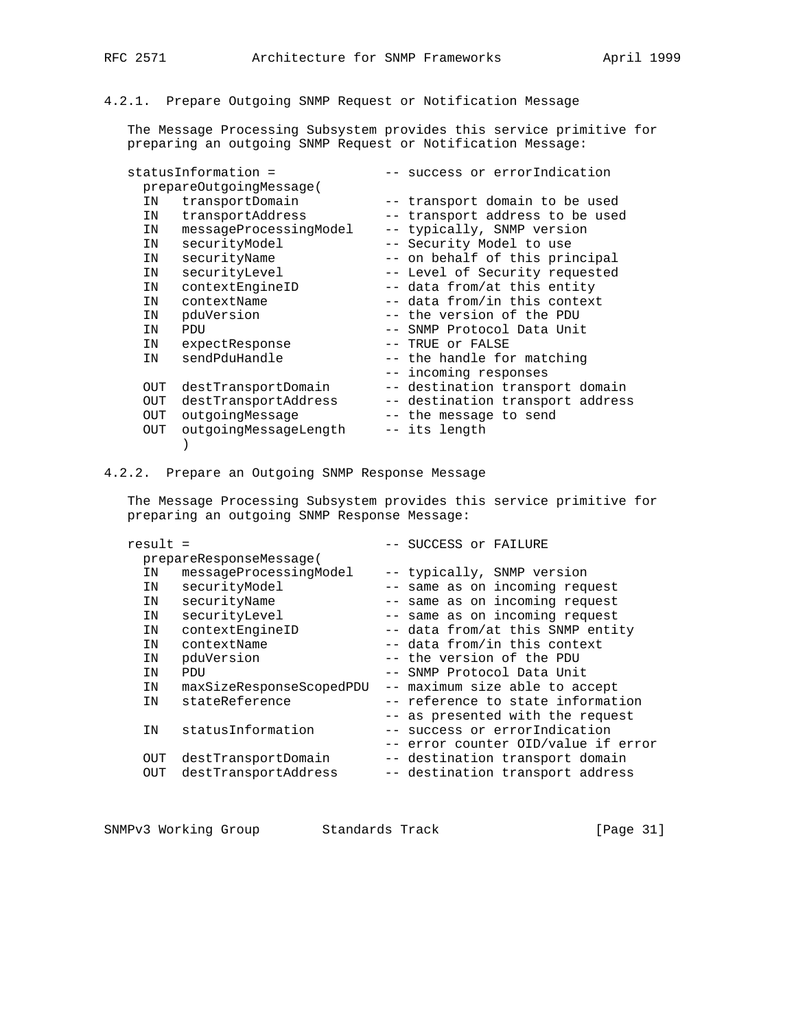### 4.2.1. Prepare Outgoing SNMP Request or Notification Message

The Message Processing Subsystem provides this service primitive for preparing an outgoing SNMP Request or Notification Message:

```
statusInformation =              -- success or errorIndication
  prepareOutgoingMessage(
  IN   transportDomain           -- transport domain to be used
  IN   transportAddress          -- transport address to be used
  IN   messageProcessingModel    -- typically, SNMP version
  IN   securityModel             -- Security Model to use
  IN   securityName              -- on behalf of this principal
  IN   securityLevel             -- Level of Security requested
  IN   contextEngineID           -- data from/at this entity
  IN   contextName               -- data from/in this context
  IN   pduVersion                -- the version of the PDU
  IN   PDU                       -- SNMP Protocol Data Unit
  IN   expectResponse            -- TRUE or FALSE
  IN   sendPduHandle             -- the handle for matching
                                 -- incoming responses
  OUT  destTransportDomain       -- destination transport domain
  OUT  destTransportAddress      -- destination transport address
  OUT  outgoingMessage           -- the message to send
  OUT  outgoingMessageLength     -- its length
       )
```

### 4.2.2. Prepare an Outgoing SNMP Response Message

The Message Processing Subsystem provides this service primitive for preparing an outgoing SNMP Response Message:

```
result =                         -- SUCCESS or FAILURE
  prepareResponseMessage(
  IN   messageProcessingModel    -- typically, SNMP version
  IN   securityModel             -- same as on incoming request
  IN   securityName              -- same as on incoming request
  IN   securityLevel             -- same as on incoming request
  IN   contextEngineID           -- data from/at this SNMP entity
  IN   contextName               -- data from/in this context
  IN   pduVersion                -- the version of the PDU
  IN   PDU                       -- SNMP Protocol Data Unit
  IN   maxSizeResponseScopedPDU  -- maximum size able to accept
  IN   stateReference            -- reference to state information
                                 -- as presented with the request
  IN   statusInformation         -- success or errorIndication
                                 -- error counter OID/value if error
  OUT  destTransportDomain       -- destination transport domain
  OUT  destTransportAddress      -- destination transport address
```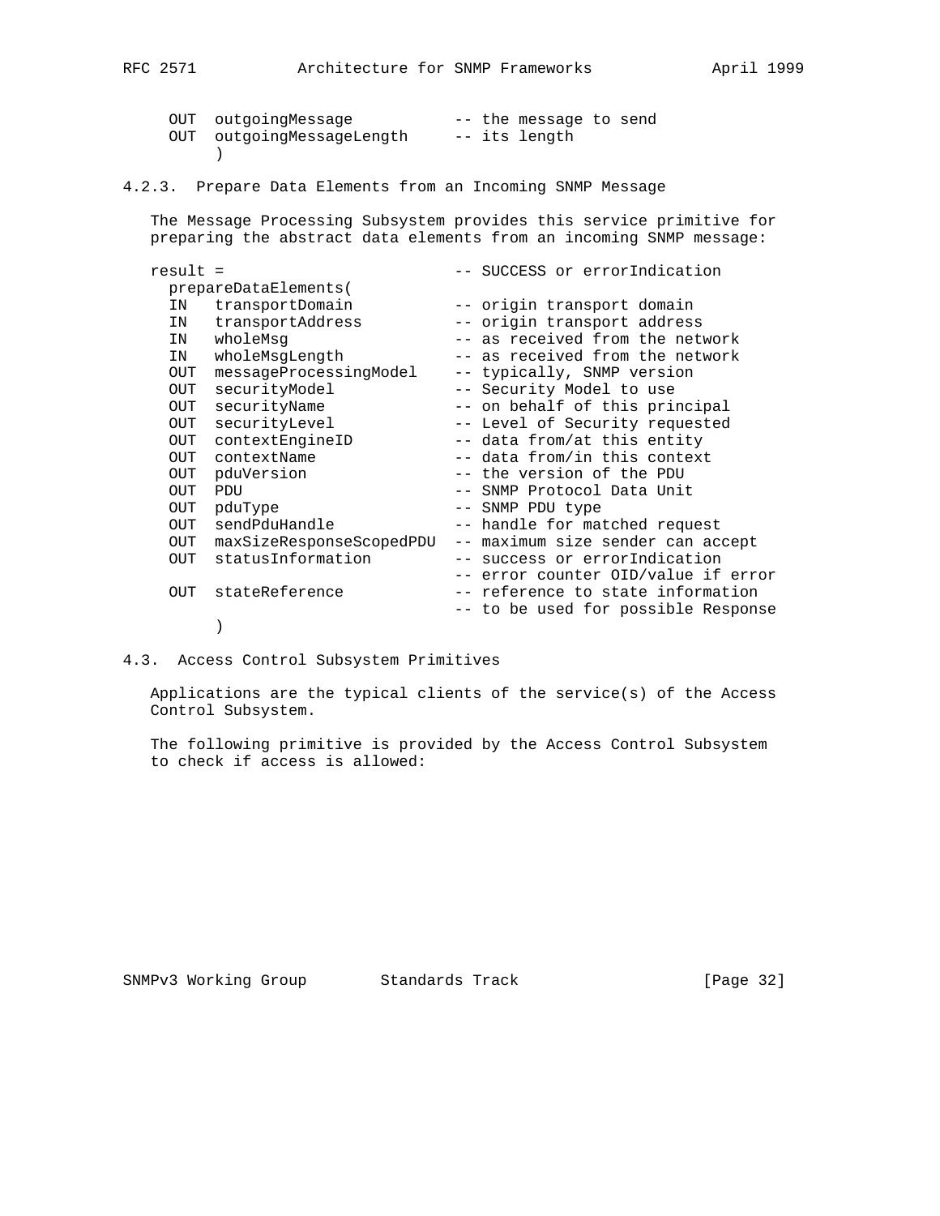```
     OUT  outgoingMessage           -- the message to send
     OUT  outgoingMessageLength     -- its length
          )
```

### 4.2.3. Prepare Data Elements from an Incoming SNMP Message

The Message Processing Subsystem provides this service primitive for preparing the abstract data elements from an incoming SNMP message:

```
   result =                         -- SUCCESS or errorIndication
     prepareDataElements(
     IN   transportDomain           -- origin transport domain
     IN   transportAddress          -- origin transport address
     IN   wholeMsg                  -- as received from the network
     IN   wholeMsgLength            -- as received from the network
     OUT  messageProcessingModel    -- typically, SNMP version
     OUT  securityModel             -- Security Model to use
     OUT  securityName              -- on behalf of this principal
     OUT  securityLevel             -- Level of Security requested
     OUT  contextEngineID           -- data from/at this entity
     OUT  contextName               -- data from/in this context
     OUT  pduVersion                -- the version of the PDU
     OUT  PDU                       -- SNMP Protocol Data Unit
     OUT  pduType                   -- SNMP PDU type
     OUT  sendPduHandle             -- handle for matched request
     OUT  maxSizeResponseScopedPDU  -- maximum size sender can accept
     OUT  statusInformation         -- success or errorIndication
                                    -- error counter OID/value if error
     OUT  stateReference            -- reference to state information
                                    -- to be used for possible Response
          )
```

## 4.3. Access Control Subsystem Primitives

Applications are the typical clients of the service(s) of the Access Control Subsystem.

The following primitive is provided by the Access Control Subsystem to check if access is allowed: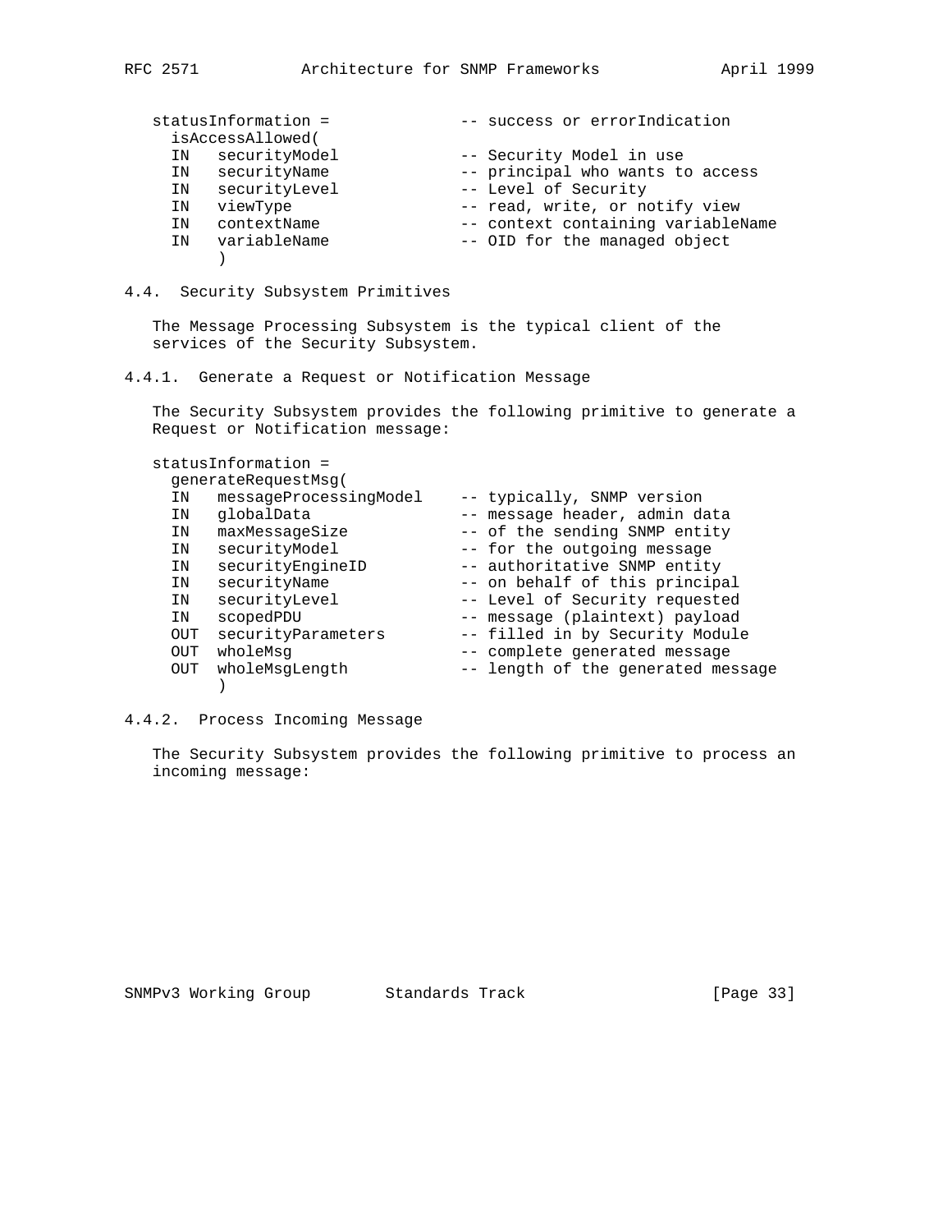```
statusInformation =              -- success or errorIndication
  isAccessAllowed(
  IN   securityModel             -- Security Model in use
  IN   securityName              -- principal who wants to access
  IN   securityLevel             -- Level of Security
  IN   viewType                  -- read, write, or notify view
  IN   contextName               -- context containing variableName
  IN   variableName              -- OID for the managed object
       )
```

### 4.4. Security Subsystem Primitives

The Message Processing Subsystem is the typical client of the services of the Security Subsystem.

#### 4.4.1. Generate a Request or Notification Message

The Security Subsystem provides the following primitive to generate a Request or Notification message:

```
statusInformation =
  generateRequestMsg(
  IN   messageProcessingModel    -- typically, SNMP version
  IN   globalData                -- message header, admin data
  IN   maxMessageSize            -- of the sending SNMP entity
  IN   securityModel             -- for the outgoing message
  IN   securityEngineID          -- authoritative SNMP entity
  IN   securityName              -- on behalf of this principal
  IN   securityLevel             -- Level of Security requested
  IN   scopedPDU                 -- message (plaintext) payload
  OUT  securityParameters        -- filled in by Security Module
  OUT  wholeMsg                  -- complete generated message
  OUT  wholeMsgLength            -- length of the generated message
       )
```

#### 4.4.2. Process Incoming Message

The Security Subsystem provides the following primitive to process an incoming message: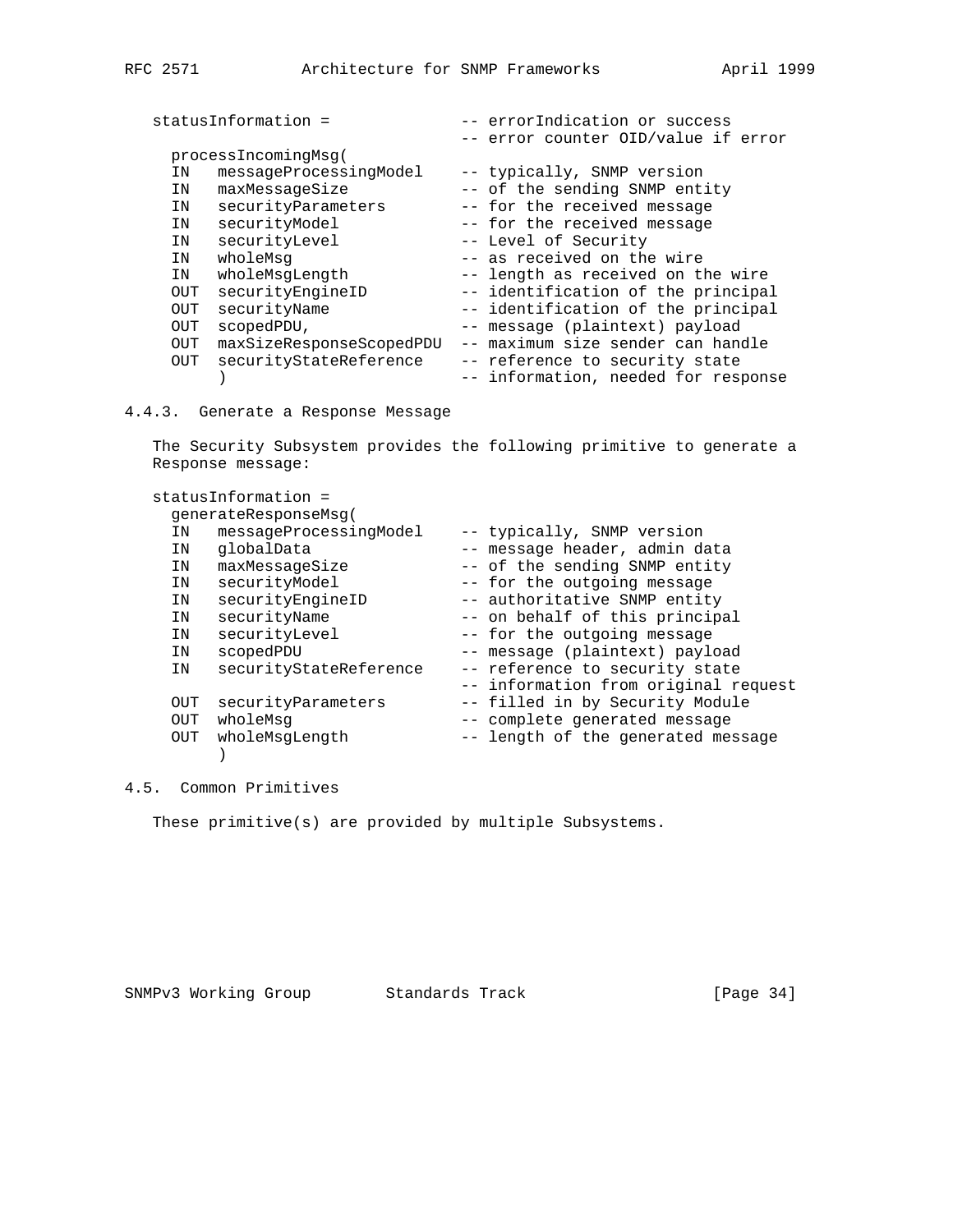```
statusInformation =              -- errorIndication or success
                                 -- error counter OID/value if error
  processIncomingMsg(
  IN   messageProcessingModel    -- typically, SNMP version
  IN   maxMessageSize            -- of the sending SNMP entity
  IN   securityParameters        -- for the received message
  IN   securityModel             -- for the received message
  IN   securityLevel             -- Level of Security
  IN   wholeMsg                  -- as received on the wire
  IN   wholeMsgLength            -- length as received on the wire
  OUT  securityEngineID          -- identification of the principal
  OUT  securityName              -- identification of the principal
  OUT  scopedPDU,                -- message (plaintext) payload
  OUT  maxSizeResponseScopedPDU  -- maximum size sender can handle
  OUT  securityStateReference    -- reference to security state
       )                         -- information, needed for response
```

### 4.4.3. Generate a Response Message

The Security Subsystem provides the following primitive to generate a Response message:

```
statusInformation =
  generateResponseMsg(
  IN   messageProcessingModel    -- typically, SNMP version
  IN   globalData                -- message header, admin data
  IN   maxMessageSize            -- of the sending SNMP entity
  IN   securityModel             -- for the outgoing message
  IN   securityEngineID          -- authoritative SNMP entity
  IN   securityName              -- on behalf of this principal
  IN   securityLevel             -- for the outgoing message
  IN   scopedPDU                 -- message (plaintext) payload
  IN   securityStateReference    -- reference to security state
                                 -- information from original request
  OUT  securityParameters        -- filled in by Security Module
  OUT  wholeMsg                  -- complete generated message
  OUT  wholeMsgLength            -- length of the generated message
       )
```

## 4.5. Common Primitives

These primitive(s) are provided by multiple Subsystems.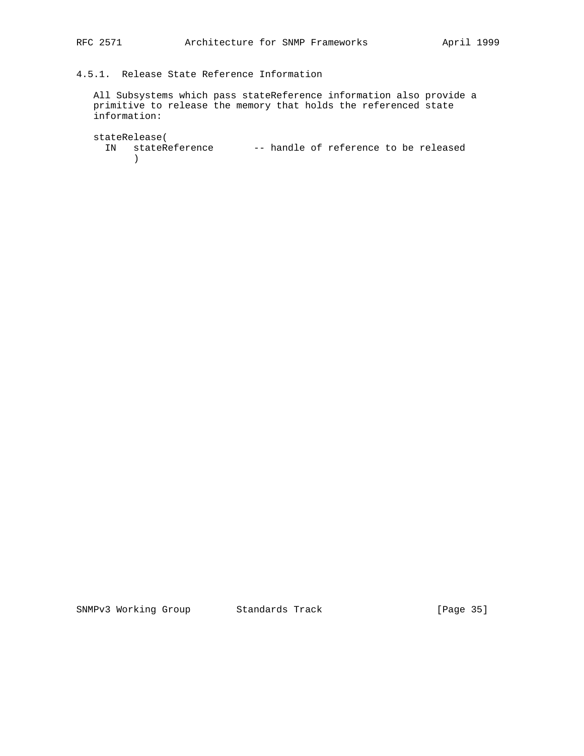#### 4.5.1. Release State Reference Information

All Subsystems which pass stateReference information also provide a primitive to release the memory that holds the referenced state information:

```
stateRelease(
  IN   stateReference       -- handle of reference to be released
       )
```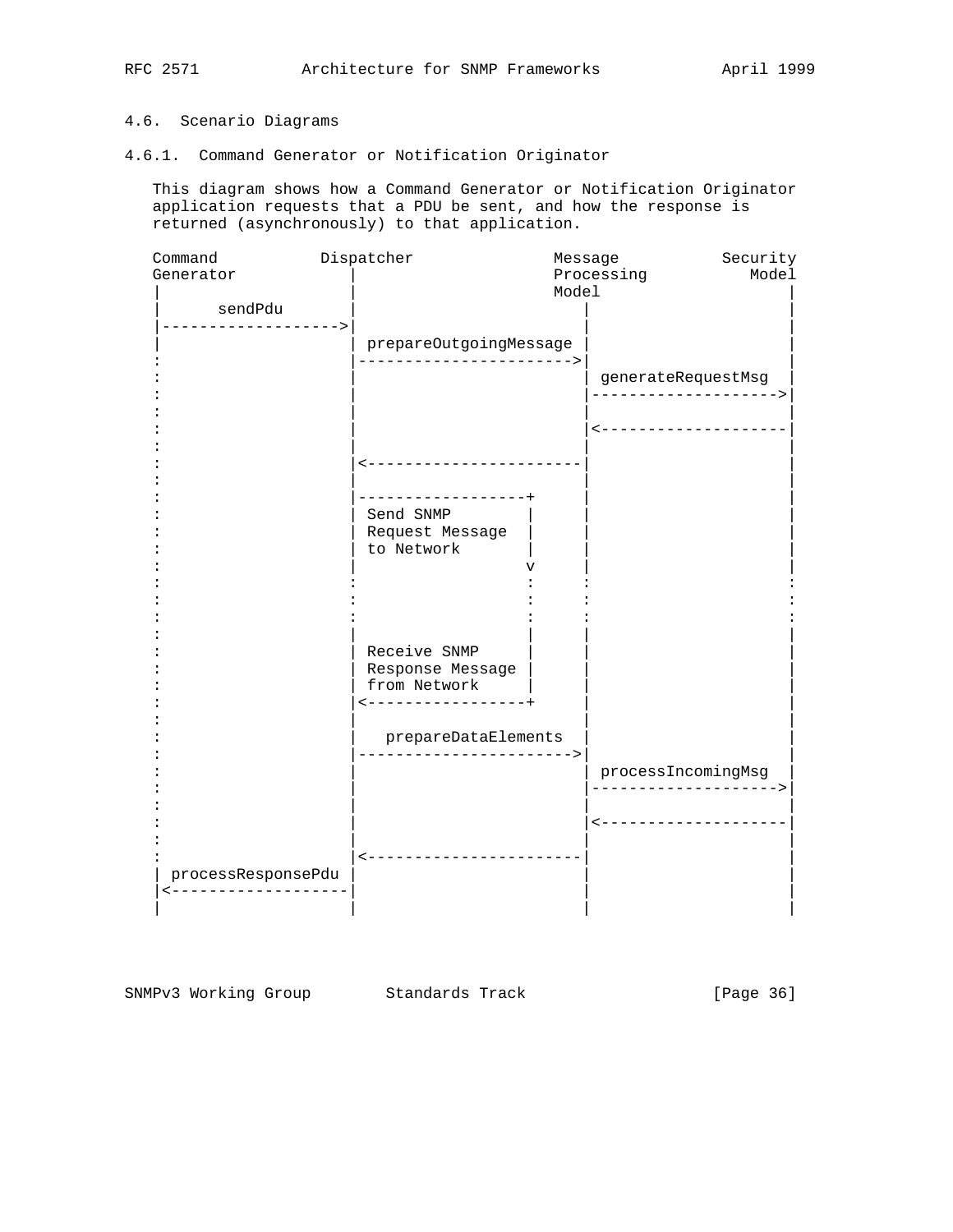### 4.6. Scenario Diagrams

#### 4.6.1. Command Generator or Notification Originator

This diagram shows how a Command Generator or Notification Originator application requests that a PDU be sent, and how the response is returned (asynchronously) to that application.

```
Command           Dispatcher               Message           Security
Generator            |                     Processing           Model
|                    |                     Model                    |
|      sendPdu       |                        |                     |
|------------------->|                        |                     |
|                    | prepareOutgoingMessage |                     |
:                    |----------------------->|                     |
:                    |                        | generateRequestMsg  |
:                    |                        |-------------------->|
:                    |                        |                     |
:                    |                        |<--------------------|
:                    |                        |                     |
:                    |<-----------------------|                     |
:                    |                        |                     |
:                    |------------------+     |                     |
:                    | Send SNMP        |     |                     |
:                    | Request Message  |     |                     |
:                    | to Network       |     |                     |
:                    |                  v     |                     |
:                    :                  :     :                     :
:                    :                  :     :                     :
:                    :                  :     :                     :
:                    |                  |     |                     |
:                    | Receive SNMP     |     |                     |
:                    | Response Message |     |                     |
:                    | from Network     |     |                     |
:                    |<-----------------+     |                     |
:                    |                        |                     |
:                    |   prepareDataElements  |                     |
:                    |----------------------->|                     |
:                    |                        | processIncomingMsg  |
:                    |                        |-------------------->|
:                    |                        |                     |
:                    |                        |<--------------------|
:                    |                        |                     |
:                    |<-----------------------|                     |
| processResponsePdu |                        |                     |
|<-------------------|                        |                     |
|                    |                        |                     |
```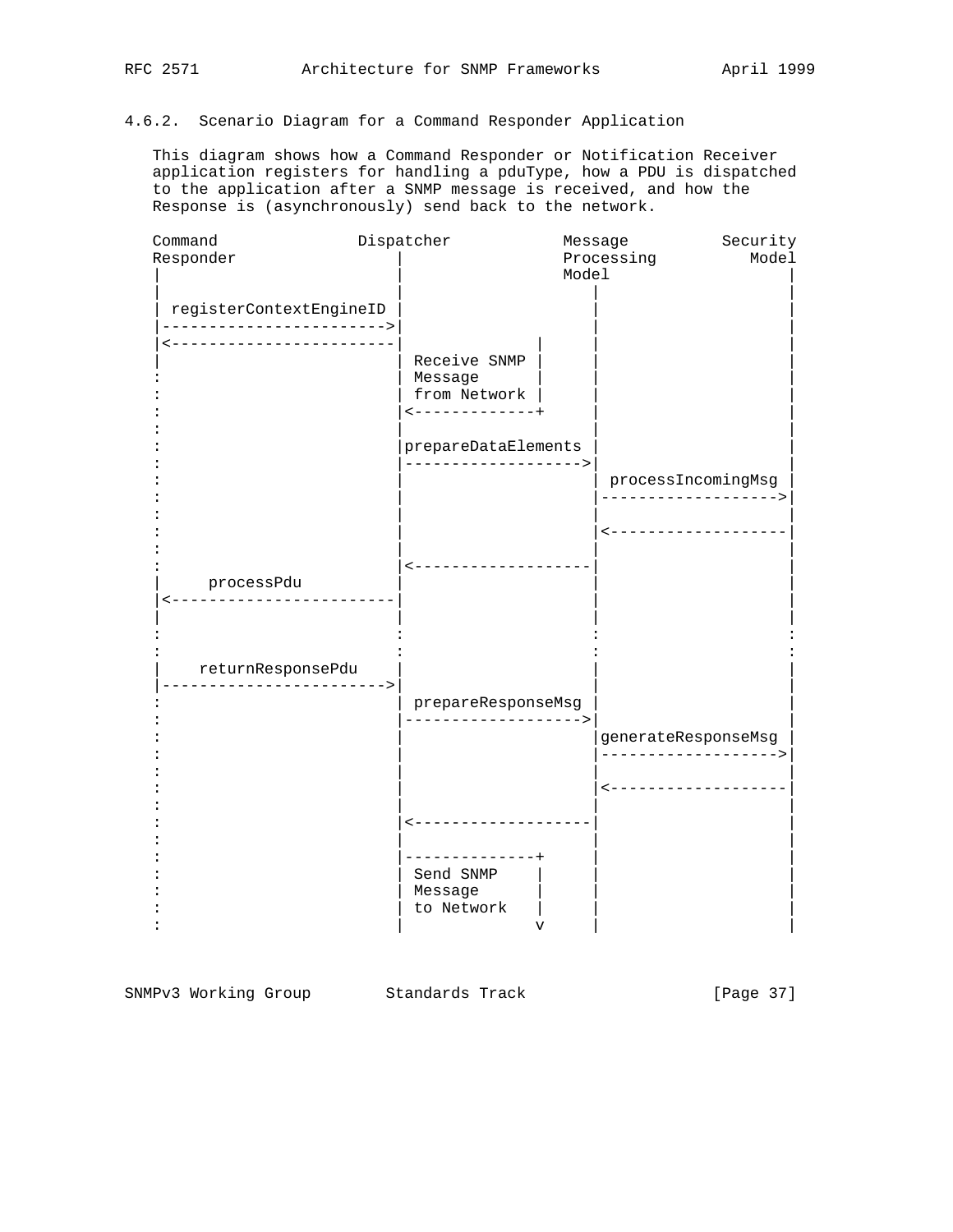### 4.6.2. Scenario Diagram for a Command Responder Application

This diagram shows how a Command Responder or Notification Receiver application registers for handling a pduType, how a PDU is dispatched to the application after a SNMP message is received, and how the Response is (asynchronously) send back to the network.

```
Command               Dispatcher            Message          Security
Responder                 |                 Processing          Model
|                         |                 Model                   |
|                         |                    |                    |
| registerContextEngineID |                    |                    |
|------------------------>|                    |                    |
|<------------------------|              |     |                    |
|                         | Receive SNMP |     |                    |
:                         | Message      |     |                    |
:                         | from Network |     |                    |
:                         |<-------------+     |                    |
:                         |                    |                    |
:                         |prepareDataElements |                    |
:                         |------------------->|                    |
:                         |                    | processIncomingMsg |
:                         |                    |------------------->|
:                         |                    |                    |
:                         |                    |<-------------------|
:                         |                    |                    |
:                         |<-------------------|                    |
|     processPdu          |                    |                    |
|<------------------------|                    |                    |
|                         |                    |                    |
:                         :                    :                    :
:                         :                    :                    :
|    returnResponsePdu    |                    |                    |
|------------------------>|                    |                    |
:                         | prepareResponseMsg |                    |
:                         |------------------->|                    |
:                         |                    |generateResponseMsg |
:                         |                    |------------------->|
:                         |                    |                    |
:                         |                    |<-------------------|
:                         |                    |                    |
:                         |<-------------------|                    |
:                         |                    |                    |
:                         |--------------+     |                    |
:                         | Send SNMP    |     |                    |
:                         | Message      |     |                    |
:                         | to Network   |     |                    |
:                         |              v     |                    |
```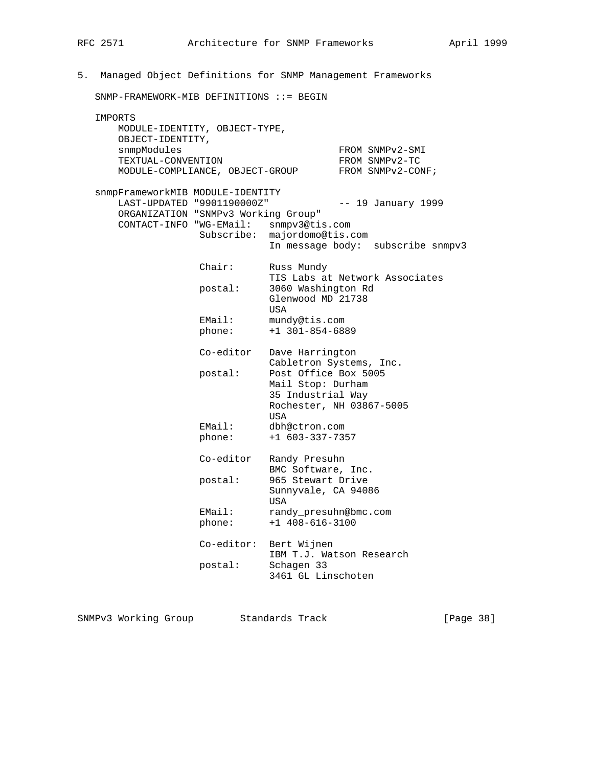## 5. Managed Object Definitions for SNMP Management Frameworks

```
SNMP-FRAMEWORK-MIB DEFINITIONS ::= BEGIN

IMPORTS
    MODULE-IDENTITY, OBJECT-TYPE,
    OBJECT-IDENTITY,
    snmpModules                           FROM SNMPv2-SMI
    TEXTUAL-CONVENTION                    FROM SNMPv2-TC
    MODULE-COMPLIANCE, OBJECT-GROUP       FROM SNMPv2-CONF;

snmpFrameworkMIB MODULE-IDENTITY
    LAST-UPDATED "9901190000Z"            -- 19 January 1999
    ORGANIZATION "SNMPv3 Working Group"
    CONTACT-INFO "WG-EMail:   snmpv3@tis.com
                  Subscribe:  majordomo@tis.com
                              In message body:  subscribe snmpv3

                  Chair:      Russ Mundy
                              TIS Labs at Network Associates
                  postal:     3060 Washington Rd
                              Glenwood MD 21738
                              USA
                  EMail:      mundy@tis.com
                  phone:      +1 301-854-6889

                  Co-editor   Dave Harrington
                              Cabletron Systems, Inc.
                  postal:     Post Office Box 5005
                              Mail Stop: Durham
                              35 Industrial Way
                              Rochester, NH 03867-5005
                              USA
                  EMail:      dbh@ctron.com
                  phone:      +1 603-337-7357

                  Co-editor   Randy Presuhn
                              BMC Software, Inc.
                  postal:     965 Stewart Drive
                              Sunnyvale, CA 94086
                              USA
                  EMail:      randy_presuhn@bmc.com
                  phone:      +1 408-616-3100

                  Co-editor:  Bert Wijnen
                              IBM T.J. Watson Research
                  postal:     Schagen 33
                              3461 GL Linschoten
```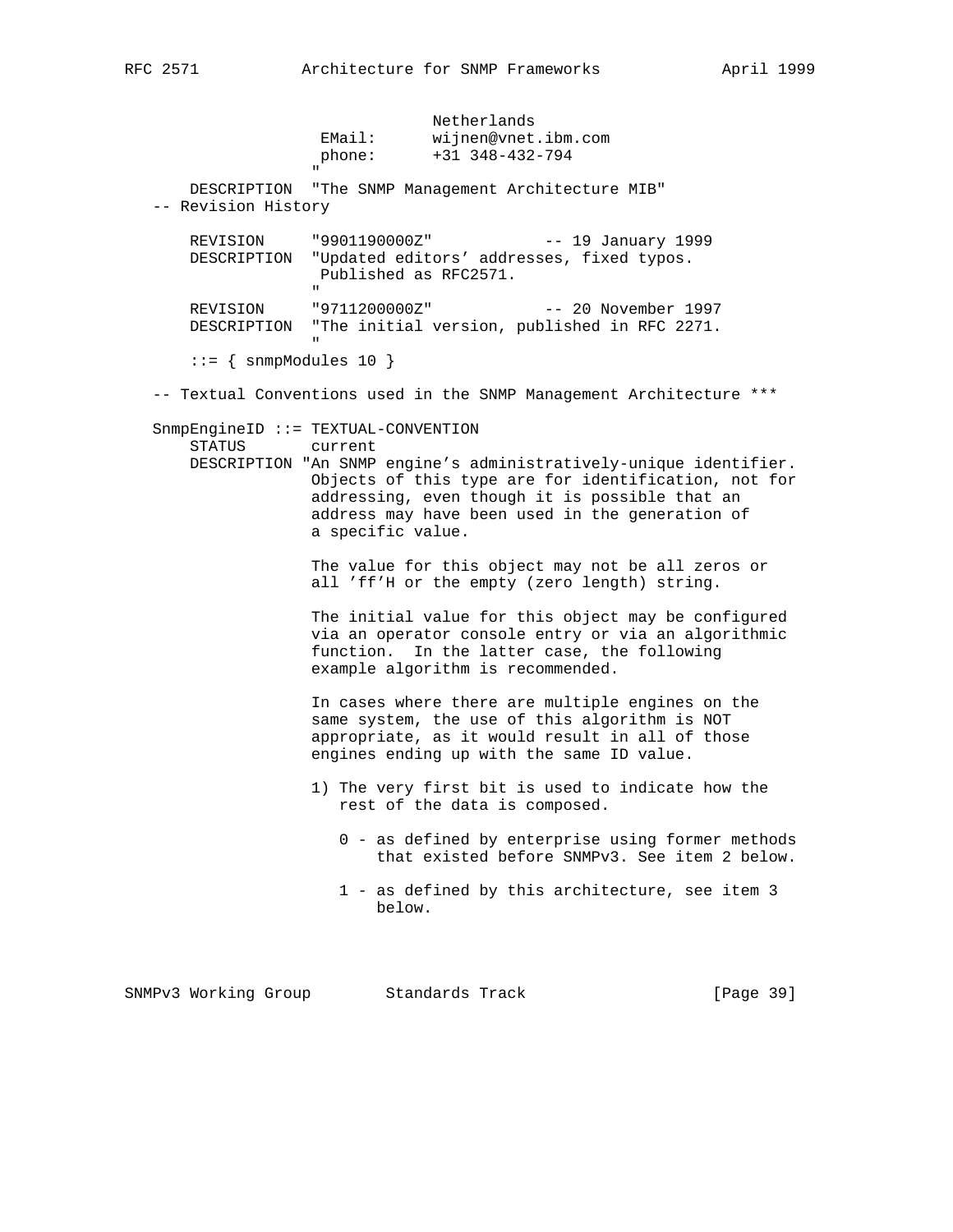```
                            Netherlands
                  EMail:      wijnen@vnet.ibm.com
                  phone:      +31 348-432-794
                 "
       DESCRIPTION  "The SNMP Management Architecture MIB"
   -- Revision History

       REVISION     "9901190000Z"            -- 19 January 1999
       DESCRIPTION  "Updated editors' addresses, fixed typos.
                     Published as RFC2571.
                    "
       REVISION     "9711200000Z"            -- 20 November 1997
       DESCRIPTION  "The initial version, published in RFC 2271.
                    "
       ::= { snmpModules 10 }

   -- Textual Conventions used in the SNMP Management Architecture ***

   SnmpEngineID ::= TEXTUAL-CONVENTION
       STATUS       current
       DESCRIPTION "An SNMP engine's administratively-unique identifier.
                    Objects of this type are for identification, not for
                    addressing, even though it is possible that an
                    address may have been used in the generation of
                    a specific value.

                    The value for this object may not be all zeros or
                    all 'ff'H or the empty (zero length) string.

                    The initial value for this object may be configured
                    via an operator console entry or via an algorithmic
                    function.  In the latter case, the following
                    example algorithm is recommended.

                    In cases where there are multiple engines on the
                    same system, the use of this algorithm is NOT
                    appropriate, as it would result in all of those
                    engines ending up with the same ID value.

                    1) The very first bit is used to indicate how the
                       rest of the data is composed.

                       0 - as defined by enterprise using former methods
                           that existed before SNMPv3. See item 2 below.

                       1 - as defined by this architecture, see item 3
                           below.
```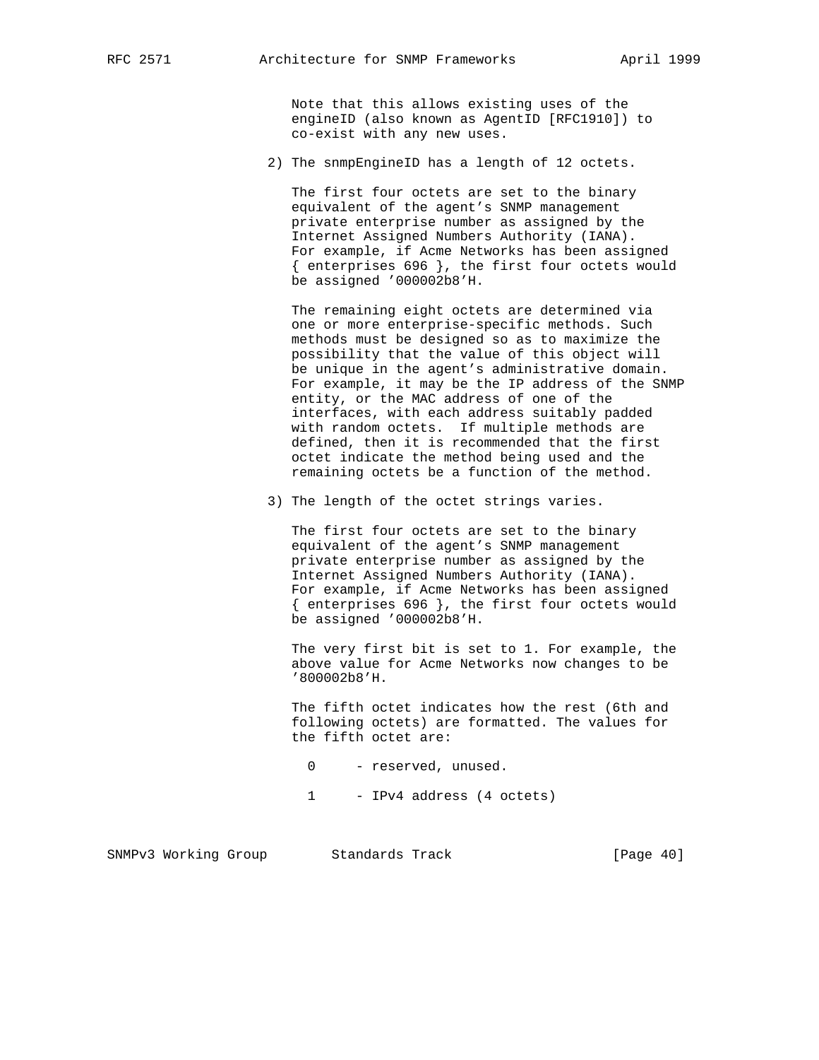Note that this allows existing uses of the engineID (also known as AgentID [RFC1910]) to co-exist with any new uses.

2) The snmpEngineID has a length of 12 octets.

   The first four octets are set to the binary equivalent of the agent's SNMP management private enterprise number as assigned by the Internet Assigned Numbers Authority (IANA). For example, if Acme Networks has been assigned { enterprises 696 }, the first four octets would be assigned '000002b8'H.

   The remaining eight octets are determined via one or more enterprise-specific methods. Such methods must be designed so as to maximize the possibility that the value of this object will be unique in the agent's administrative domain. For example, it may be the IP address of the SNMP entity, or the MAC address of one of the interfaces, with each address suitably padded with random octets. If multiple methods are defined, then it is recommended that the first octet indicate the method being used and the remaining octets be a function of the method.

3) The length of the octet strings varies.

   The first four octets are set to the binary equivalent of the agent's SNMP management private enterprise number as assigned by the Internet Assigned Numbers Authority (IANA). For example, if Acme Networks has been assigned { enterprises 696 }, the first four octets would be assigned '000002b8'H.

   The very first bit is set to 1. For example, the above value for Acme Networks now changes to be '800002b8'H.

   The fifth octet indicates how the rest (6th and following octets) are formatted. The values for the fifth octet are:

   ```
     0     - reserved, unused.

     1     - IPv4 address (4 octets)
   ```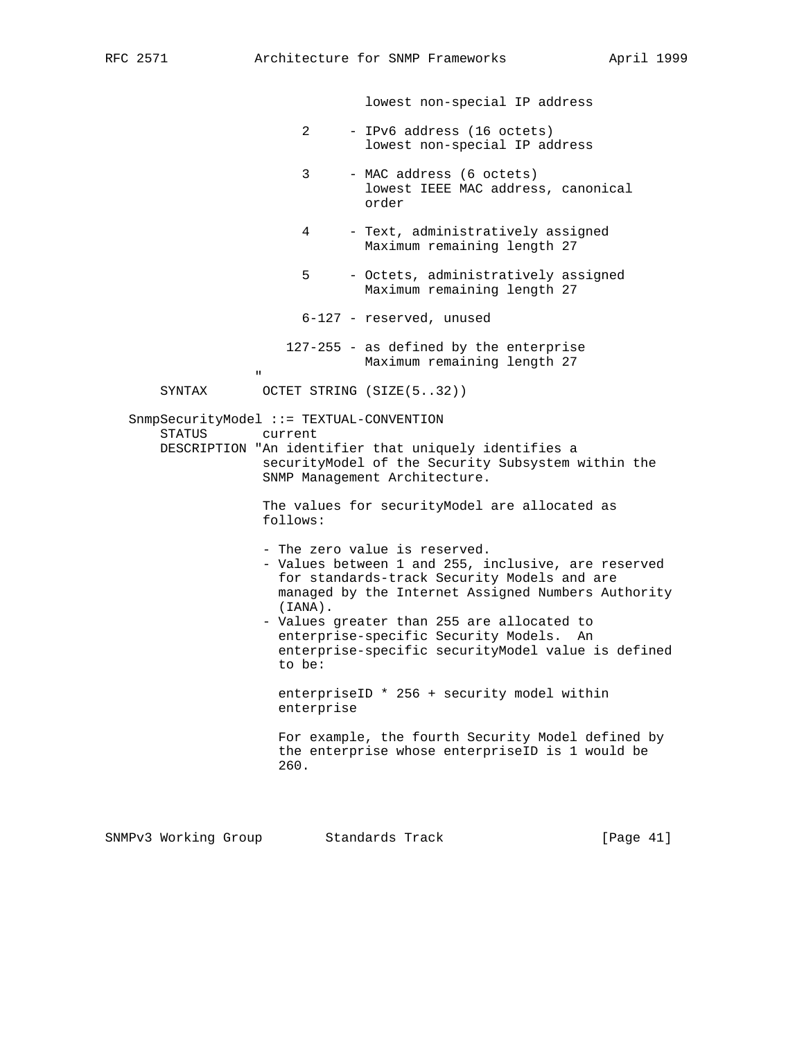```
                                 lowest non-special IP address

                         2     - IPv6 address (16 octets)
                                 lowest non-special IP address

                         3     - MAC address (6 octets)
                                 lowest IEEE MAC address, canonical
                                 order

                         4     - Text, administratively assigned
                                 Maximum remaining length 27

                         5     - Octets, administratively assigned
                                 Maximum remaining length 27

                         6-127 - reserved, unused

                       127-255 - as defined by the enterprise
                                 Maximum remaining length 27
                   "
    SYNTAX       OCTET STRING (SIZE(5..32))

SnmpSecurityModel ::= TEXTUAL-CONVENTION
    STATUS       current
    DESCRIPTION "An identifier that uniquely identifies a
                 securityModel of the Security Subsystem within the
                 SNMP Management Architecture.

                 The values for securityModel are allocated as
                 follows:

                 - The zero value is reserved.
                 - Values between 1 and 255, inclusive, are reserved
                   for standards-track Security Models and are
                   managed by the Internet Assigned Numbers Authority
                   (IANA).
                 - Values greater than 255 are allocated to
                   enterprise-specific Security Models.  An
                   enterprise-specific securityModel value is defined
                   to be:

                   enterpriseID * 256 + security model within
                   enterprise

                   For example, the fourth Security Model defined by
                   the enterprise whose enterpriseID is 1 would be
                   260.
```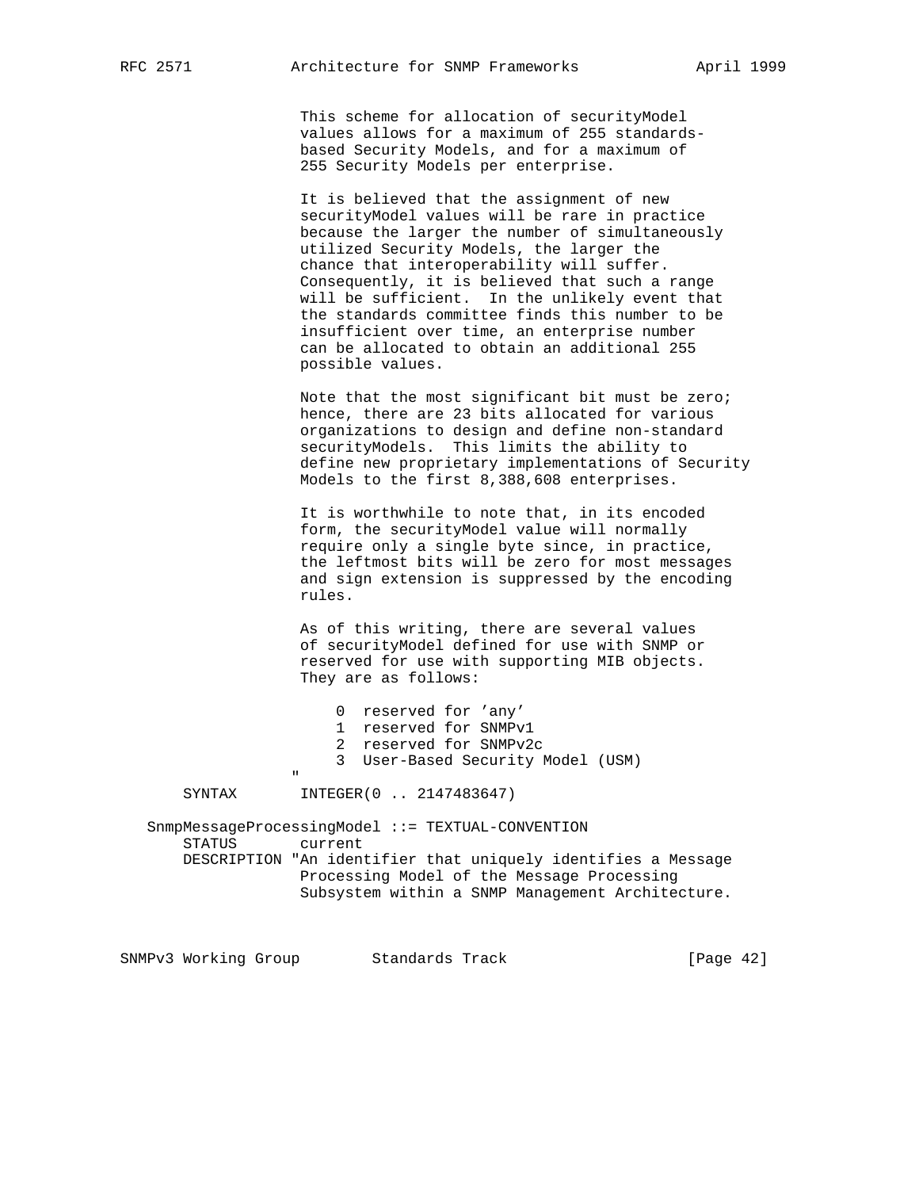```
                 This scheme for allocation of securityModel
                 values allows for a maximum of 255 standards-
                 based Security Models, and for a maximum of
                 255 Security Models per enterprise.

                 It is believed that the assignment of new
                 securityModel values will be rare in practice
                 because the larger the number of simultaneously
                 utilized Security Models, the larger the
                 chance that interoperability will suffer.
                 Consequently, it is believed that such a range
                 will be sufficient.  In the unlikely event that
                 the standards committee finds this number to be
                 insufficient over time, an enterprise number
                 can be allocated to obtain an additional 255
                 possible values.

                 Note that the most significant bit must be zero;
                 hence, there are 23 bits allocated for various
                 organizations to design and define non-standard
                 securityModels.  This limits the ability to
                 define new proprietary implementations of Security
                 Models to the first 8,388,608 enterprises.

                 It is worthwhile to note that, in its encoded
                 form, the securityModel value will normally
                 require only a single byte since, in practice,
                 the leftmost bits will be zero for most messages
                 and sign extension is suppressed by the encoding
                 rules.

                 As of this writing, there are several values
                 of securityModel defined for use with SNMP or
                 reserved for use with supporting MIB objects.
                 They are as follows:

                     0  reserved for 'any'
                     1  reserved for SNMPv1
                     2  reserved for SNMPv2c
                     3  User-Based Security Model (USM)
                "
    SYNTAX       INTEGER(0 .. 2147483647)

SnmpMessageProcessingModel ::= TEXTUAL-CONVENTION
    STATUS       current
    DESCRIPTION "An identifier that uniquely identifies a Message
                 Processing Model of the Message Processing
                 Subsystem within a SNMP Management Architecture.
```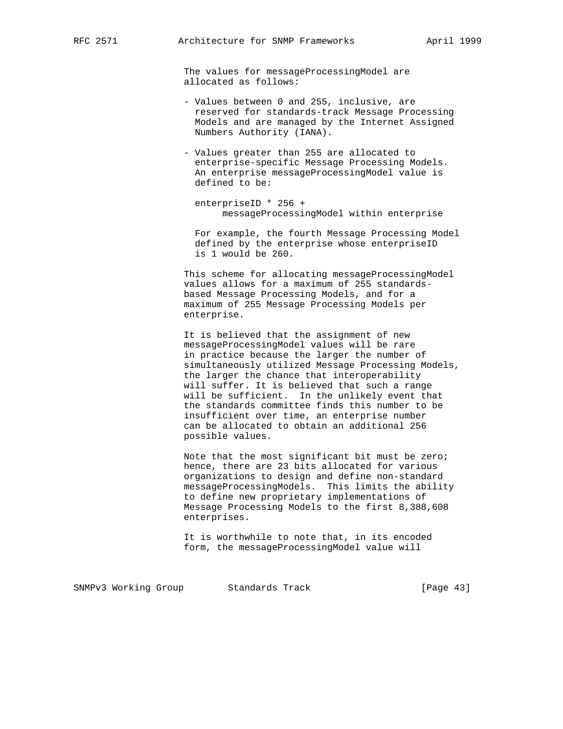The values for messageProcessingModel are allocated as follows:

- Values between 0 and 255, inclusive, are reserved for standards-track Message Processing Models and are managed by the Internet Assigned Numbers Authority (IANA).

- Values greater than 255 are allocated to enterprise-specific Message Processing Models. An enterprise messageProcessingModel value is defined to be:

  ```
  enterpriseID * 256 +
       messageProcessingModel within enterprise
  ```

  For example, the fourth Message Processing Model defined by the enterprise whose enterpriseID is 1 would be 260.

This scheme for allocating messageProcessingModel values allows for a maximum of 255 standards-based Message Processing Models, and for a maximum of 255 Message Processing Models per enterprise.

It is believed that the assignment of new messageProcessingModel values will be rare in practice because the larger the number of simultaneously utilized Message Processing Models, the larger the chance that interoperability will suffer. It is believed that such a range will be sufficient. In the unlikely event that the standards committee finds this number to be insufficient over time, an enterprise number can be allocated to obtain an additional 256 possible values.

Note that the most significant bit must be zero; hence, there are 23 bits allocated for various organizations to design and define non-standard messageProcessingModels. This limits the ability to define new proprietary implementations of Message Processing Models to the first 8,388,608 enterprises.

It is worthwhile to note that, in its encoded form, the messageProcessingModel value will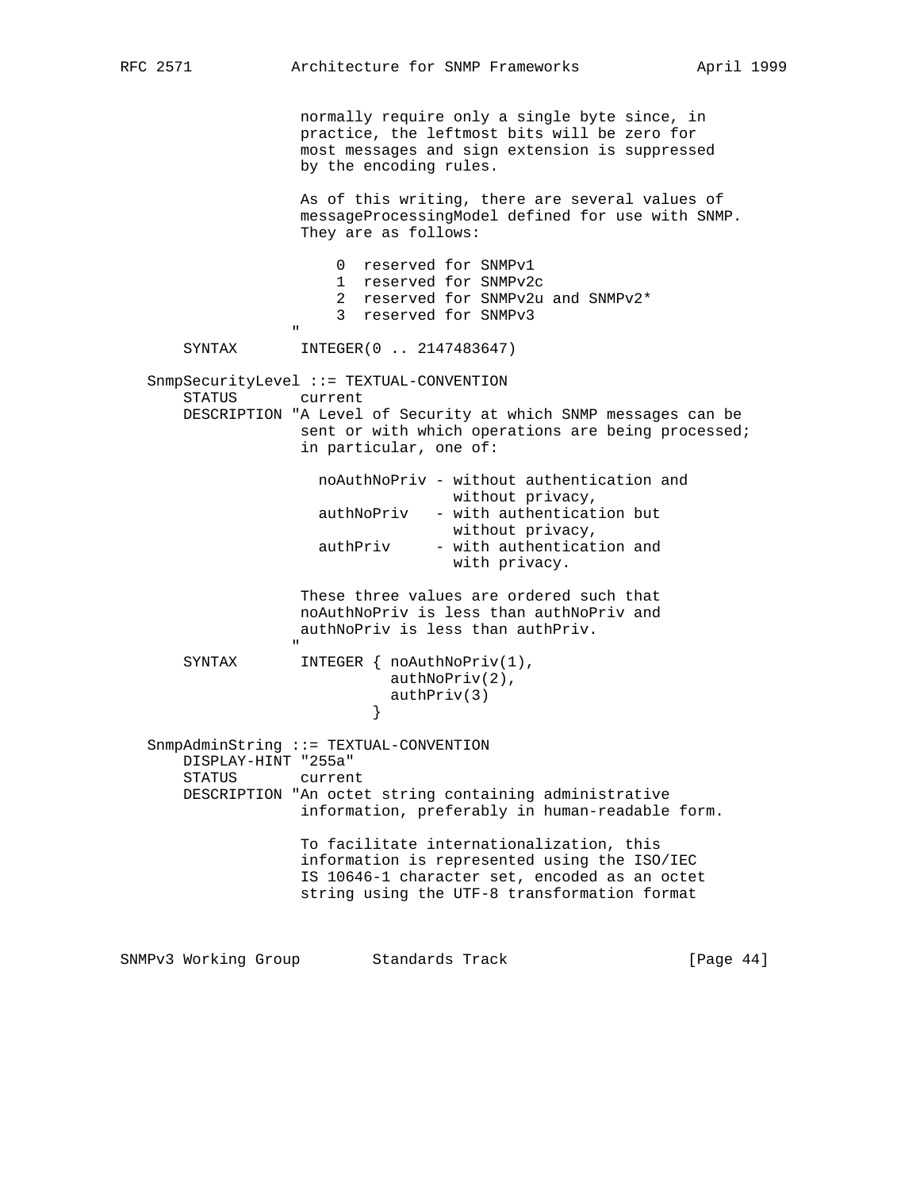```
                 normally require only a single byte since, in
                 practice, the leftmost bits will be zero for
                 most messages and sign extension is suppressed
                 by the encoding rules.

                 As of this writing, there are several values of
                 messageProcessingModel defined for use with SNMP.
                 They are as follows:

                     0  reserved for SNMPv1
                     1  reserved for SNMPv2c
                     2  reserved for SNMPv2u and SNMPv2*
                     3  reserved for SNMPv3
                "
    SYNTAX       INTEGER(0 .. 2147483647)

SnmpSecurityLevel ::= TEXTUAL-CONVENTION
    STATUS       current
    DESCRIPTION "A Level of Security at which SNMP messages can be
                 sent or with which operations are being processed;
                 in particular, one of:

                   noAuthNoPriv - without authentication and
                                  without privacy,
                   authNoPriv   - with authentication but
                                  without privacy,
                   authPriv     - with authentication and
                                  with privacy.

                 These three values are ordered such that
                 noAuthNoPriv is less than authNoPriv and
                 authNoPriv is less than authPriv.
                "
    SYNTAX       INTEGER { noAuthNoPriv(1),
                           authNoPriv(2),
                           authPriv(3)
                         }

SnmpAdminString ::= TEXTUAL-CONVENTION
    DISPLAY-HINT "255a"
    STATUS       current
    DESCRIPTION "An octet string containing administrative
                 information, preferably in human-readable form.

                 To facilitate internationalization, this
                 information is represented using the ISO/IEC
                 IS 10646-1 character set, encoded as an octet
                 string using the UTF-8 transformation format
```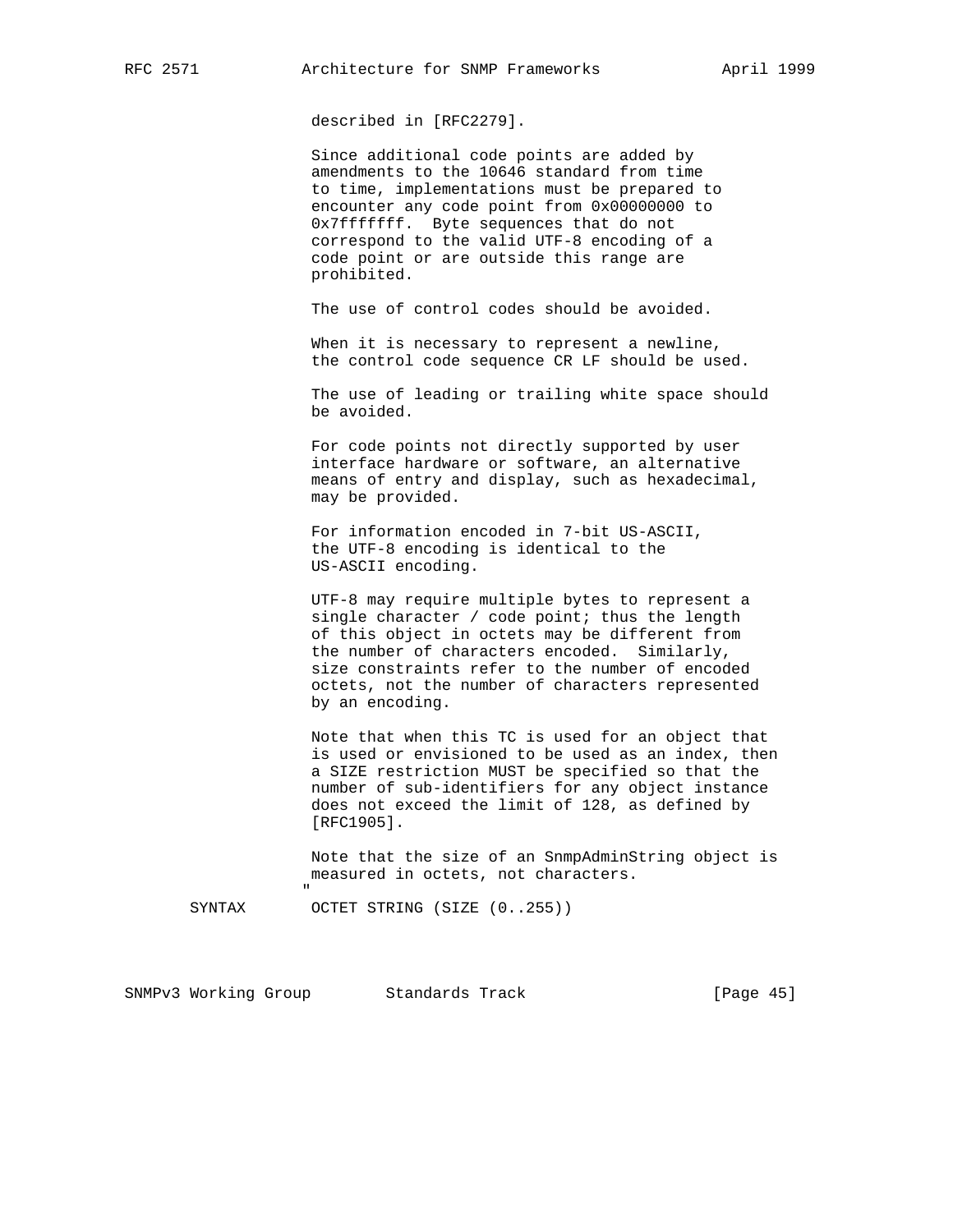```
                 described in [RFC2279].

                 Since additional code points are added by
                 amendments to the 10646 standard from time
                 to time, implementations must be prepared to
                 encounter any code point from 0x00000000 to
                 0x7fffffff.  Byte sequences that do not
                 correspond to the valid UTF-8 encoding of a
                 code point or are outside this range are
                 prohibited.

                 The use of control codes should be avoided.

                 When it is necessary to represent a newline,
                 the control code sequence CR LF should be used.

                 The use of leading or trailing white space should
                 be avoided.

                 For code points not directly supported by user
                 interface hardware or software, an alternative
                 means of entry and display, such as hexadecimal,
                 may be provided.

                 For information encoded in 7-bit US-ASCII,
                 the UTF-8 encoding is identical to the
                 US-ASCII encoding.

                 UTF-8 may require multiple bytes to represent a
                 single character / code point; thus the length
                 of this object in octets may be different from
                 the number of characters encoded.  Similarly,
                 size constraints refer to the number of encoded
                 octets, not the number of characters represented
                 by an encoding.

                 Note that when this TC is used for an object that
                 is used or envisioned to be used as an index, then
                 a SIZE restriction MUST be specified so that the
                 number of sub-identifiers for any object instance
                 does not exceed the limit of 128, as defined by
                 [RFC1905].

                 Note that the size of an SnmpAdminString object is
                 measured in octets, not characters.
                "
    SYNTAX       OCTET STRING (SIZE (0..255))
```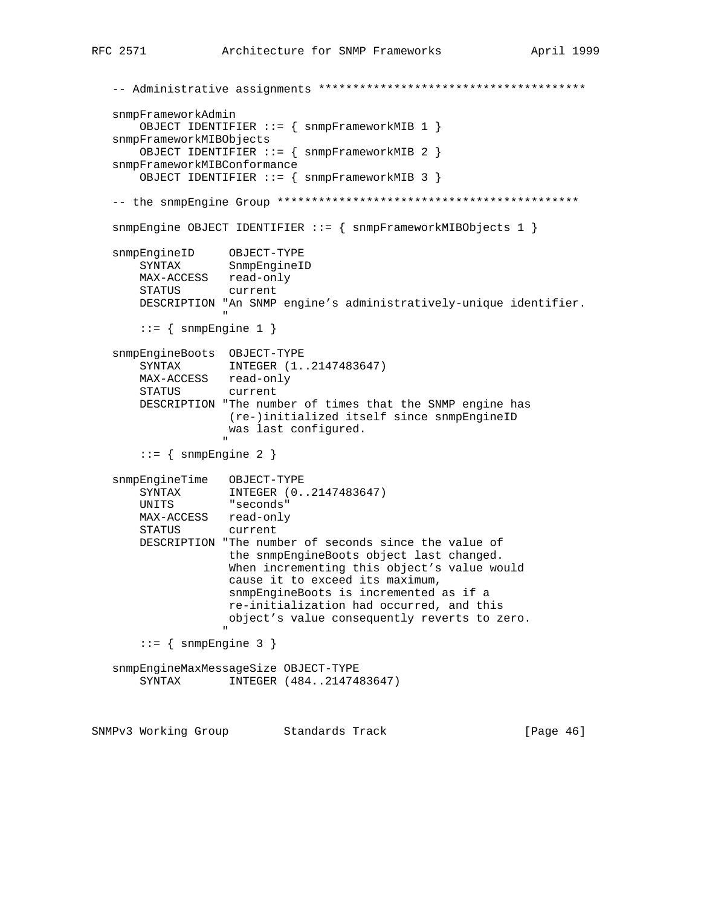```
-- Administrative assignments ***************************************

snmpFrameworkAdmin
    OBJECT IDENTIFIER ::= { snmpFrameworkMIB 1 }
snmpFrameworkMIBObjects
    OBJECT IDENTIFIER ::= { snmpFrameworkMIB 2 }
snmpFrameworkMIBConformance
    OBJECT IDENTIFIER ::= { snmpFrameworkMIB 3 }

-- the snmpEngine Group ********************************************

snmpEngine OBJECT IDENTIFIER ::= { snmpFrameworkMIBObjects 1 }

snmpEngineID     OBJECT-TYPE
    SYNTAX       SnmpEngineID
    MAX-ACCESS   read-only
    STATUS       current
    DESCRIPTION "An SNMP engine's administratively-unique identifier.
                "
    ::= { snmpEngine 1 }

snmpEngineBoots  OBJECT-TYPE
    SYNTAX       INTEGER (1..2147483647)
    MAX-ACCESS   read-only
    STATUS       current
    DESCRIPTION "The number of times that the SNMP engine has
                 (re-)initialized itself since snmpEngineID
                 was last configured.
                "
    ::= { snmpEngine 2 }

snmpEngineTime   OBJECT-TYPE
    SYNTAX       INTEGER (0..2147483647)
    UNITS        "seconds"
    MAX-ACCESS   read-only
    STATUS       current
    DESCRIPTION "The number of seconds since the value of
                 the snmpEngineBoots object last changed.
                 When incrementing this object's value would
                 cause it to exceed its maximum,
                 snmpEngineBoots is incremented as if a
                 re-initialization had occurred, and this
                 object's value consequently reverts to zero.
                "
    ::= { snmpEngine 3 }

snmpEngineMaxMessageSize OBJECT-TYPE
    SYNTAX       INTEGER (484..2147483647)
```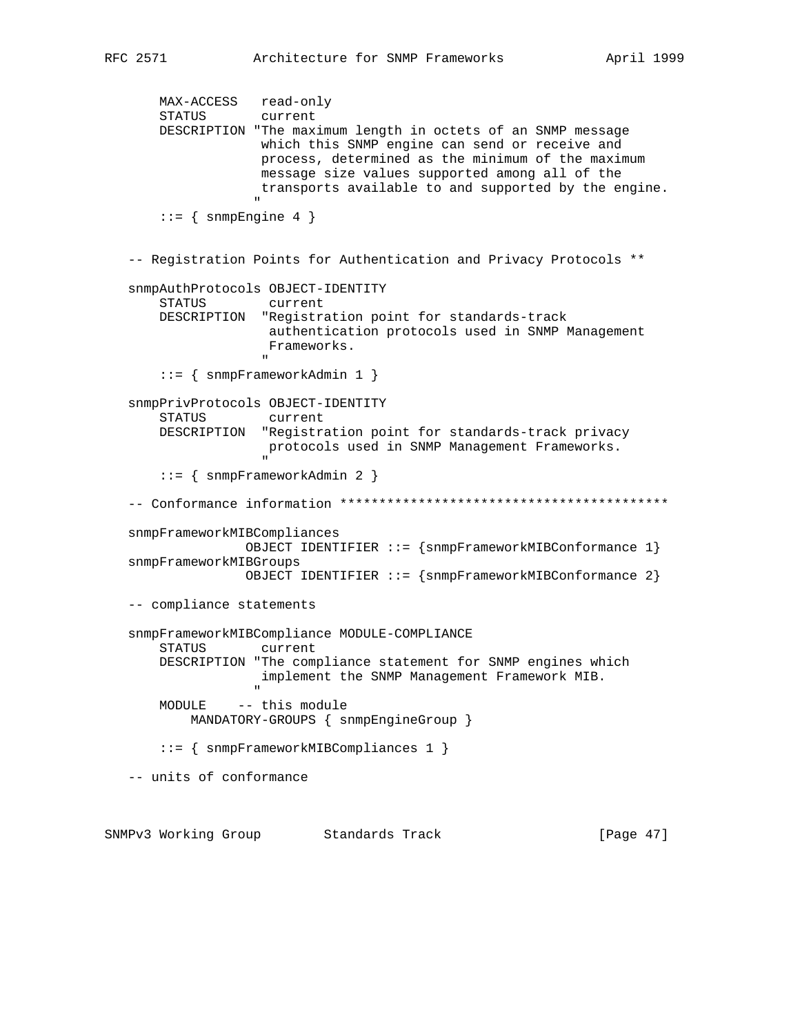```
       MAX-ACCESS   read-only
       STATUS       current
       DESCRIPTION "The maximum length in octets of an SNMP message
                    which this SNMP engine can send or receive and
                    process, determined as the minimum of the maximum
                    message size values supported among all of the
                    transports available to and supported by the engine.
                   "
       ::= { snmpEngine 4 }


   -- Registration Points for Authentication and Privacy Protocols **

   snmpAuthProtocols OBJECT-IDENTITY
       STATUS        current
       DESCRIPTION  "Registration point for standards-track
                     authentication protocols used in SNMP Management
                     Frameworks.
                    "
       ::= { snmpFrameworkAdmin 1 }

   snmpPrivProtocols OBJECT-IDENTITY
       STATUS        current
       DESCRIPTION  "Registration point for standards-track privacy
                     protocols used in SNMP Management Frameworks.
                    "
       ::= { snmpFrameworkAdmin 2 }

   -- Conformance information ******************************************

   snmpFrameworkMIBCompliances
                  OBJECT IDENTIFIER ::= {snmpFrameworkMIBConformance 1}
   snmpFrameworkMIBGroups
                  OBJECT IDENTIFIER ::= {snmpFrameworkMIBConformance 2}

   -- compliance statements

   snmpFrameworkMIBCompliance MODULE-COMPLIANCE
       STATUS       current
       DESCRIPTION "The compliance statement for SNMP engines which
                    implement the SNMP Management Framework MIB.
                   "
       MODULE    -- this module
           MANDATORY-GROUPS { snmpEngineGroup }

       ::= { snmpFrameworkMIBCompliances 1 }

   -- units of conformance
```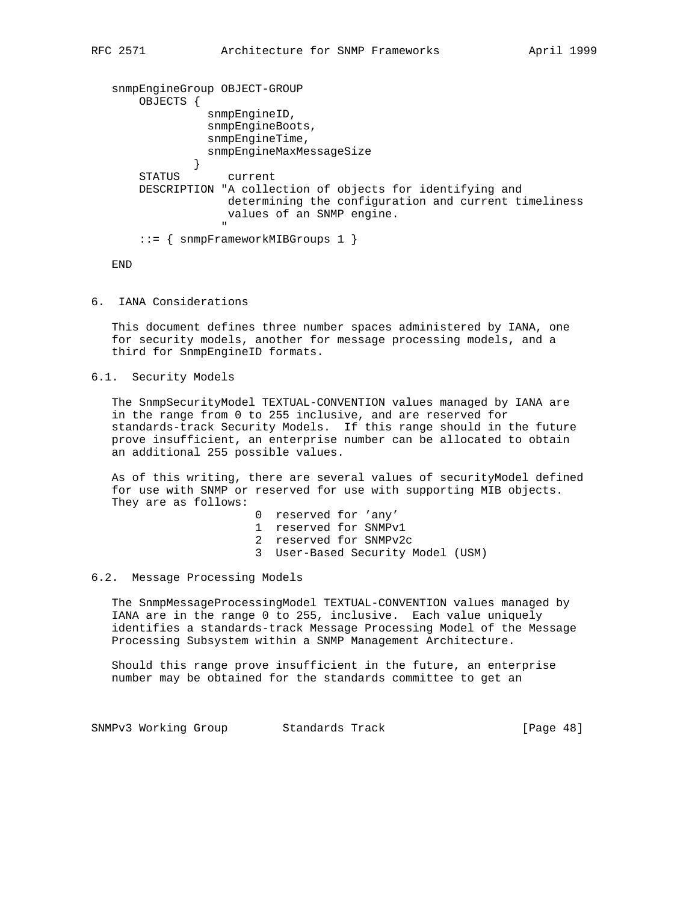```
snmpEngineGroup OBJECT-GROUP
    OBJECTS {
              snmpEngineID,
              snmpEngineBoots,
              snmpEngineTime,
              snmpEngineMaxMessageSize
            }
    STATUS       current
    DESCRIPTION "A collection of objects for identifying and
                 determining the configuration and current timeliness
                 values of an SNMP engine.
                "
    ::= { snmpFrameworkMIBGroups 1 }

END
```

## 6. IANA Considerations

This document defines three number spaces administered by IANA, one for security models, another for message processing models, and a third for SnmpEngineID formats.

### 6.1. Security Models

The SnmpSecurityModel TEXTUAL-CONVENTION values managed by IANA are in the range from 0 to 255 inclusive, and are reserved for standards-track Security Models. If this range should in the future prove insufficient, an enterprise number can be allocated to obtain an additional 255 possible values.

As of this writing, there are several values of securityModel defined for use with SNMP or reserved for use with supporting MIB objects. They are as follows:

```
0  reserved for 'any'
1  reserved for SNMPv1
2  reserved for SNMPv2c
3  User-Based Security Model (USM)
```

### 6.2. Message Processing Models

The SnmpMessageProcessingModel TEXTUAL-CONVENTION values managed by IANA are in the range 0 to 255, inclusive. Each value uniquely identifies a standards-track Message Processing Model of the Message Processing Subsystem within a SNMP Management Architecture.

Should this range prove insufficient in the future, an enterprise number may be obtained for the standards committee to get an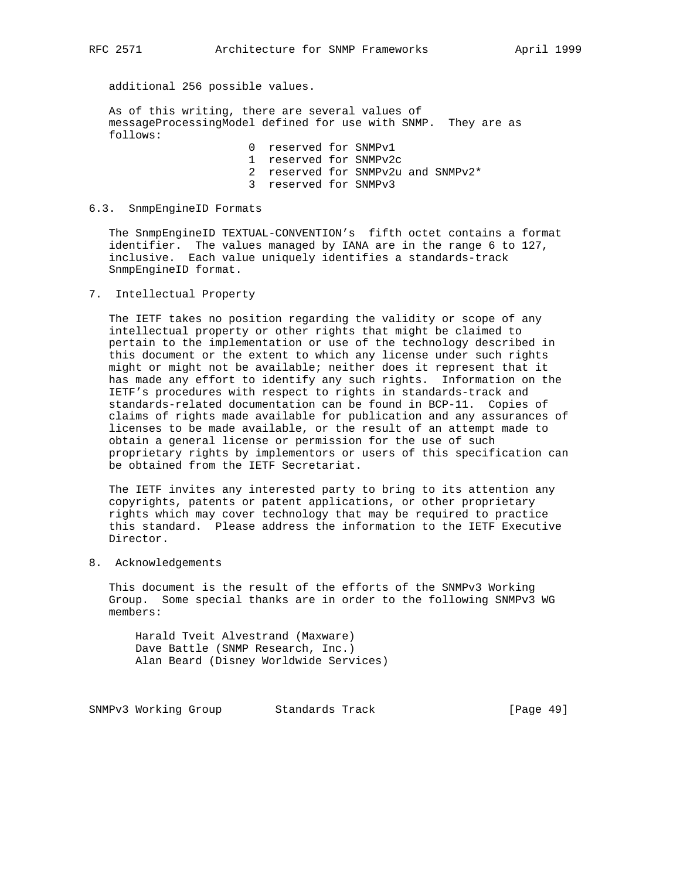additional 256 possible values.

As of this writing, there are several values of messageProcessingModel defined for use with SNMP. They are as follows:

```
0  reserved for SNMPv1
1  reserved for SNMPv2c
2  reserved for SNMPv2u and SNMPv2*
3  reserved for SNMPv3
```

### 6.3. SnmpEngineID Formats

The SnmpEngineID TEXTUAL-CONVENTION's fifth octet contains a format identifier. The values managed by IANA are in the range 6 to 127, inclusive. Each value uniquely identifies a standards-track SnmpEngineID format.

## 7. Intellectual Property

The IETF takes no position regarding the validity or scope of any intellectual property or other rights that might be claimed to pertain to the implementation or use of the technology described in this document or the extent to which any license under such rights might or might not be available; neither does it represent that it has made any effort to identify any such rights. Information on the IETF's procedures with respect to rights in standards-track and standards-related documentation can be found in BCP-11. Copies of claims of rights made available for publication and any assurances of licenses to be made available, or the result of an attempt made to obtain a general license or permission for the use of such proprietary rights by implementors or users of this specification can be obtained from the IETF Secretariat.

The IETF invites any interested party to bring to its attention any copyrights, patents or patent applications, or other proprietary rights which may cover technology that may be required to practice this standard. Please address the information to the IETF Executive Director.

## 8. Acknowledgements

This document is the result of the efforts of the SNMPv3 Working Group. Some special thanks are in order to the following SNMPv3 WG members:

Harald Tveit Alvestrand (Maxware)
Dave Battle (SNMP Research, Inc.)
Alan Beard (Disney Worldwide Services)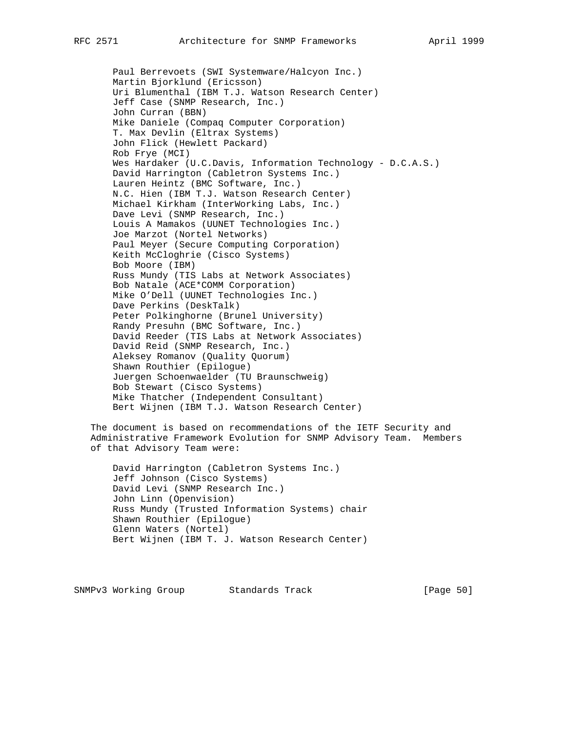Paul Berrevoets (SWI Systemware/Halcyon Inc.)
Martin Bjorklund (Ericsson)
Uri Blumenthal (IBM T.J. Watson Research Center)
Jeff Case (SNMP Research, Inc.)
John Curran (BBN)
Mike Daniele (Compaq Computer Corporation)
T. Max Devlin (Eltrax Systems)
John Flick (Hewlett Packard)
Rob Frye (MCI)
Wes Hardaker (U.C.Davis, Information Technology - D.C.A.S.)
David Harrington (Cabletron Systems Inc.)
Lauren Heintz (BMC Software, Inc.)
N.C. Hien (IBM T.J. Watson Research Center)
Michael Kirkham (InterWorking Labs, Inc.)
Dave Levi (SNMP Research, Inc.)
Louis A Mamakos (UUNET Technologies Inc.)
Joe Marzot (Nortel Networks)
Paul Meyer (Secure Computing Corporation)
Keith McCloghrie (Cisco Systems)
Bob Moore (IBM)
Russ Mundy (TIS Labs at Network Associates)
Bob Natale (ACE*COMM Corporation)
Mike O'Dell (UUNET Technologies Inc.)
Dave Perkins (DeskTalk)
Peter Polkinghorne (Brunel University)
Randy Presuhn (BMC Software, Inc.)
David Reeder (TIS Labs at Network Associates)
David Reid (SNMP Research, Inc.)
Aleksey Romanov (Quality Quorum)
Shawn Routhier (Epilogue)
Juergen Schoenwaelder (TU Braunschweig)
Bob Stewart (Cisco Systems)
Mike Thatcher (Independent Consultant)
Bert Wijnen (IBM T.J. Watson Research Center)

The document is based on recommendations of the IETF Security and Administrative Framework Evolution for SNMP Advisory Team. Members of that Advisory Team were:

David Harrington (Cabletron Systems Inc.)
Jeff Johnson (Cisco Systems)
David Levi (SNMP Research Inc.)
John Linn (Openvision)
Russ Mundy (Trusted Information Systems) chair
Shawn Routhier (Epilogue)
Glenn Waters (Nortel)
Bert Wijnen (IBM T. J. Watson Research Center)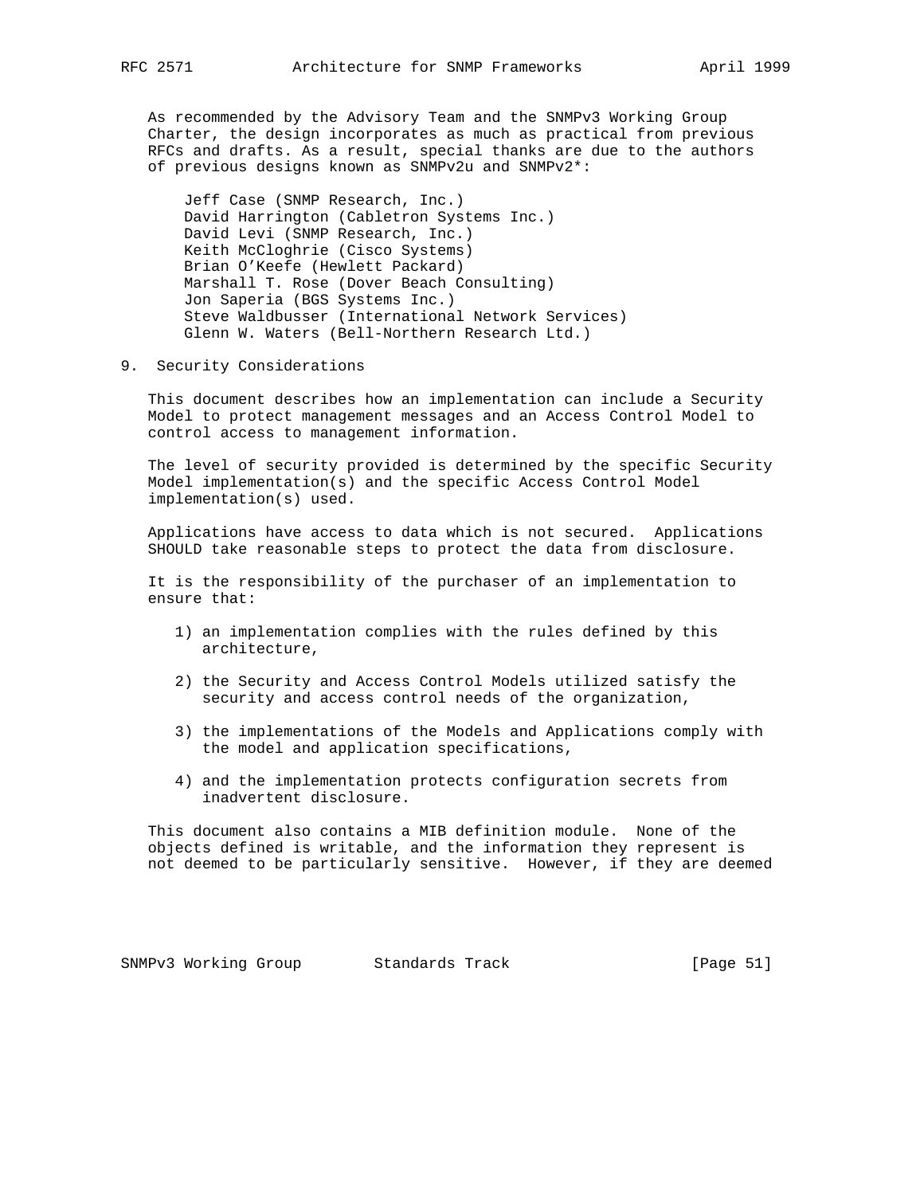As recommended by the Advisory Team and the SNMPv3 Working Group Charter, the design incorporates as much as practical from previous RFCs and drafts. As a result, special thanks are due to the authors of previous designs known as SNMPv2u and SNMPv2*:

- Jeff Case (SNMP Research, Inc.)
- David Harrington (Cabletron Systems Inc.)
- David Levi (SNMP Research, Inc.)
- Keith McCloghrie (Cisco Systems)
- Brian O'Keefe (Hewlett Packard)
- Marshall T. Rose (Dover Beach Consulting)
- Jon Saperia (BGS Systems Inc.)
- Steve Waldbusser (International Network Services)
- Glenn W. Waters (Bell-Northern Research Ltd.)

## 9. Security Considerations

This document describes how an implementation can include a Security Model to protect management messages and an Access Control Model to control access to management information.

The level of security provided is determined by the specific Security Model implementation(s) and the specific Access Control Model implementation(s) used.

Applications have access to data which is not secured. Applications SHOULD take reasonable steps to protect the data from disclosure.

It is the responsibility of the purchaser of an implementation to ensure that:

1) an implementation complies with the rules defined by this architecture,

2) the Security and Access Control Models utilized satisfy the security and access control needs of the organization,

3) the implementations of the Models and Applications comply with the model and application specifications,

4) and the implementation protects configuration secrets from inadvertent disclosure.

This document also contains a MIB definition module. None of the objects defined is writable, and the information they represent is not deemed to be particularly sensitive. However, if they are deemed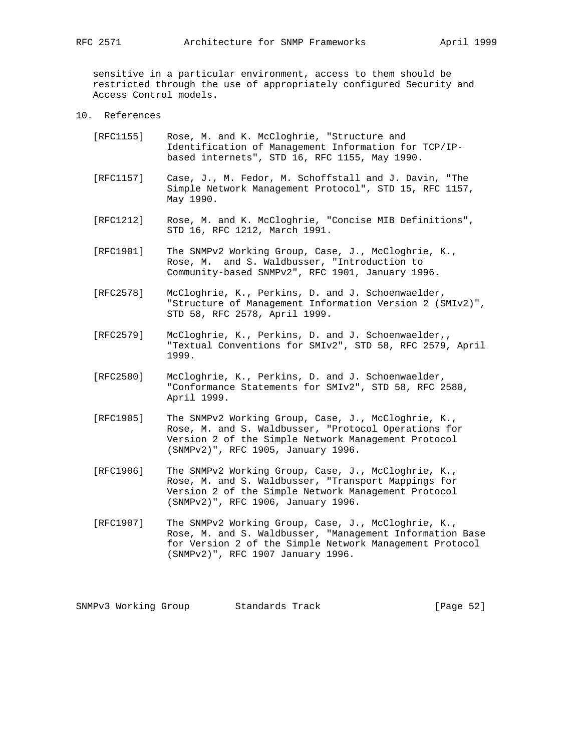sensitive in a particular environment, access to them should be restricted through the use of appropriately configured Security and Access Control models.

## 10. References

[RFC1155] Rose, M. and K. McCloghrie, "Structure and Identification of Management Information for TCP/IP-based internets", STD 16, RFC 1155, May 1990.

[RFC1157] Case, J., M. Fedor, M. Schoffstall and J. Davin, "The Simple Network Management Protocol", STD 15, RFC 1157, May 1990.

[RFC1212] Rose, M. and K. McCloghrie, "Concise MIB Definitions", STD 16, RFC 1212, March 1991.

[RFC1901] The SNMPv2 Working Group, Case, J., McCloghrie, K., Rose, M. and S. Waldbusser, "Introduction to Community-based SNMPv2", RFC 1901, January 1996.

[RFC2578] McCloghrie, K., Perkins, D. and J. Schoenwaelder, "Structure of Management Information Version 2 (SMIv2)", STD 58, RFC 2578, April 1999.

[RFC2579] McCloghrie, K., Perkins, D. and J. Schoenwaelder,, "Textual Conventions for SMIv2", STD 58, RFC 2579, April 1999.

[RFC2580] McCloghrie, K., Perkins, D. and J. Schoenwaelder, "Conformance Statements for SMIv2", STD 58, RFC 2580, April 1999.

[RFC1905] The SNMPv2 Working Group, Case, J., McCloghrie, K., Rose, M. and S. Waldbusser, "Protocol Operations for Version 2 of the Simple Network Management Protocol (SNMPv2)", RFC 1905, January 1996.

[RFC1906] The SNMPv2 Working Group, Case, J., McCloghrie, K., Rose, M. and S. Waldbusser, "Transport Mappings for Version 2 of the Simple Network Management Protocol (SNMPv2)", RFC 1906, January 1996.

[RFC1907] The SNMPv2 Working Group, Case, J., McCloghrie, K., Rose, M. and S. Waldbusser, "Management Information Base for Version 2 of the Simple Network Management Protocol (SNMPv2)", RFC 1907 January 1996.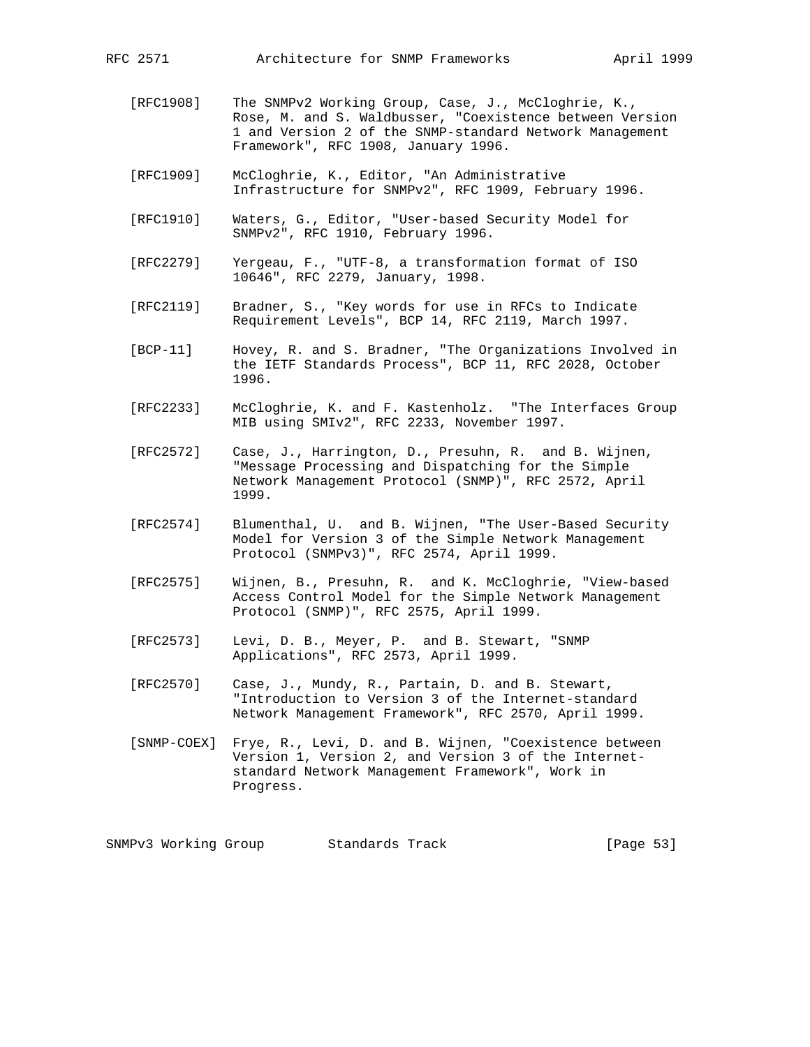[RFC1908] The SNMPv2 Working Group, Case, J., McCloghrie, K., Rose, M. and S. Waldbusser, "Coexistence between Version 1 and Version 2 of the SNMP-standard Network Management Framework", RFC 1908, January 1996.

[RFC1909] McCloghrie, K., Editor, "An Administrative Infrastructure for SNMPv2", RFC 1909, February 1996.

[RFC1910] Waters, G., Editor, "User-based Security Model for SNMPv2", RFC 1910, February 1996.

[RFC2279] Yergeau, F., "UTF-8, a transformation format of ISO 10646", RFC 2279, January, 1998.

[RFC2119] Bradner, S., "Key words for use in RFCs to Indicate Requirement Levels", BCP 14, RFC 2119, March 1997.

[BCP-11] Hovey, R. and S. Bradner, "The Organizations Involved in the IETF Standards Process", BCP 11, RFC 2028, October 1996.

[RFC2233] McCloghrie, K. and F. Kastenholz. "The Interfaces Group MIB using SMIv2", RFC 2233, November 1997.

[RFC2572] Case, J., Harrington, D., Presuhn, R. and B. Wijnen, "Message Processing and Dispatching for the Simple Network Management Protocol (SNMP)", RFC 2572, April 1999.

[RFC2574] Blumenthal, U. and B. Wijnen, "The User-Based Security Model for Version 3 of the Simple Network Management Protocol (SNMPv3)", RFC 2574, April 1999.

[RFC2575] Wijnen, B., Presuhn, R. and K. McCloghrie, "View-based Access Control Model for the Simple Network Management Protocol (SNMP)", RFC 2575, April 1999.

[RFC2573] Levi, D. B., Meyer, P. and B. Stewart, "SNMP Applications", RFC 2573, April 1999.

[RFC2570] Case, J., Mundy, R., Partain, D. and B. Stewart, "Introduction to Version 3 of the Internet-standard Network Management Framework", RFC 2570, April 1999.

[SNMP-COEX] Frye, R., Levi, D. and B. Wijnen, "Coexistence between Version 1, Version 2, and Version 3 of the Internet-standard Network Management Framework", Work in Progress.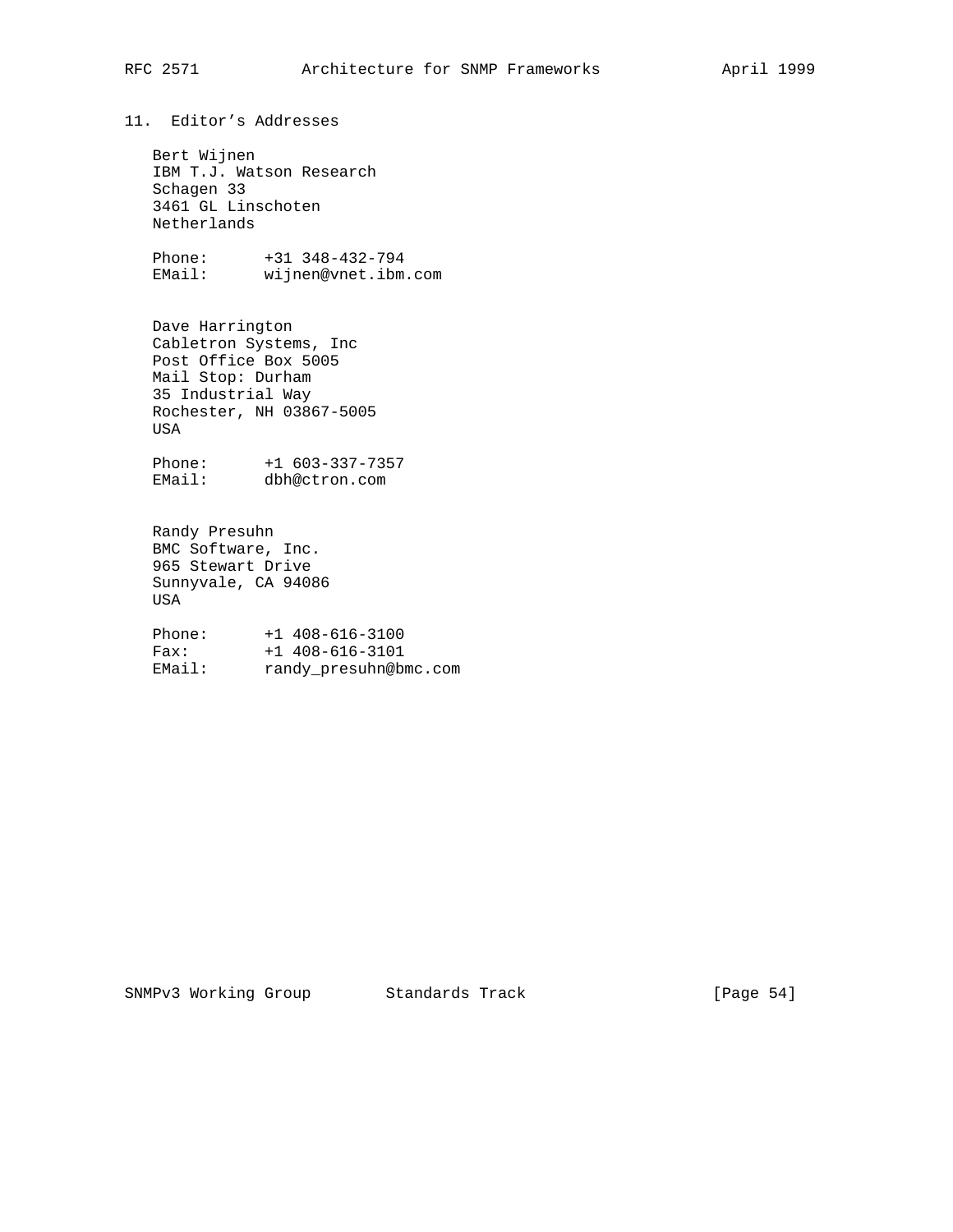## 11. Editor's Addresses

Bert Wijnen
IBM T.J. Watson Research
Schagen 33
3461 GL Linschoten
Netherlands

Phone: +31 348-432-794
EMail: wijnen@vnet.ibm.com

Dave Harrington
Cabletron Systems, Inc
Post Office Box 5005
Mail Stop: Durham
35 Industrial Way
Rochester, NH 03867-5005
USA

Phone: +1 603-337-7357
EMail: dbh@ctron.com

Randy Presuhn
BMC Software, Inc.
965 Stewart Drive
Sunnyvale, CA 94086
USA

Phone: +1 408-616-3100
Fax: +1 408-616-3101
EMail: randy_presuhn@bmc.com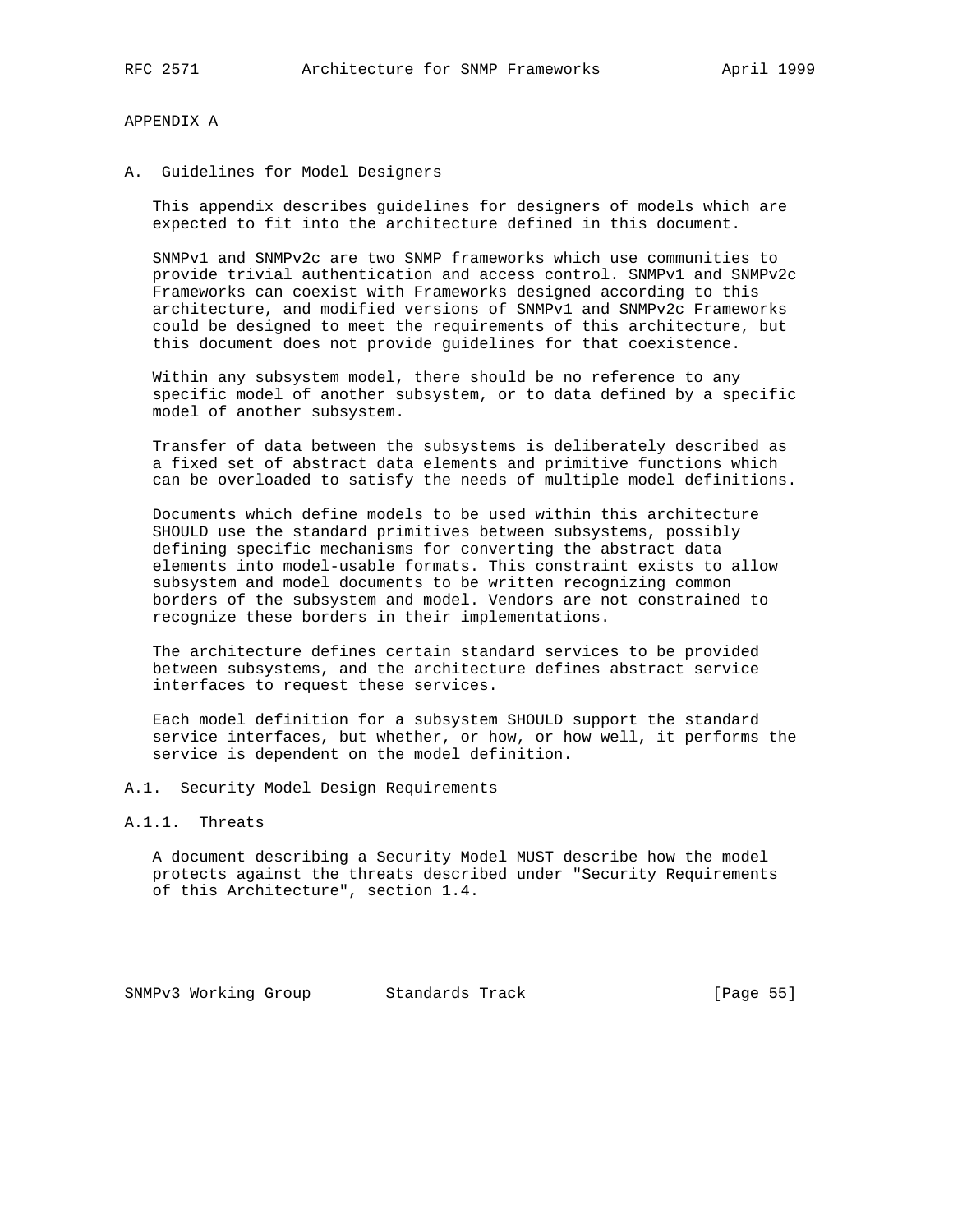# APPENDIX A

## A. Guidelines for Model Designers

This appendix describes guidelines for designers of models which are expected to fit into the architecture defined in this document.

SNMPv1 and SNMPv2c are two SNMP frameworks which use communities to provide trivial authentication and access control. SNMPv1 and SNMPv2c Frameworks can coexist with Frameworks designed according to this architecture, and modified versions of SNMPv1 and SNMPv2c Frameworks could be designed to meet the requirements of this architecture, but this document does not provide guidelines for that coexistence.

Within any subsystem model, there should be no reference to any specific model of another subsystem, or to data defined by a specific model of another subsystem.

Transfer of data between the subsystems is deliberately described as a fixed set of abstract data elements and primitive functions which can be overloaded to satisfy the needs of multiple model definitions.

Documents which define models to be used within this architecture SHOULD use the standard primitives between subsystems, possibly defining specific mechanisms for converting the abstract data elements into model-usable formats. This constraint exists to allow subsystem and model documents to be written recognizing common borders of the subsystem and model. Vendors are not constrained to recognize these borders in their implementations.

The architecture defines certain standard services to be provided between subsystems, and the architecture defines abstract service interfaces to request these services.

Each model definition for a subsystem SHOULD support the standard service interfaces, but whether, or how, or how well, it performs the service is dependent on the model definition.

### A.1. Security Model Design Requirements

#### A.1.1. Threats

A document describing a Security Model MUST describe how the model protects against the threats described under "Security Requirements of this Architecture", section 1.4.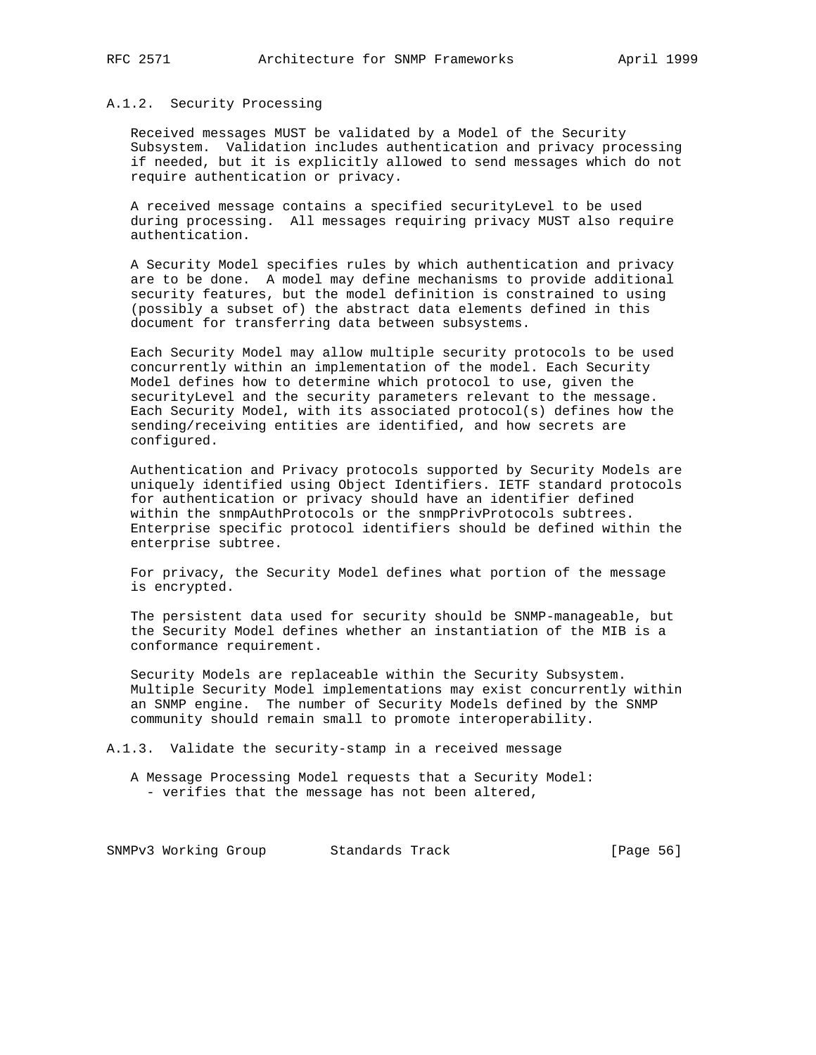### A.1.2. Security Processing

Received messages MUST be validated by a Model of the Security Subsystem. Validation includes authentication and privacy processing if needed, but it is explicitly allowed to send messages which do not require authentication or privacy.

A received message contains a specified securityLevel to be used during processing. All messages requiring privacy MUST also require authentication.

A Security Model specifies rules by which authentication and privacy are to be done. A model may define mechanisms to provide additional security features, but the model definition is constrained to using (possibly a subset of) the abstract data elements defined in this document for transferring data between subsystems.

Each Security Model may allow multiple security protocols to be used concurrently within an implementation of the model. Each Security Model defines how to determine which protocol to use, given the securityLevel and the security parameters relevant to the message. Each Security Model, with its associated protocol(s) defines how the sending/receiving entities are identified, and how secrets are configured.

Authentication and Privacy protocols supported by Security Models are uniquely identified using Object Identifiers. IETF standard protocols for authentication or privacy should have an identifier defined within the snmpAuthProtocols or the snmpPrivProtocols subtrees. Enterprise specific protocol identifiers should be defined within the enterprise subtree.

For privacy, the Security Model defines what portion of the message is encrypted.

The persistent data used for security should be SNMP-manageable, but the Security Model defines whether an instantiation of the MIB is a conformance requirement.

Security Models are replaceable within the Security Subsystem. Multiple Security Model implementations may exist concurrently within an SNMP engine. The number of Security Models defined by the SNMP community should remain small to promote interoperability.

### A.1.3. Validate the security-stamp in a received message

A Message Processing Model requests that a Security Model:

- verifies that the message has not been altered,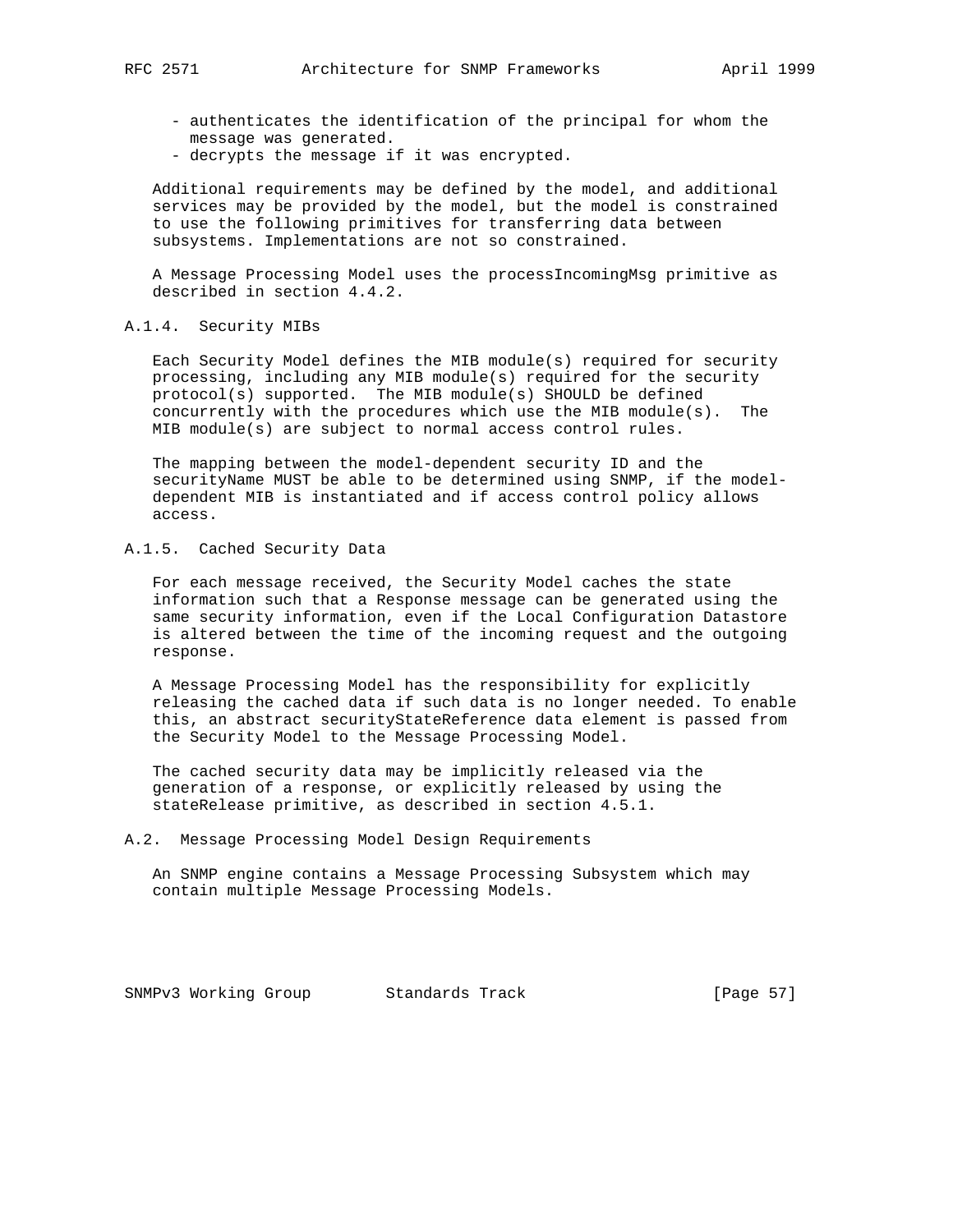- authenticates the identification of the principal for whom the message was generated.
- decrypts the message if it was encrypted.

Additional requirements may be defined by the model, and additional services may be provided by the model, but the model is constrained to use the following primitives for transferring data between subsystems. Implementations are not so constrained.

A Message Processing Model uses the processIncomingMsg primitive as described in section 4.4.2.

### A.1.4. Security MIBs

Each Security Model defines the MIB module(s) required for security processing, including any MIB module(s) required for the security protocol(s) supported. The MIB module(s) SHOULD be defined concurrently with the procedures which use the MIB module(s). The MIB module(s) are subject to normal access control rules.

The mapping between the model-dependent security ID and the securityName MUST be able to be determined using SNMP, if the model-dependent MIB is instantiated and if access control policy allows access.

### A.1.5. Cached Security Data

For each message received, the Security Model caches the state information such that a Response message can be generated using the same security information, even if the Local Configuration Datastore is altered between the time of the incoming request and the outgoing response.

A Message Processing Model has the responsibility for explicitly releasing the cached data if such data is no longer needed. To enable this, an abstract securityStateReference data element is passed from the Security Model to the Message Processing Model.

The cached security data may be implicitly released via the generation of a response, or explicitly released by using the stateRelease primitive, as described in section 4.5.1.

## A.2. Message Processing Model Design Requirements

An SNMP engine contains a Message Processing Subsystem which may contain multiple Message Processing Models.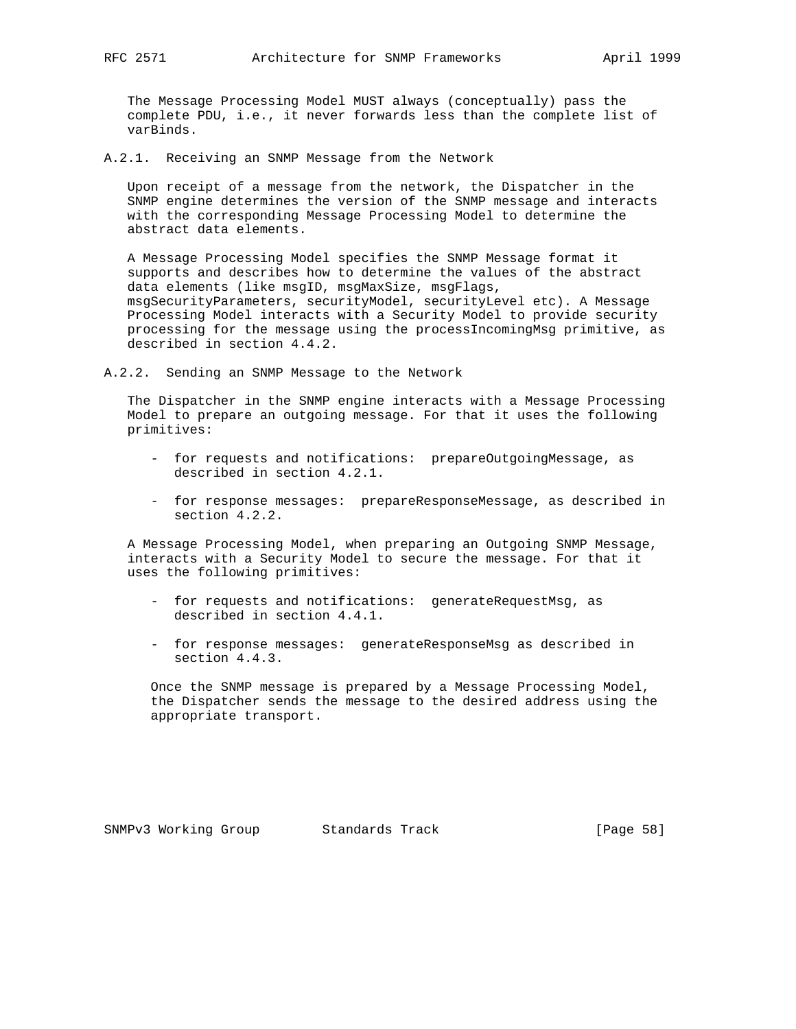The Message Processing Model MUST always (conceptually) pass the complete PDU, i.e., it never forwards less than the complete list of varBinds.

### A.2.1. Receiving an SNMP Message from the Network

Upon receipt of a message from the network, the Dispatcher in the SNMP engine determines the version of the SNMP message and interacts with the corresponding Message Processing Model to determine the abstract data elements.

A Message Processing Model specifies the SNMP Message format it supports and describes how to determine the values of the abstract data elements (like msgID, msgMaxSize, msgFlags, msgSecurityParameters, securityModel, securityLevel etc). A Message Processing Model interacts with a Security Model to provide security processing for the message using the processIncomingMsg primitive, as described in section 4.4.2.

### A.2.2. Sending an SNMP Message to the Network

The Dispatcher in the SNMP engine interacts with a Message Processing Model to prepare an outgoing message. For that it uses the following primitives:

- for requests and notifications: prepareOutgoingMessage, as described in section 4.2.1.

- for response messages: prepareResponseMessage, as described in section 4.2.2.

A Message Processing Model, when preparing an Outgoing SNMP Message, interacts with a Security Model to secure the message. For that it uses the following primitives:

- for requests and notifications: generateRequestMsg, as described in section 4.4.1.

- for response messages: generateResponseMsg as described in section 4.4.3.

Once the SNMP message is prepared by a Message Processing Model, the Dispatcher sends the message to the desired address using the appropriate transport.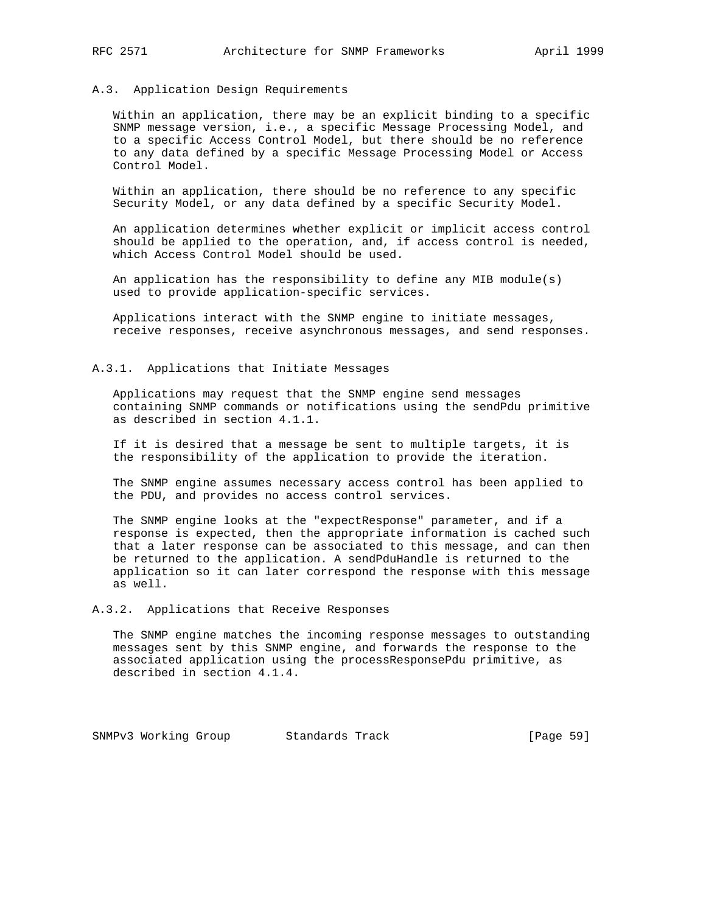### A.3. Application Design Requirements

Within an application, there may be an explicit binding to a specific SNMP message version, i.e., a specific Message Processing Model, and to a specific Access Control Model, but there should be no reference to any data defined by a specific Message Processing Model or Access Control Model.

Within an application, there should be no reference to any specific Security Model, or any data defined by a specific Security Model.

An application determines whether explicit or implicit access control should be applied to the operation, and, if access control is needed, which Access Control Model should be used.

An application has the responsibility to define any MIB module(s) used to provide application-specific services.

Applications interact with the SNMP engine to initiate messages, receive responses, receive asynchronous messages, and send responses.

#### A.3.1. Applications that Initiate Messages

Applications may request that the SNMP engine send messages containing SNMP commands or notifications using the sendPdu primitive as described in section 4.1.1.

If it is desired that a message be sent to multiple targets, it is the responsibility of the application to provide the iteration.

The SNMP engine assumes necessary access control has been applied to the PDU, and provides no access control services.

The SNMP engine looks at the "expectResponse" parameter, and if a response is expected, then the appropriate information is cached such that a later response can be associated to this message, and can then be returned to the application. A sendPduHandle is returned to the application so it can later correspond the response with this message as well.

#### A.3.2. Applications that Receive Responses

The SNMP engine matches the incoming response messages to outstanding messages sent by this SNMP engine, and forwards the response to the associated application using the processResponsePdu primitive, as described in section 4.1.4.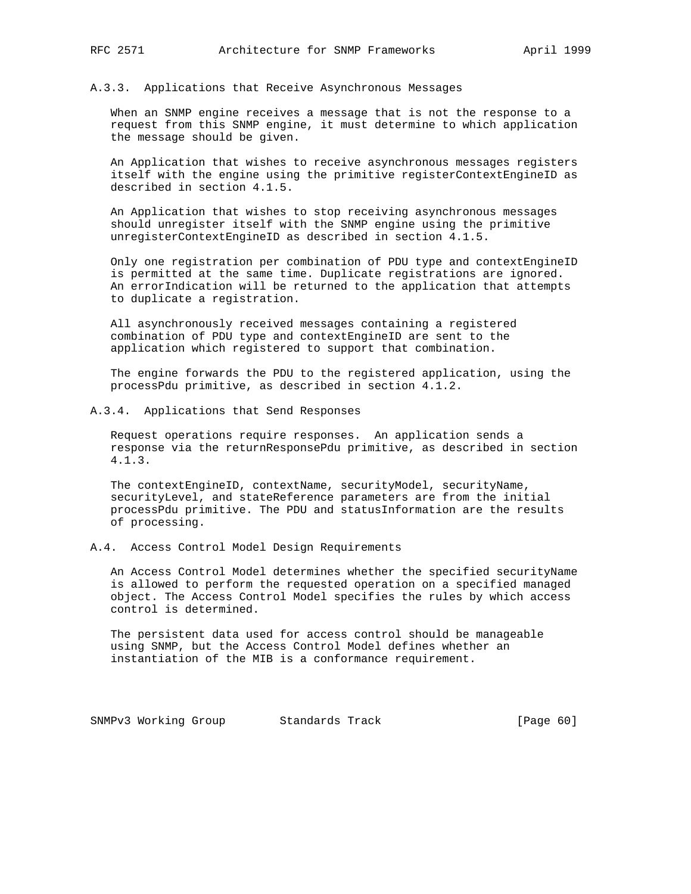### A.3.3. Applications that Receive Asynchronous Messages

When an SNMP engine receives a message that is not the response to a request from this SNMP engine, it must determine to which application the message should be given.

An Application that wishes to receive asynchronous messages registers itself with the engine using the primitive registerContextEngineID as described in section 4.1.5.

An Application that wishes to stop receiving asynchronous messages should unregister itself with the SNMP engine using the primitive unregisterContextEngineID as described in section 4.1.5.

Only one registration per combination of PDU type and contextEngineID is permitted at the same time. Duplicate registrations are ignored. An errorIndication will be returned to the application that attempts to duplicate a registration.

All asynchronously received messages containing a registered combination of PDU type and contextEngineID are sent to the application which registered to support that combination.

The engine forwards the PDU to the registered application, using the processPdu primitive, as described in section 4.1.2.

### A.3.4. Applications that Send Responses

Request operations require responses. An application sends a response via the returnResponsePdu primitive, as described in section 4.1.3.

The contextEngineID, contextName, securityModel, securityName, securityLevel, and stateReference parameters are from the initial processPdu primitive. The PDU and statusInformation are the results of processing.

## A.4. Access Control Model Design Requirements

An Access Control Model determines whether the specified securityName is allowed to perform the requested operation on a specified managed object. The Access Control Model specifies the rules by which access control is determined.

The persistent data used for access control should be manageable using SNMP, but the Access Control Model defines whether an instantiation of the MIB is a conformance requirement.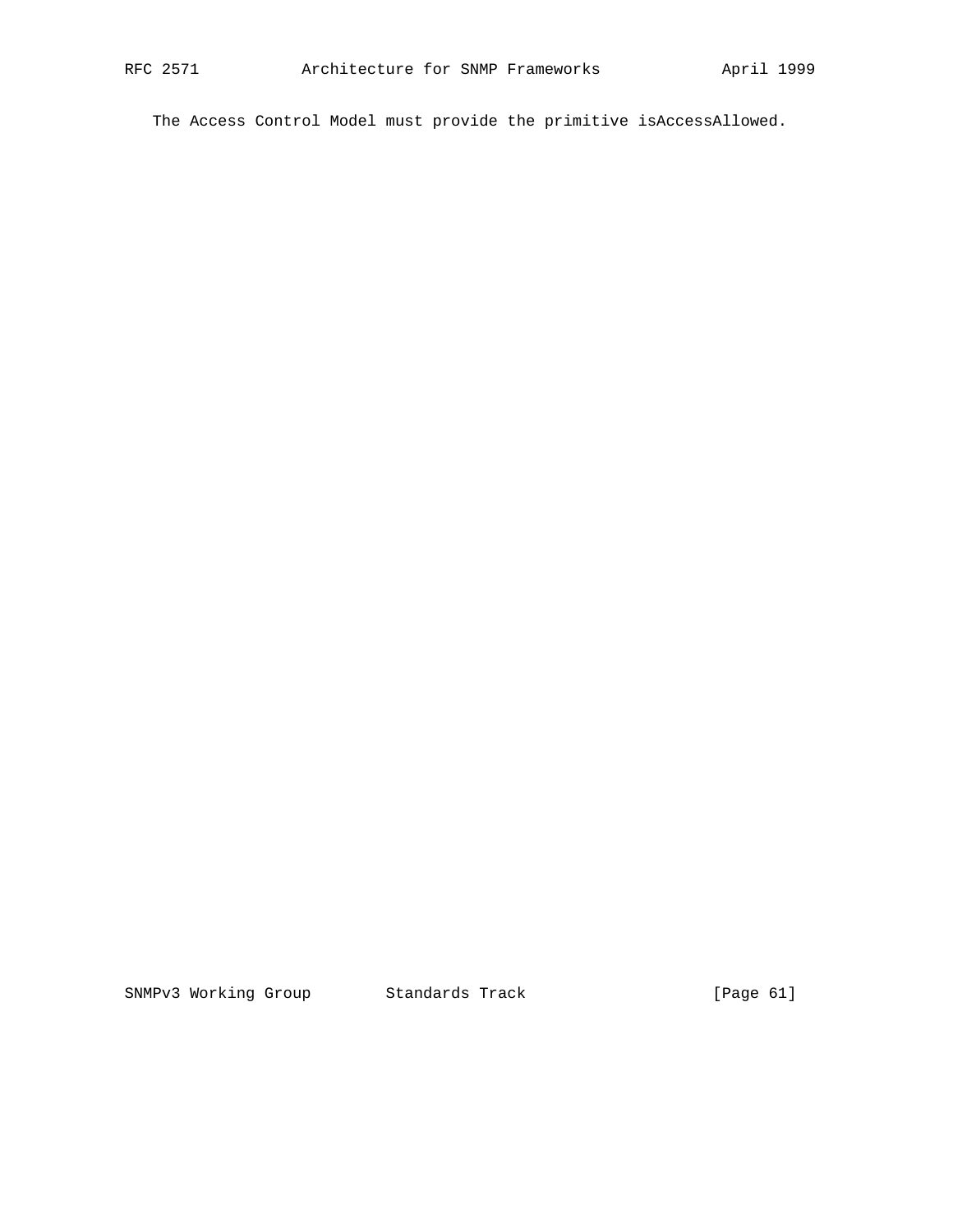The Access Control Model must provide the primitive isAccessAllowed.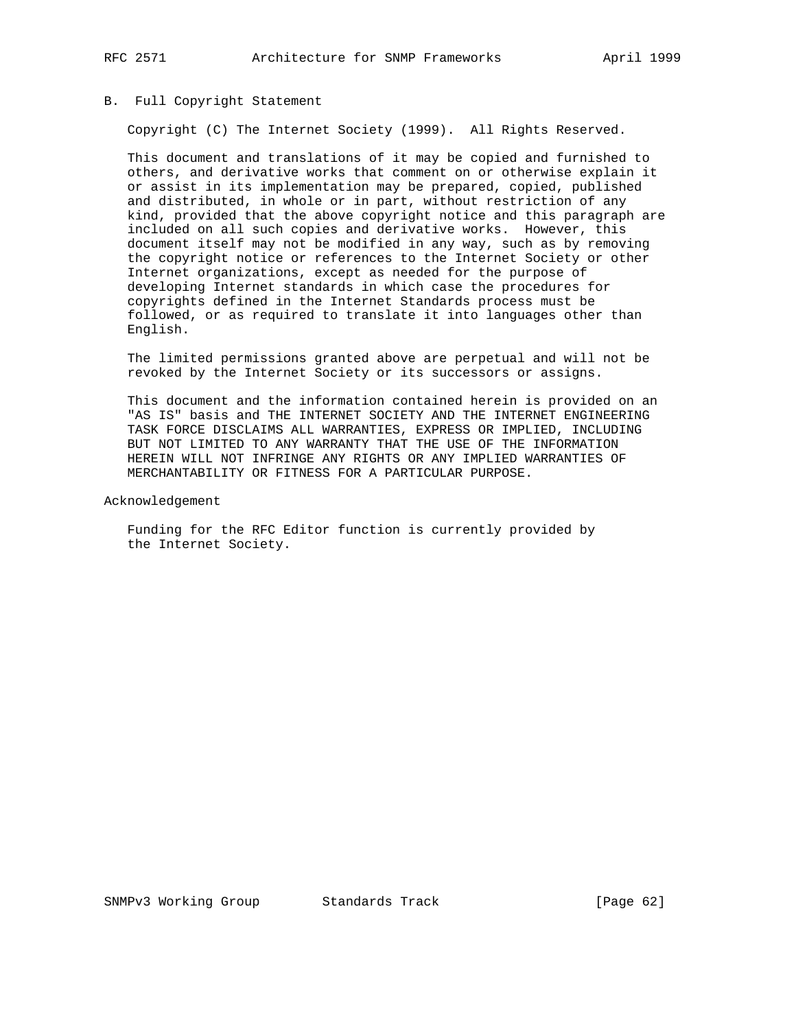## B. Full Copyright Statement

Copyright (C) The Internet Society (1999). All Rights Reserved.

This document and translations of it may be copied and furnished to others, and derivative works that comment on or otherwise explain it or assist in its implementation may be prepared, copied, published and distributed, in whole or in part, without restriction of any kind, provided that the above copyright notice and this paragraph are included on all such copies and derivative works. However, this document itself may not be modified in any way, such as by removing the copyright notice or references to the Internet Society or other Internet organizations, except as needed for the purpose of developing Internet standards in which case the procedures for copyrights defined in the Internet Standards process must be followed, or as required to translate it into languages other than English.

The limited permissions granted above are perpetual and will not be revoked by the Internet Society or its successors or assigns.

This document and the information contained herein is provided on an "AS IS" basis and THE INTERNET SOCIETY AND THE INTERNET ENGINEERING TASK FORCE DISCLAIMS ALL WARRANTIES, EXPRESS OR IMPLIED, INCLUDING BUT NOT LIMITED TO ANY WARRANTY THAT THE USE OF THE INFORMATION HEREIN WILL NOT INFRINGE ANY RIGHTS OR ANY IMPLIED WARRANTIES OF MERCHANTABILITY OR FITNESS FOR A PARTICULAR PURPOSE.

## Acknowledgement

Funding for the RFC Editor function is currently provided by the Internet Society.